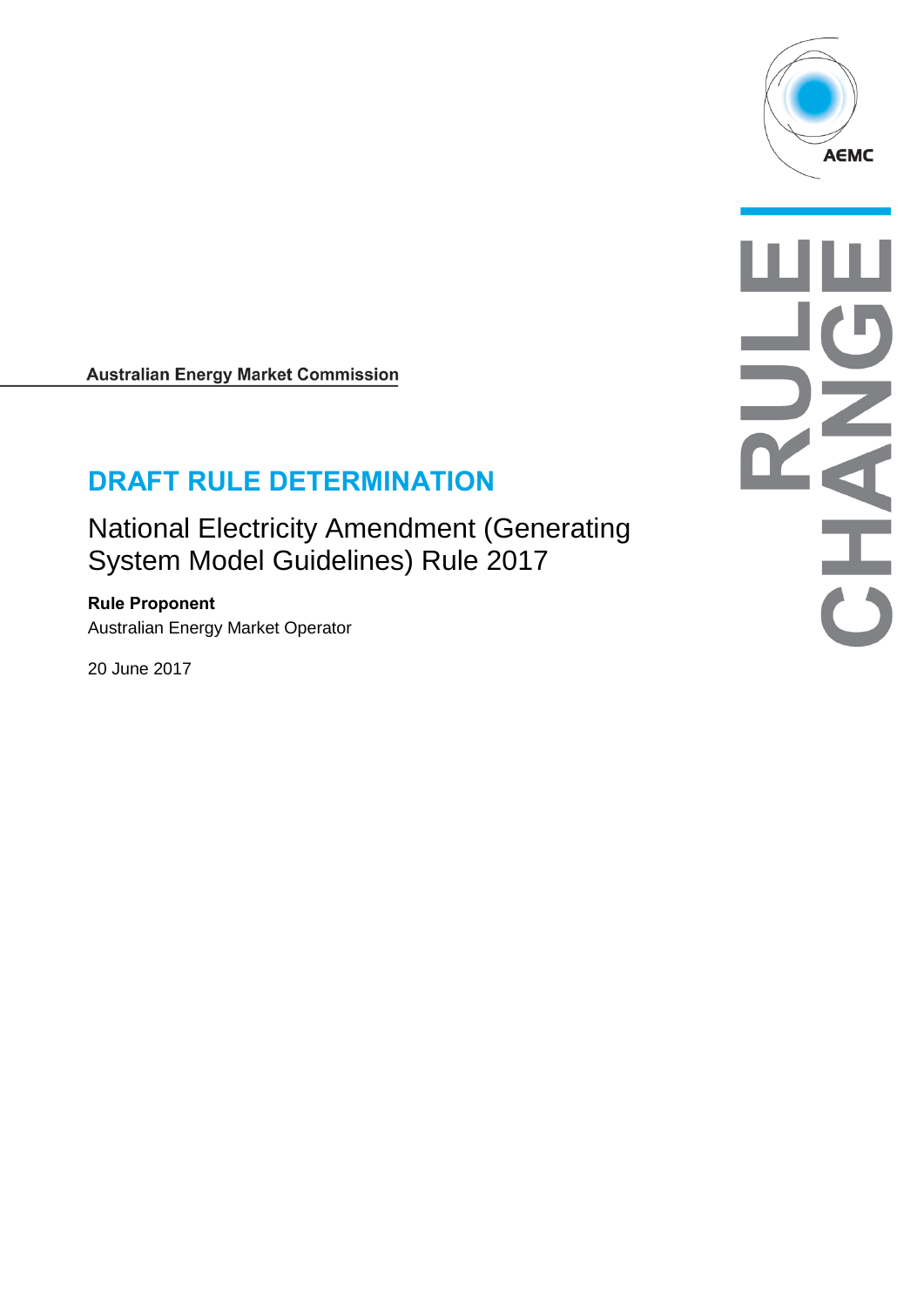AEMC

RULE CHANGE

**Australian Energy Market Commission**

# DRAFT RULE DETERMINATION

## National Electricity Amendment (Generating System Model Guidelines) Rule 2017

**Rule Proponent**

Australian Energy Market Operator

20 June 2017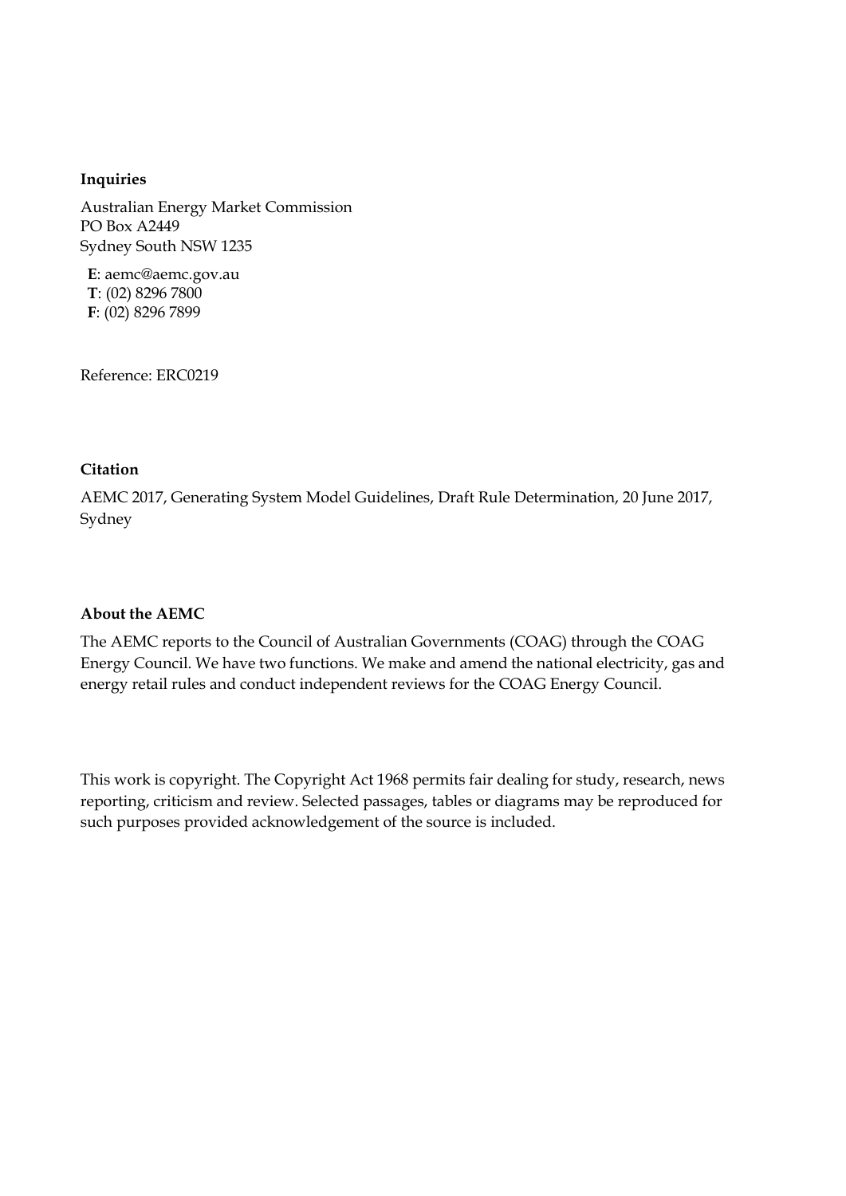**Inquiries**

Australian Energy Market Commission
PO Box A2449
Sydney South NSW 1235

**E**: aemc@aemc.gov.au
**T**: (02) 8296 7800
**F**: (02) 8296 7899

Reference: ERC0219

**Citation**

AEMC 2017, Generating System Model Guidelines, Draft Rule Determination, 20 June 2017, Sydney

**About the AEMC**

The AEMC reports to the Council of Australian Governments (COAG) through the COAG Energy Council. We have two functions. We make and amend the national electricity, gas and energy retail rules and conduct independent reviews for the COAG Energy Council.

This work is copyright. The Copyright Act 1968 permits fair dealing for study, research, news reporting, criticism and review. Selected passages, tables or diagrams may be reproduced for such purposes provided acknowledgement of the source is included.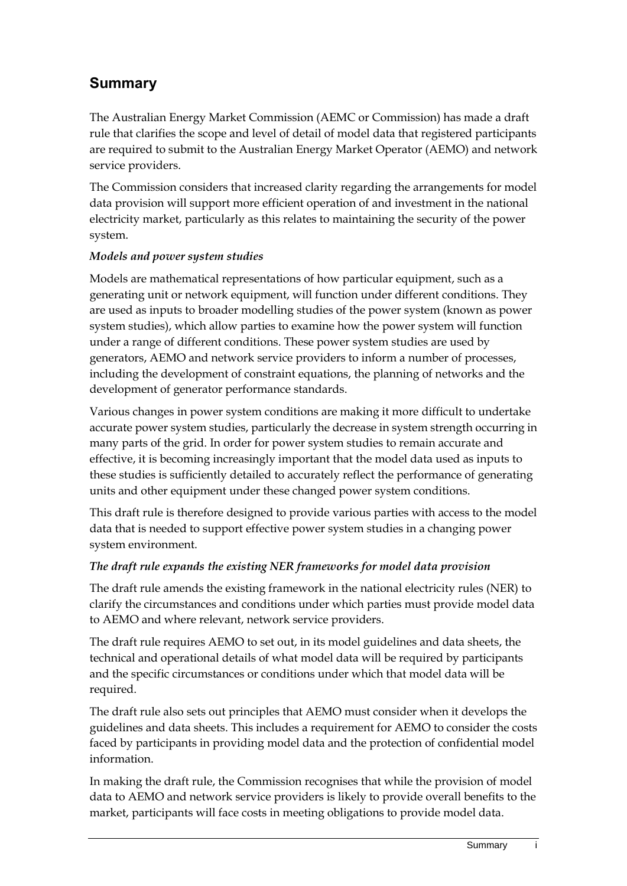## Summary

The Australian Energy Market Commission (AEMC or Commission) has made a draft rule that clarifies the scope and level of detail of model data that registered participants are required to submit to the Australian Energy Market Operator (AEMO) and network service providers.

The Commission considers that increased clarity regarding the arrangements for model data provision will support more efficient operation of and investment in the national electricity market, particularly as this relates to maintaining the security of the power system.

***Models and power system studies***

Models are mathematical representations of how particular equipment, such as a generating unit or network equipment, will function under different conditions. They are used as inputs to broader modelling studies of the power system (known as power system studies), which allow parties to examine how the power system will function under a range of different conditions. These power system studies are used by generators, AEMO and network service providers to inform a number of processes, including the development of constraint equations, the planning of networks and the development of generator performance standards.

Various changes in power system conditions are making it more difficult to undertake accurate power system studies, particularly the decrease in system strength occurring in many parts of the grid. In order for power system studies to remain accurate and effective, it is becoming increasingly important that the model data used as inputs to these studies is sufficiently detailed to accurately reflect the performance of generating units and other equipment under these changed power system conditions.

This draft rule is therefore designed to provide various parties with access to the model data that is needed to support effective power system studies in a changing power system environment.

***The draft rule expands the existing NER frameworks for model data provision***

The draft rule amends the existing framework in the national electricity rules (NER) to clarify the circumstances and conditions under which parties must provide model data to AEMO and where relevant, network service providers.

The draft rule requires AEMO to set out, in its model guidelines and data sheets, the technical and operational details of what model data will be required by participants and the specific circumstances or conditions under which that model data will be required.

The draft rule also sets out principles that AEMO must consider when it develops the guidelines and data sheets. This includes a requirement for AEMO to consider the costs faced by participants in providing model data and the protection of confidential model information.

In making the draft rule, the Commission recognises that while the provision of model data to AEMO and network service providers is likely to provide overall benefits to the market, participants will face costs in meeting obligations to provide model data.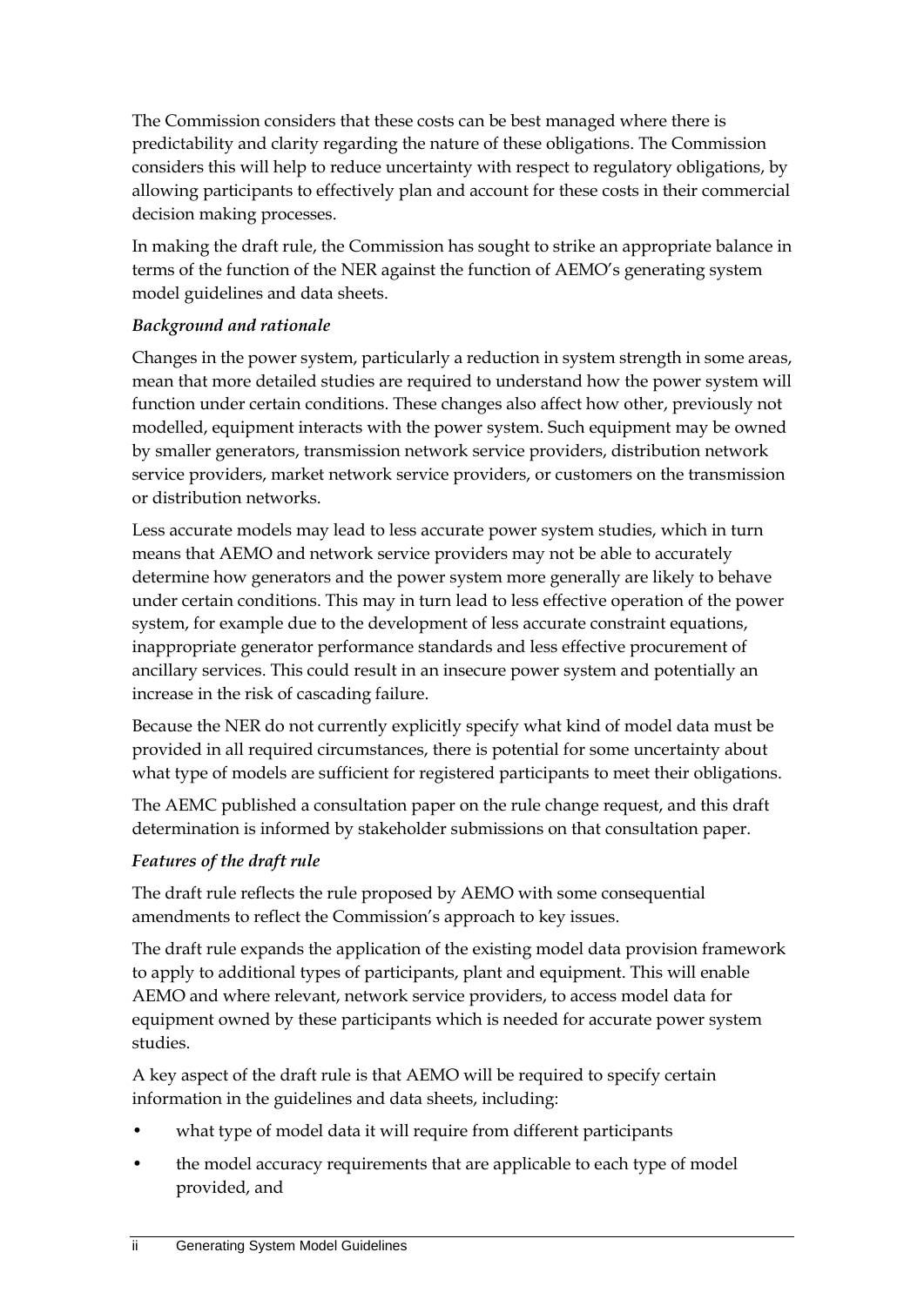The Commission considers that these costs can be best managed where there is predictability and clarity regarding the nature of these obligations. The Commission considers this will help to reduce uncertainty with respect to regulatory obligations, by allowing participants to effectively plan and account for these costs in their commercial decision making processes.

In making the draft rule, the Commission has sought to strike an appropriate balance in terms of the function of the NER against the function of AEMO's generating system model guidelines and data sheets.

***Background and rationale***

Changes in the power system, particularly a reduction in system strength in some areas, mean that more detailed studies are required to understand how the power system will function under certain conditions. These changes also affect how other, previously not modelled, equipment interacts with the power system. Such equipment may be owned by smaller generators, transmission network service providers, distribution network service providers, market network service providers, or customers on the transmission or distribution networks.

Less accurate models may lead to less accurate power system studies, which in turn means that AEMO and network service providers may not be able to accurately determine how generators and the power system more generally are likely to behave under certain conditions. This may in turn lead to less effective operation of the power system, for example due to the development of less accurate constraint equations, inappropriate generator performance standards and less effective procurement of ancillary services. This could result in an insecure power system and potentially an increase in the risk of cascading failure.

Because the NER do not currently explicitly specify what kind of model data must be provided in all required circumstances, there is potential for some uncertainty about what type of models are sufficient for registered participants to meet their obligations.

The AEMC published a consultation paper on the rule change request, and this draft determination is informed by stakeholder submissions on that consultation paper.

***Features of the draft rule***

The draft rule reflects the rule proposed by AEMO with some consequential amendments to reflect the Commission's approach to key issues.

The draft rule expands the application of the existing model data provision framework to apply to additional types of participants, plant and equipment. This will enable AEMO and where relevant, network service providers, to access model data for equipment owned by these participants which is needed for accurate power system studies.

A key aspect of the draft rule is that AEMO will be required to specify certain information in the guidelines and data sheets, including:

- what type of model data it will require from different participants
- the model accuracy requirements that are applicable to each type of model provided, and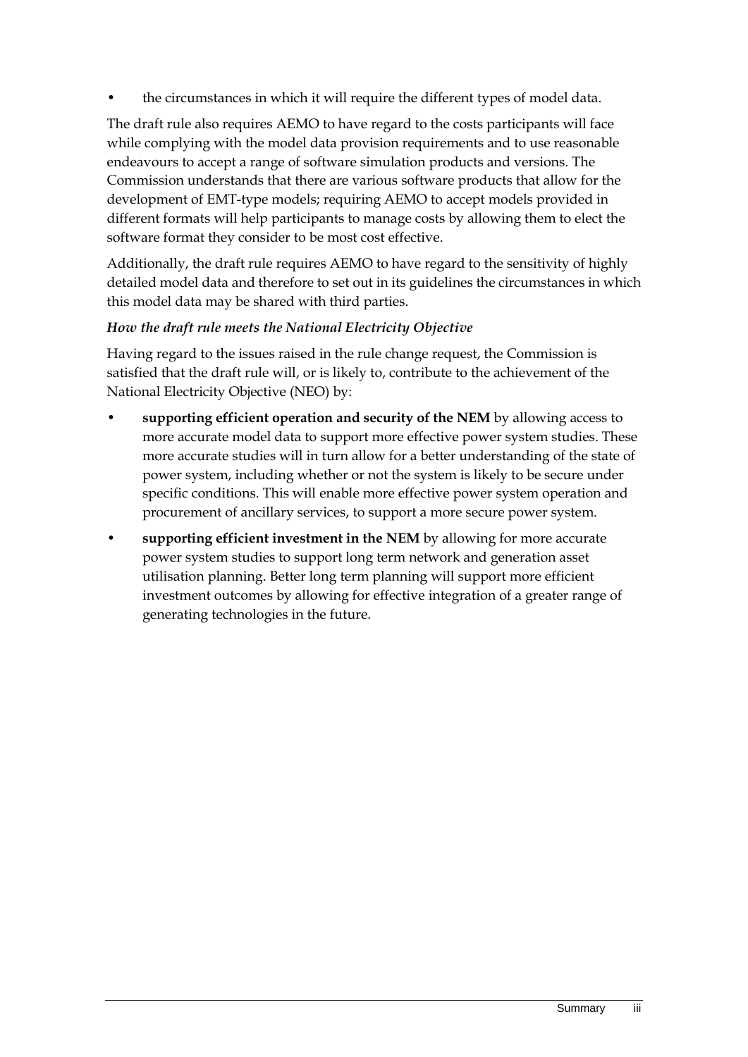- the circumstances in which it will require the different types of model data.

The draft rule also requires AEMO to have regard to the costs participants will face while complying with the model data provision requirements and to use reasonable endeavours to accept a range of software simulation products and versions. The Commission understands that there are various software products that allow for the development of EMT-type models; requiring AEMO to accept models provided in different formats will help participants to manage costs by allowing them to elect the software format they consider to be most cost effective.

Additionally, the draft rule requires AEMO to have regard to the sensitivity of highly detailed model data and therefore to set out in its guidelines the circumstances in which this model data may be shared with third parties.

***How the draft rule meets the National Electricity Objective***

Having regard to the issues raised in the rule change request, the Commission is satisfied that the draft rule will, or is likely to, contribute to the achievement of the National Electricity Objective (NEO) by:

- **supporting efficient operation and security of the NEM** by allowing access to more accurate model data to support more effective power system studies. These more accurate studies will in turn allow for a better understanding of the state of power system, including whether or not the system is likely to be secure under specific conditions. This will enable more effective power system operation and procurement of ancillary services, to support a more secure power system.
- **supporting efficient investment in the NEM** by allowing for more accurate power system studies to support long term network and generation asset utilisation planning. Better long term planning will support more efficient investment outcomes by allowing for effective integration of a greater range of generating technologies in the future.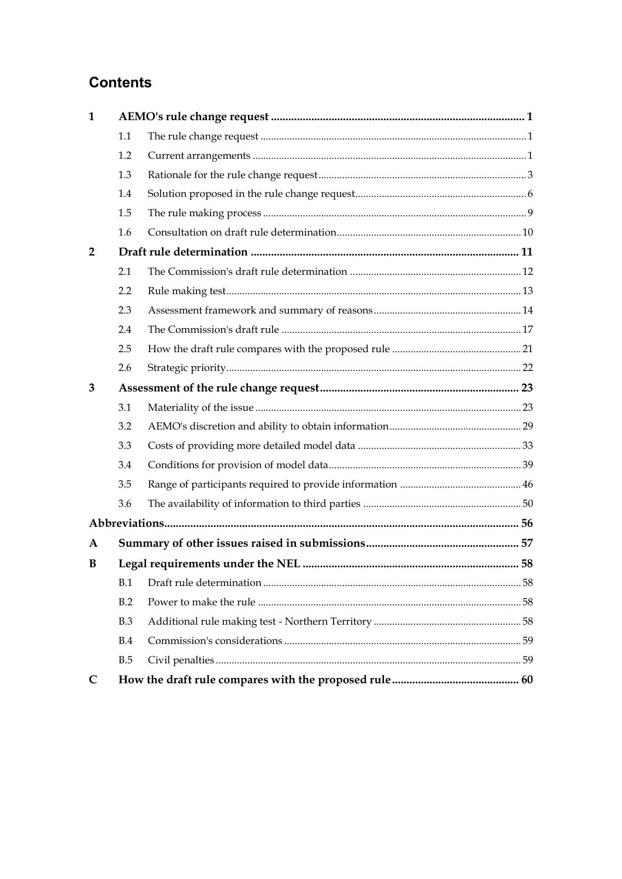# Contents

| | | | |
|---|---|---|---|
| **1** | **AEMO's rule change request** | | **1** |
| | 1.1 | The rule change request | 1 |
| | 1.2 | Current arrangements | 1 |
| | 1.3 | Rationale for the rule change request | 3 |
| | 1.4 | Solution proposed in the rule change request | 6 |
| | 1.5 | The rule making process | 9 |
| | 1.6 | Consultation on draft rule determination | 10 |
| **2** | **Draft rule determination** | | **11** |
| | 2.1 | The Commission's draft rule determination | 12 |
| | 2.2 | Rule making test | 13 |
| | 2.3 | Assessment framework and summary of reasons | 14 |
| | 2.4 | The Commission's draft rule | 17 |
| | 2.5 | How the draft rule compares with the proposed rule | 21 |
| | 2.6 | Strategic priority | 22 |
| **3** | **Assessment of the rule change request** | | **23** |
| | 3.1 | Materiality of the issue | 23 |
| | 3.2 | AEMO's discretion and ability to obtain information | 29 |
| | 3.3 | Costs of providing more detailed model data | 33 |
| | 3.4 | Conditions for provision of model data | 39 |
| | 3.5 | Range of participants required to provide information | 46 |
| | 3.6 | The availability of information to third parties | 50 |
| **Abbreviations** | | | **56** |
| **A** | **Summary of other issues raised in submissions** | | **57** |
| **B** | **Legal requirements under the NEL** | | **58** |
| | B.1 | Draft rule determination | 58 |
| | B.2 | Power to make the rule | 58 |
| | B.3 | Additional rule making test - Northern Territory | 58 |
| | B.4 | Commission's considerations | 59 |
| | B.5 | Civil penalties | 59 |
| **C** | **How the draft rule compares with the proposed rule** | | **60** |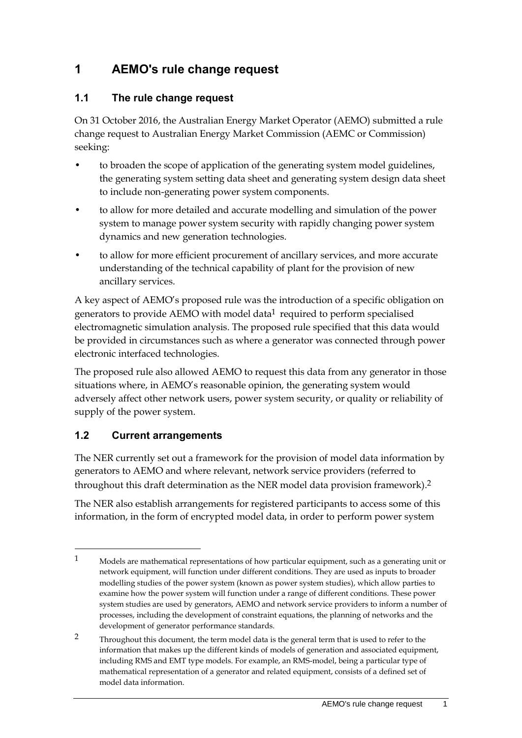# 1 AEMO's rule change request

## 1.1 The rule change request

On 31 October 2016, the Australian Energy Market Operator (AEMO) submitted a rule change request to Australian Energy Market Commission (AEMC or Commission) seeking:

- to broaden the scope of application of the generating system model guidelines, the generating system setting data sheet and generating system design data sheet to include non-generating power system components.
- to allow for more detailed and accurate modelling and simulation of the power system to manage power system security with rapidly changing power system dynamics and new generation technologies.
- to allow for more efficient procurement of ancillary services, and more accurate understanding of the technical capability of plant for the provision of new ancillary services.

A key aspect of AEMO's proposed rule was the introduction of a specific obligation on generators to provide AEMO with model data[1] required to perform specialised electromagnetic simulation analysis. The proposed rule specified that this data would be provided in circumstances such as where a generator was connected through power electronic interfaced technologies.

The proposed rule also allowed AEMO to request this data from any generator in those situations where, in AEMO's reasonable opinion, the generating system would adversely affect other network users, power system security, or quality or reliability of supply of the power system.

## 1.2 Current arrangements

The NER currently set out a framework for the provision of model data information by generators to AEMO and where relevant, network service providers (referred to throughout this draft determination as the NER model data provision framework).[2]

The NER also establish arrangements for registered participants to access some of this information, in the form of encrypted model data, in order to perform power system

---

[1] Models are mathematical representations of how particular equipment, such as a generating unit or network equipment, will function under different conditions. They are used as inputs to broader modelling studies of the power system (known as power system studies), which allow parties to examine how the power system will function under a range of different conditions. These power system studies are used by generators, AEMO and network service providers to inform a number of processes, including the development of constraint equations, the planning of networks and the development of generator performance standards.

[2] Throughout this document, the term model data is the general term that is used to refer to the information that makes up the different kinds of models of generation and associated equipment, including RMS and EMT type models. For example, an RMS-model, being a particular type of mathematical representation of a generator and related equipment, consists of a defined set of model data information.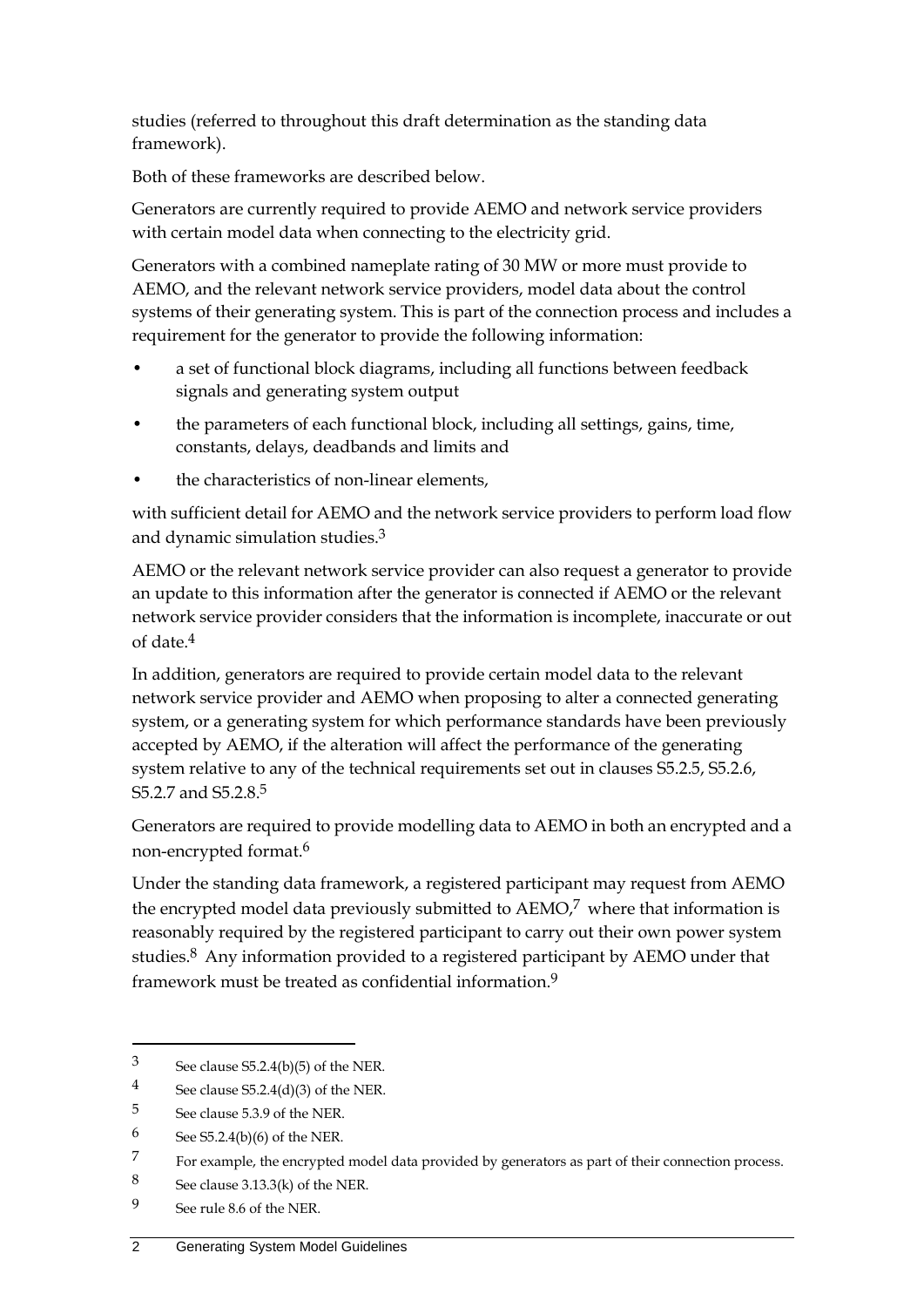studies (referred to throughout this draft determination as the standing data framework).

Both of these frameworks are described below.

Generators are currently required to provide AEMO and network service providers with certain model data when connecting to the electricity grid.

Generators with a combined nameplate rating of 30 MW or more must provide to AEMO, and the relevant network service providers, model data about the control systems of their generating system. This is part of the connection process and includes a requirement for the generator to provide the following information:

- a set of functional block diagrams, including all functions between feedback signals and generating system output
- the parameters of each functional block, including all settings, gains, time, constants, delays, deadbands and limits and
- the characteristics of non-linear elements,

with sufficient detail for AEMO and the network service providers to perform load flow and dynamic simulation studies.[3]

AEMO or the relevant network service provider can also request a generator to provide an update to this information after the generator is connected if AEMO or the relevant network service provider considers that the information is incomplete, inaccurate or out of date.[4]

In addition, generators are required to provide certain model data to the relevant network service provider and AEMO when proposing to alter a connected generating system, or a generating system for which performance standards have been previously accepted by AEMO, if the alteration will affect the performance of the generating system relative to any of the technical requirements set out in clauses S5.2.5, S5.2.6, S5.2.7 and S5.2.8.[5]

Generators are required to provide modelling data to AEMO in both an encrypted and a non-encrypted format.[6]

Under the standing data framework, a registered participant may request from AEMO the encrypted model data previously submitted to AEMO,[7] where that information is reasonably required by the registered participant to carry out their own power system studies.[8] Any information provided to a registered participant by AEMO under that framework must be treated as confidential information.[9]

---

3 See clause S5.2.4(b)(5) of the NER.

4 See clause S5.2.4(d)(3) of the NER.

5 See clause 5.3.9 of the NER.

6 See S5.2.4(b)(6) of the NER.

7 For example, the encrypted model data provided by generators as part of their connection process.

8 See clause 3.13.3(k) of the NER.

9 See rule 8.6 of the NER.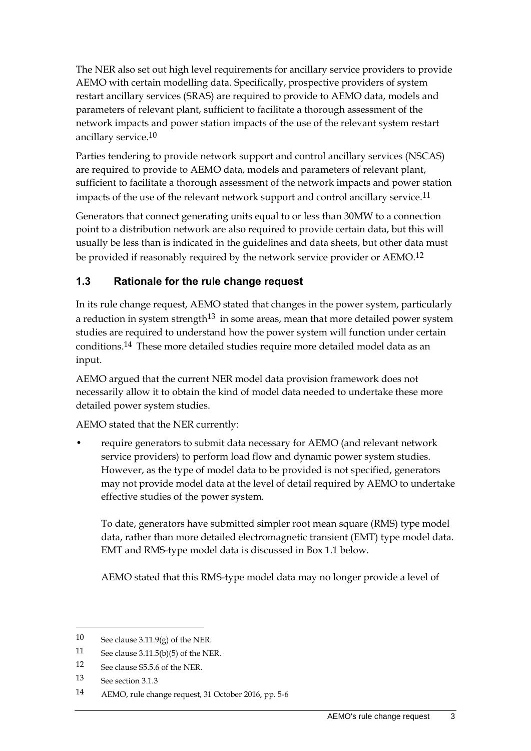The NER also set out high level requirements for ancillary service providers to provide AEMO with certain modelling data. Specifically, prospective providers of system restart ancillary services (SRAS) are required to provide to AEMO data, models and parameters of relevant plant, sufficient to facilitate a thorough assessment of the network impacts and power station impacts of the use of the relevant system restart ancillary service.[10]

Parties tendering to provide network support and control ancillary services (NSCAS) are required to provide to AEMO data, models and parameters of relevant plant, sufficient to facilitate a thorough assessment of the network impacts and power station impacts of the use of the relevant network support and control ancillary service.[11]

Generators that connect generating units equal to or less than 30MW to a connection point to a distribution network are also required to provide certain data, but this will usually be less than is indicated in the guidelines and data sheets, but other data must be provided if reasonably required by the network service provider or AEMO.[12]

### 1.3 Rationale for the rule change request

In its rule change request, AEMO stated that changes in the power system, particularly a reduction in system strength[13] in some areas, mean that more detailed power system studies are required to understand how the power system will function under certain conditions.[14] These more detailed studies require more detailed model data as an input.

AEMO argued that the current NER model data provision framework does not necessarily allow it to obtain the kind of model data needed to undertake these more detailed power system studies.

AEMO stated that the NER currently:

- require generators to submit data necessary for AEMO (and relevant network service providers) to perform load flow and dynamic power system studies. However, as the type of model data to be provided is not specified, generators may not provide model data at the level of detail required by AEMO to undertake effective studies of the power system.

  To date, generators have submitted simpler root mean square (RMS) type model data, rather than more detailed electromagnetic transient (EMT) type model data. EMT and RMS-type model data is discussed in Box 1.1 below.

  AEMO stated that this RMS-type model data may no longer provide a level of

---

10 See clause 3.11.9(g) of the NER.

11 See clause 3.11.5(b)(5) of the NER.

12 See clause S5.5.6 of the NER.

13 See section 3.1.3

14 AEMO, rule change request, 31 October 2016, pp. 5-6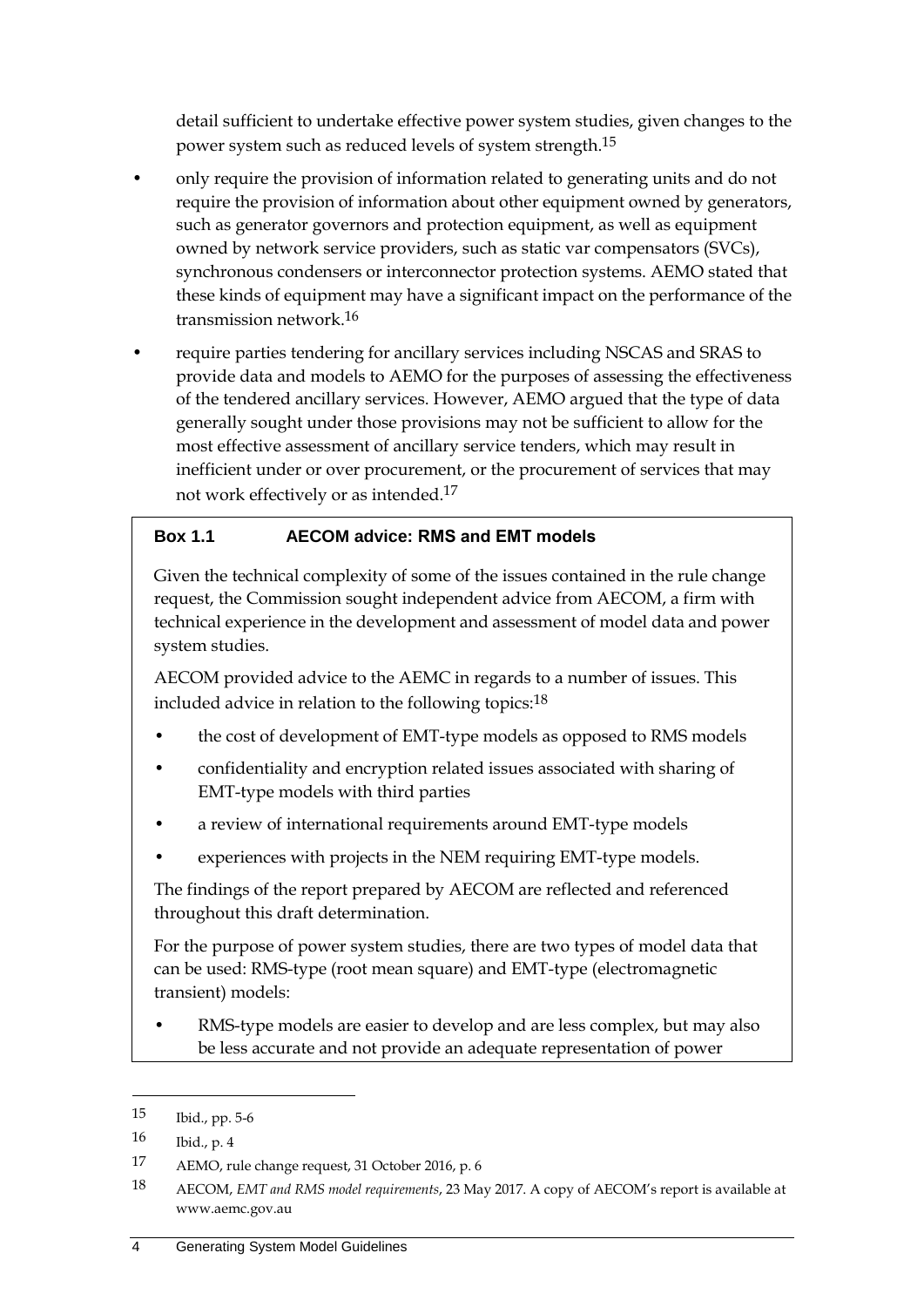detail sufficient to undertake effective power system studies, given changes to the power system such as reduced levels of system strength.[15]

- only require the provision of information related to generating units and do not require the provision of information about other equipment owned by generators, such as generator governors and protection equipment, as well as equipment owned by network service providers, such as static var compensators (SVCs), synchronous condensers or interconnector protection systems. AEMO stated that these kinds of equipment may have a significant impact on the performance of the transmission network.[16]
- require parties tendering for ancillary services including NSCAS and SRAS to provide data and models to AEMO for the purposes of assessing the effectiveness of the tendered ancillary services. However, AEMO argued that the type of data generally sought under those provisions may not be sufficient to allow for the most effective assessment of ancillary service tenders, which may result in inefficient under or over procurement, or the procurement of services that may not work effectively or as intended.[17]

**Box 1.1 AECOM advice: RMS and EMT models**

Given the technical complexity of some of the issues contained in the rule change request, the Commission sought independent advice from AECOM, a firm with technical experience in the development and assessment of model data and power system studies.

AECOM provided advice to the AEMC in regards to a number of issues. This included advice in relation to the following topics:[18]

- the cost of development of EMT-type models as opposed to RMS models
- confidentiality and encryption related issues associated with sharing of EMT-type models with third parties
- a review of international requirements around EMT-type models
- experiences with projects in the NEM requiring EMT-type models.

The findings of the report prepared by AECOM are reflected and referenced throughout this draft determination.

For the purpose of power system studies, there are two types of model data that can be used: RMS-type (root mean square) and EMT-type (electromagnetic transient) models:

- RMS-type models are easier to develop and are less complex, but may also be less accurate and not provide an adequate representation of power

---

15 Ibid., pp. 5-6

16 Ibid., p. 4

17 AEMO, rule change request, 31 October 2016, p. 6

18 AECOM, *EMT and RMS model requirements*, 23 May 2017. A copy of AECOM's report is available at www.aemc.gov.au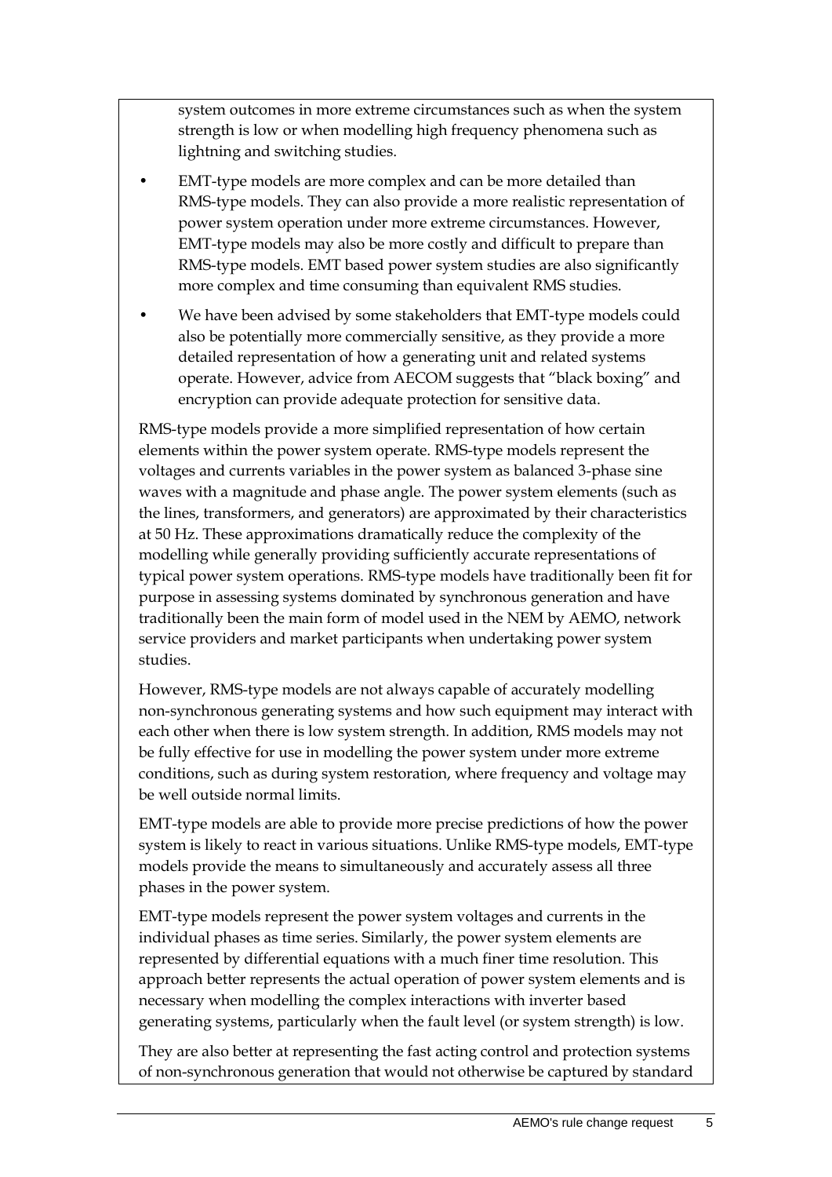system outcomes in more extreme circumstances such as when the system strength is low or when modelling high frequency phenomena such as lightning and switching studies.

- EMT-type models are more complex and can be more detailed than RMS-type models. They can also provide a more realistic representation of power system operation under more extreme circumstances. However, EMT-type models may also be more costly and difficult to prepare than RMS-type models. EMT based power system studies are also significantly more complex and time consuming than equivalent RMS studies.
- We have been advised by some stakeholders that EMT-type models could also be potentially more commercially sensitive, as they provide a more detailed representation of how a generating unit and related systems operate. However, advice from AECOM suggests that "black boxing" and encryption can provide adequate protection for sensitive data.

RMS-type models provide a more simplified representation of how certain elements within the power system operate. RMS-type models represent the voltages and currents variables in the power system as balanced 3-phase sine waves with a magnitude and phase angle. The power system elements (such as the lines, transformers, and generators) are approximated by their characteristics at 50 Hz. These approximations dramatically reduce the complexity of the modelling while generally providing sufficiently accurate representations of typical power system operations. RMS-type models have traditionally been fit for purpose in assessing systems dominated by synchronous generation and have traditionally been the main form of model used in the NEM by AEMO, network service providers and market participants when undertaking power system studies.

However, RMS-type models are not always capable of accurately modelling non-synchronous generating systems and how such equipment may interact with each other when there is low system strength. In addition, RMS models may not be fully effective for use in modelling the power system under more extreme conditions, such as during system restoration, where frequency and voltage may be well outside normal limits.

EMT-type models are able to provide more precise predictions of how the power system is likely to react in various situations. Unlike RMS-type models, EMT-type models provide the means to simultaneously and accurately assess all three phases in the power system.

EMT-type models represent the power system voltages and currents in the individual phases as time series. Similarly, the power system elements are represented by differential equations with a much finer time resolution. This approach better represents the actual operation of power system elements and is necessary when modelling the complex interactions with inverter based generating systems, particularly when the fault level (or system strength) is low.

They are also better at representing the fast acting control and protection systems of non-synchronous generation that would not otherwise be captured by standard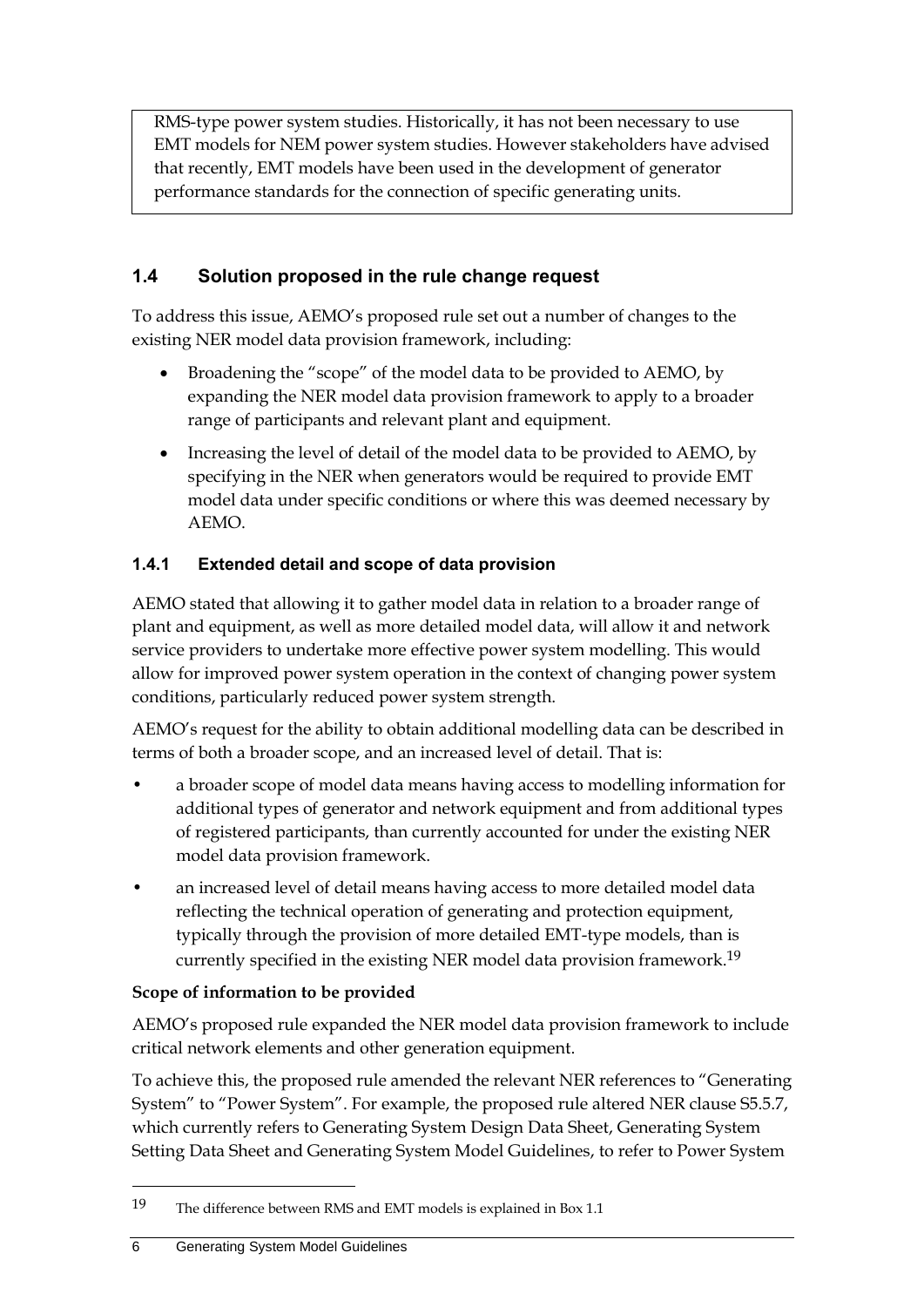RMS-type power system studies. Historically, it has not been necessary to use EMT models for NEM power system studies. However stakeholders have advised that recently, EMT models have been used in the development of generator performance standards for the connection of specific generating units.

## 1.4 Solution proposed in the rule change request

To address this issue, AEMO's proposed rule set out a number of changes to the existing NER model data provision framework, including:

- Broadening the "scope" of the model data to be provided to AEMO, by expanding the NER model data provision framework to apply to a broader range of participants and relevant plant and equipment.
- Increasing the level of detail of the model data to be provided to AEMO, by specifying in the NER when generators would be required to provide EMT model data under specific conditions or where this was deemed necessary by AEMO.

### 1.4.1 Extended detail and scope of data provision

AEMO stated that allowing it to gather model data in relation to a broader range of plant and equipment, as well as more detailed model data, will allow it and network service providers to undertake more effective power system modelling. This would allow for improved power system operation in the context of changing power system conditions, particularly reduced power system strength.

AEMO's request for the ability to obtain additional modelling data can be described in terms of both a broader scope, and an increased level of detail. That is:

- a broader scope of model data means having access to modelling information for additional types of generator and network equipment and from additional types of registered participants, than currently accounted for under the existing NER model data provision framework.
- an increased level of detail means having access to more detailed model data reflecting the technical operation of generating and protection equipment, typically through the provision of more detailed EMT-type models, than is currently specified in the existing NER model data provision framework.[19]

**Scope of information to be provided**

AEMO's proposed rule expanded the NER model data provision framework to include critical network elements and other generation equipment.

To achieve this, the proposed rule amended the relevant NER references to "Generating System" to "Power System". For example, the proposed rule altered NER clause S5.5.7, which currently refers to Generating System Design Data Sheet, Generating System Setting Data Sheet and Generating System Model Guidelines, to refer to Power System

[19] The difference between RMS and EMT models is explained in Box 1.1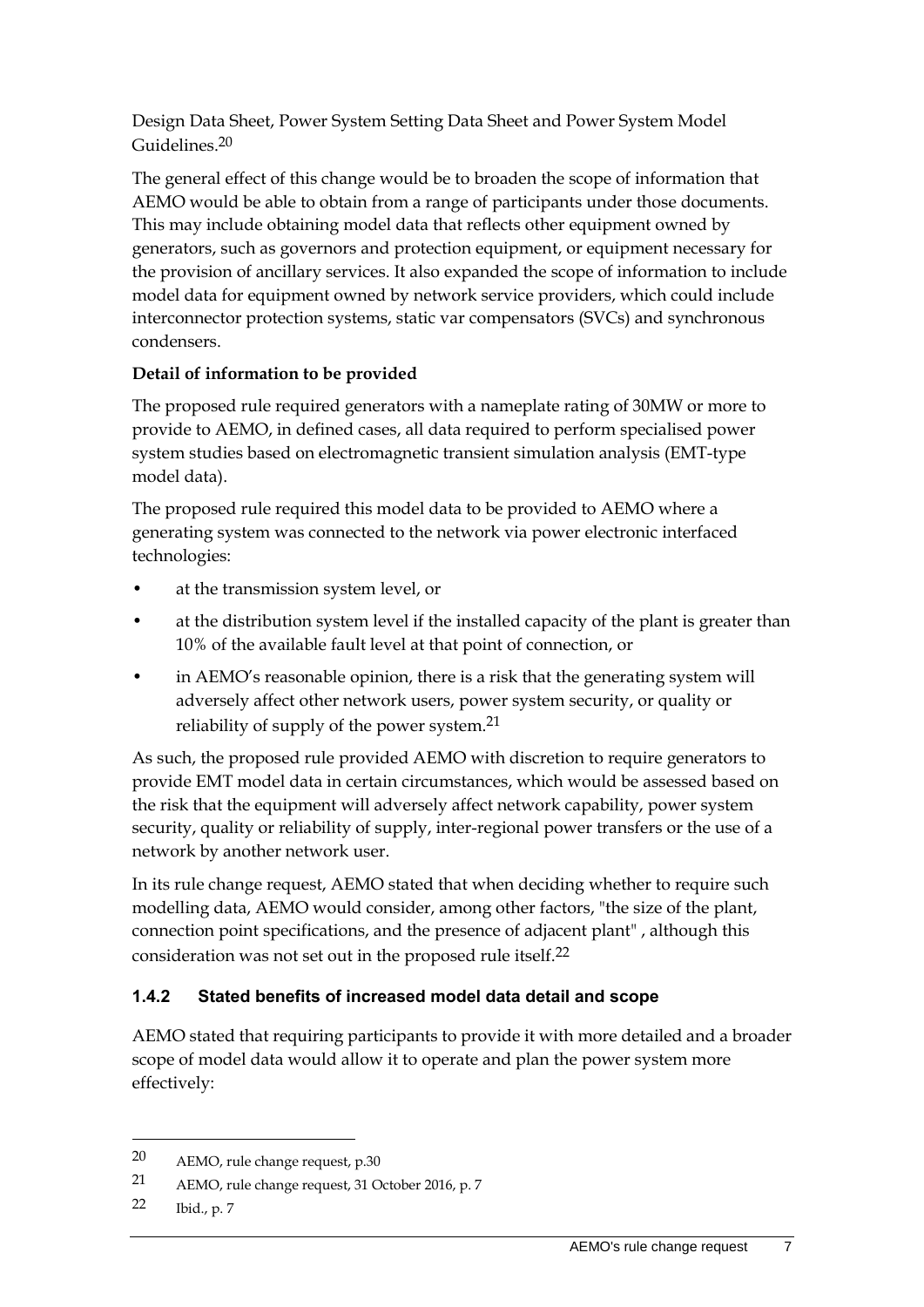Design Data Sheet, Power System Setting Data Sheet and Power System Model Guidelines.[20]

The general effect of this change would be to broaden the scope of information that AEMO would be able to obtain from a range of participants under those documents. This may include obtaining model data that reflects other equipment owned by generators, such as governors and protection equipment, or equipment necessary for the provision of ancillary services. It also expanded the scope of information to include model data for equipment owned by network service providers, which could include interconnector protection systems, static var compensators (SVCs) and synchronous condensers.

**Detail of information to be provided**

The proposed rule required generators with a nameplate rating of 30MW or more to provide to AEMO, in defined cases, all data required to perform specialised power system studies based on electromagnetic transient simulation analysis (EMT-type model data).

The proposed rule required this model data to be provided to AEMO where a generating system was connected to the network via power electronic interfaced technologies:

- at the transmission system level, or
- at the distribution system level if the installed capacity of the plant is greater than 10% of the available fault level at that point of connection, or
- in AEMO's reasonable opinion, there is a risk that the generating system will adversely affect other network users, power system security, or quality or reliability of supply of the power system.[21]

As such, the proposed rule provided AEMO with discretion to require generators to provide EMT model data in certain circumstances, which would be assessed based on the risk that the equipment will adversely affect network capability, power system security, quality or reliability of supply, inter-regional power transfers or the use of a network by another network user.

In its rule change request, AEMO stated that when deciding whether to require such modelling data, AEMO would consider, among other factors, "the size of the plant, connection point specifications, and the presence of adjacent plant" , although this consideration was not set out in the proposed rule itself.[22]

### 1.4.2 Stated benefits of increased model data detail and scope

AEMO stated that requiring participants to provide it with more detailed and a broader scope of model data would allow it to operate and plan the power system more effectively:

---

20 AEMO, rule change request, p.30

21 AEMO, rule change request, 31 October 2016, p. 7

22 Ibid., p. 7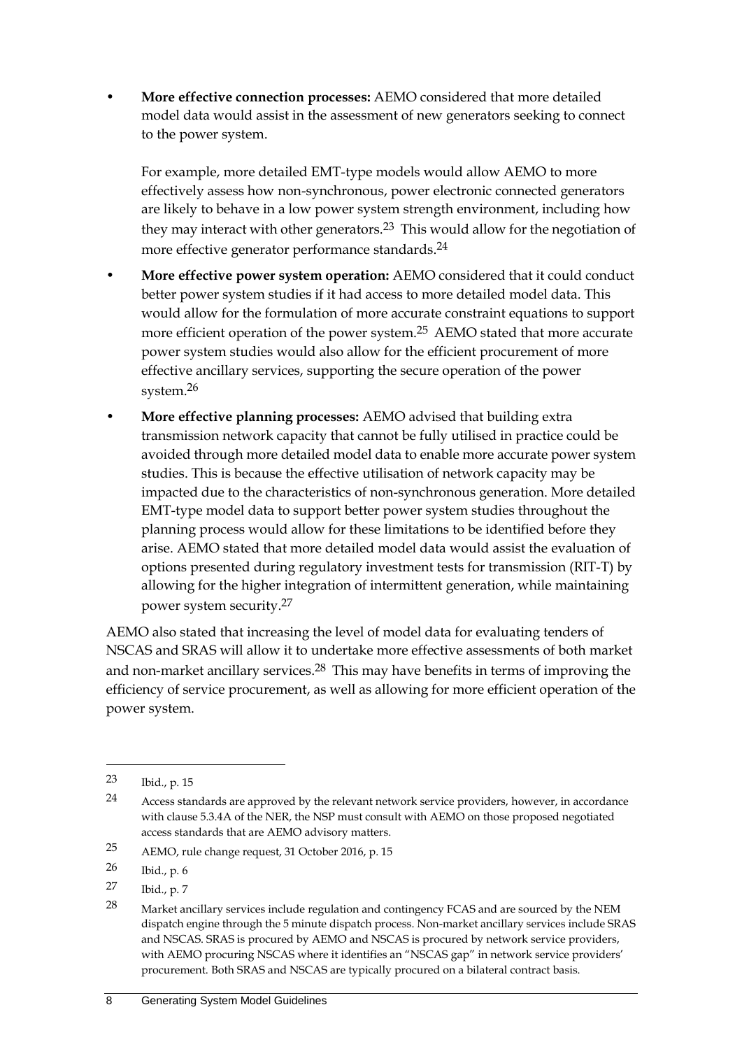- **More effective connection processes:** AEMO considered that more detailed model data would assist in the assessment of new generators seeking to connect to the power system.

  For example, more detailed EMT-type models would allow AEMO to more effectively assess how non-synchronous, power electronic connected generators are likely to behave in a low power system strength environment, including how they may interact with other generators.[23] This would allow for the negotiation of more effective generator performance standards.[24]

- **More effective power system operation:** AEMO considered that it could conduct better power system studies if it had access to more detailed model data. This would allow for the formulation of more accurate constraint equations to support more efficient operation of the power system.[25] AEMO stated that more accurate power system studies would also allow for the efficient procurement of more effective ancillary services, supporting the secure operation of the power system.[26]

- **More effective planning processes:** AEMO advised that building extra transmission network capacity that cannot be fully utilised in practice could be avoided through more detailed model data to enable more accurate power system studies. This is because the effective utilisation of network capacity may be impacted due to the characteristics of non-synchronous generation. More detailed EMT-type model data to support better power system studies throughout the planning process would allow for these limitations to be identified before they arise. AEMO stated that more detailed model data would assist the evaluation of options presented during regulatory investment tests for transmission (RIT-T) by allowing for the higher integration of intermittent generation, while maintaining power system security.[27]

AEMO also stated that increasing the level of model data for evaluating tenders of NSCAS and SRAS will allow it to undertake more effective assessments of both market and non-market ancillary services.[28] This may have benefits in terms of improving the efficiency of service procurement, as well as allowing for more efficient operation of the power system.

---

[23] Ibid., p. 15

[24] Access standards are approved by the relevant network service providers, however, in accordance with clause 5.3.4A of the NER, the NSP must consult with AEMO on those proposed negotiated access standards that are AEMO advisory matters.

[25] AEMO, rule change request, 31 October 2016, p. 15

[26] Ibid., p. 6

[27] Ibid., p. 7

[28] Market ancillary services include regulation and contingency FCAS and are sourced by the NEM dispatch engine through the 5 minute dispatch process. Non-market ancillary services include SRAS and NSCAS. SRAS is procured by AEMO and NSCAS is procured by network service providers, with AEMO procuring NSCAS where it identifies an "NSCAS gap" in network service providers' procurement. Both SRAS and NSCAS are typically procured on a bilateral contract basis.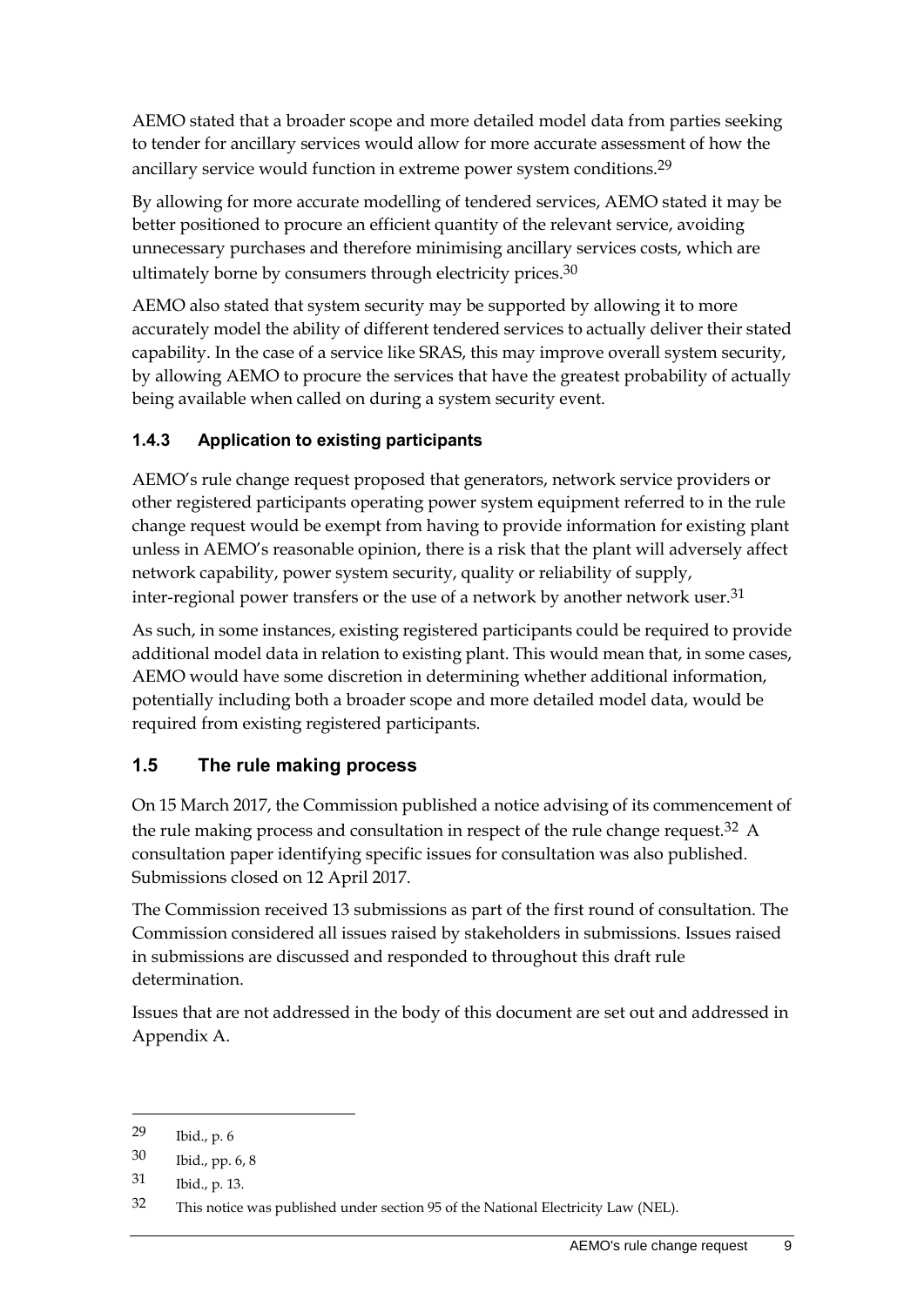AEMO stated that a broader scope and more detailed model data from parties seeking to tender for ancillary services would allow for more accurate assessment of how the ancillary service would function in extreme power system conditions.[29]

By allowing for more accurate modelling of tendered services, AEMO stated it may be better positioned to procure an efficient quantity of the relevant service, avoiding unnecessary purchases and therefore minimising ancillary services costs, which are ultimately borne by consumers through electricity prices.[30]

AEMO also stated that system security may be supported by allowing it to more accurately model the ability of different tendered services to actually deliver their stated capability. In the case of a service like SRAS, this may improve overall system security, by allowing AEMO to procure the services that have the greatest probability of actually being available when called on during a system security event.

### 1.4.3 Application to existing participants

AEMO's rule change request proposed that generators, network service providers or other registered participants operating power system equipment referred to in the rule change request would be exempt from having to provide information for existing plant unless in AEMO's reasonable opinion, there is a risk that the plant will adversely affect network capability, power system security, quality or reliability of supply, inter-regional power transfers or the use of a network by another network user.[31]

As such, in some instances, existing registered participants could be required to provide additional model data in relation to existing plant. This would mean that, in some cases, AEMO would have some discretion in determining whether additional information, potentially including both a broader scope and more detailed model data, would be required from existing registered participants.

## 1.5 The rule making process

On 15 March 2017, the Commission published a notice advising of its commencement of the rule making process and consultation in respect of the rule change request.[32] A consultation paper identifying specific issues for consultation was also published. Submissions closed on 12 April 2017.

The Commission received 13 submissions as part of the first round of consultation. The Commission considered all issues raised by stakeholders in submissions. Issues raised in submissions are discussed and responded to throughout this draft rule determination.

Issues that are not addressed in the body of this document are set out and addressed in Appendix A.

---

29 Ibid., p. 6

30 Ibid., pp. 6, 8

31 Ibid., p. 13.

32 This notice was published under section 95 of the National Electricity Law (NEL).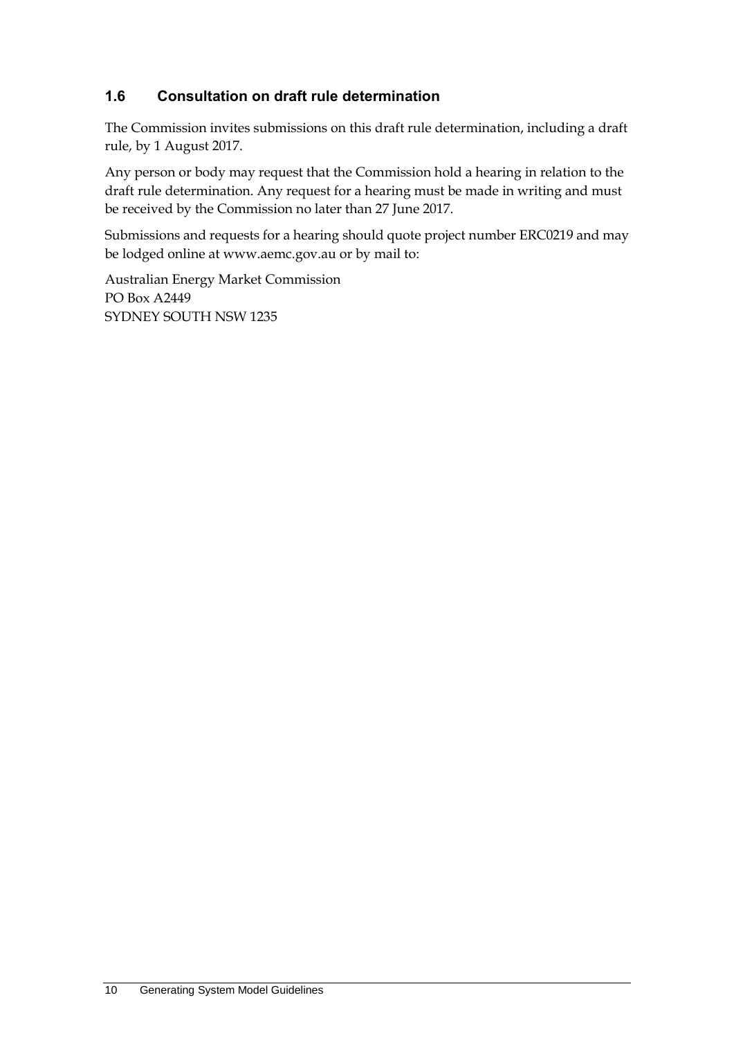## 1.6 Consultation on draft rule determination

The Commission invites submissions on this draft rule determination, including a draft rule, by 1 August 2017.

Any person or body may request that the Commission hold a hearing in relation to the draft rule determination. Any request for a hearing must be made in writing and must be received by the Commission no later than 27 June 2017.

Submissions and requests for a hearing should quote project number ERC0219 and may be lodged online at www.aemc.gov.au or by mail to:

Australian Energy Market Commission
PO Box A2449
SYDNEY SOUTH NSW 1235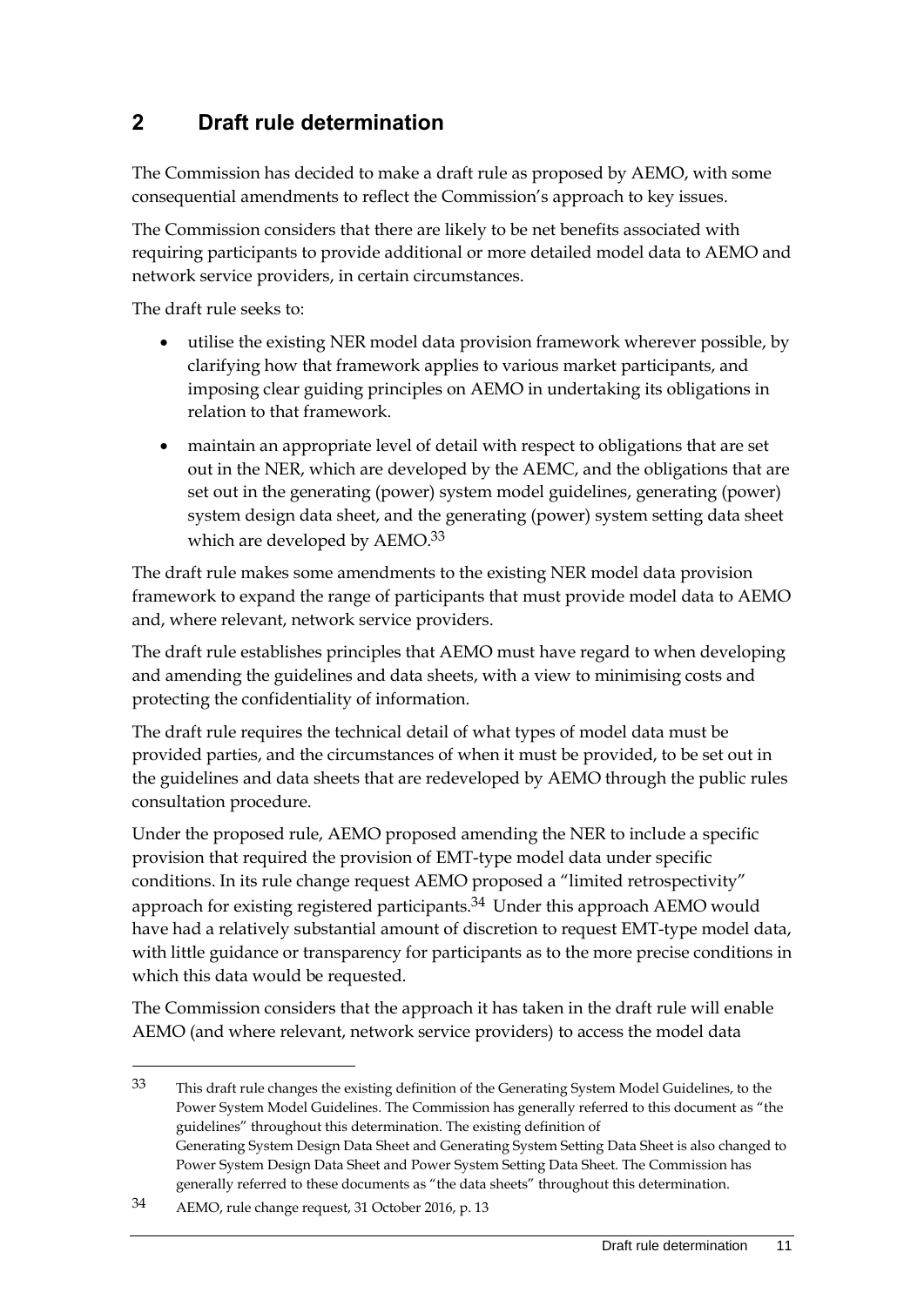## 2 Draft rule determination

The Commission has decided to make a draft rule as proposed by AEMO, with some consequential amendments to reflect the Commission's approach to key issues.

The Commission considers that there are likely to be net benefits associated with requiring participants to provide additional or more detailed model data to AEMO and network service providers, in certain circumstances.

The draft rule seeks to:

- utilise the existing NER model data provision framework wherever possible, by clarifying how that framework applies to various market participants, and imposing clear guiding principles on AEMO in undertaking its obligations in relation to that framework.
- maintain an appropriate level of detail with respect to obligations that are set out in the NER, which are developed by the AEMC, and the obligations that are set out in the generating (power) system model guidelines, generating (power) system design data sheet, and the generating (power) system setting data sheet which are developed by AEMO.[33]

The draft rule makes some amendments to the existing NER model data provision framework to expand the range of participants that must provide model data to AEMO and, where relevant, network service providers.

The draft rule establishes principles that AEMO must have regard to when developing and amending the guidelines and data sheets, with a view to minimising costs and protecting the confidentiality of information.

The draft rule requires the technical detail of what types of model data must be provided parties, and the circumstances of when it must be provided, to be set out in the guidelines and data sheets that are redeveloped by AEMO through the public rules consultation procedure.

Under the proposed rule, AEMO proposed amending the NER to include a specific provision that required the provision of EMT-type model data under specific conditions. In its rule change request AEMO proposed a "limited retrospectivity" approach for existing registered participants.[34] Under this approach AEMO would have had a relatively substantial amount of discretion to request EMT-type model data, with little guidance or transparency for participants as to the more precise conditions in which this data would be requested.

The Commission considers that the approach it has taken in the draft rule will enable AEMO (and where relevant, network service providers) to access the model data

---

[33] This draft rule changes the existing definition of the Generating System Model Guidelines, to the Power System Model Guidelines. The Commission has generally referred to this document as "the guidelines" throughout this determination. The existing definition of Generating System Design Data Sheet and Generating System Setting Data Sheet is also changed to Power System Design Data Sheet and Power System Setting Data Sheet. The Commission has generally referred to these documents as "the data sheets" throughout this determination.

[34] AEMO, rule change request, 31 October 2016, p. 13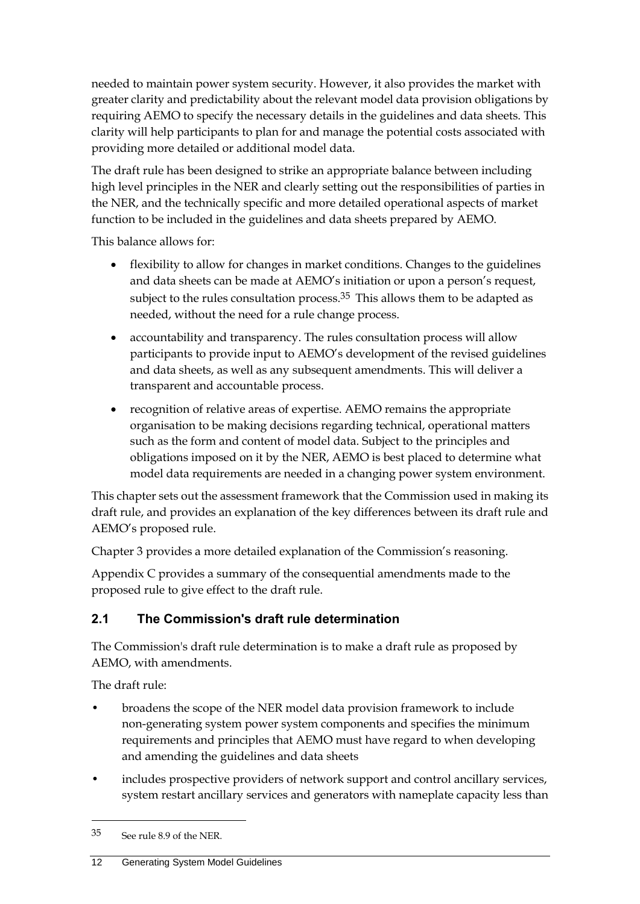needed to maintain power system security. However, it also provides the market with greater clarity and predictability about the relevant model data provision obligations by requiring AEMO to specify the necessary details in the guidelines and data sheets. This clarity will help participants to plan for and manage the potential costs associated with providing more detailed or additional model data.

The draft rule has been designed to strike an appropriate balance between including high level principles in the NER and clearly setting out the responsibilities of parties in the NER, and the technically specific and more detailed operational aspects of market function to be included in the guidelines and data sheets prepared by AEMO.

This balance allows for:

- flexibility to allow for changes in market conditions. Changes to the guidelines and data sheets can be made at AEMO's initiation or upon a person's request, subject to the rules consultation process.[35] This allows them to be adapted as needed, without the need for a rule change process.
- accountability and transparency. The rules consultation process will allow participants to provide input to AEMO's development of the revised guidelines and data sheets, as well as any subsequent amendments. This will deliver a transparent and accountable process.
- recognition of relative areas of expertise. AEMO remains the appropriate organisation to be making decisions regarding technical, operational matters such as the form and content of model data. Subject to the principles and obligations imposed on it by the NER, AEMO is best placed to determine what model data requirements are needed in a changing power system environment.

This chapter sets out the assessment framework that the Commission used in making its draft rule, and provides an explanation of the key differences between its draft rule and AEMO's proposed rule.

Chapter 3 provides a more detailed explanation of the Commission's reasoning.

Appendix C provides a summary of the consequential amendments made to the proposed rule to give effect to the draft rule.

## 2.1 The Commission's draft rule determination

The Commission's draft rule determination is to make a draft rule as proposed by AEMO, with amendments.

The draft rule:

- broadens the scope of the NER model data provision framework to include non-generating system power system components and specifies the minimum requirements and principles that AEMO must have regard to when developing and amending the guidelines and data sheets
- includes prospective providers of network support and control ancillary services, system restart ancillary services and generators with nameplate capacity less than

[35] See rule 8.9 of the NER.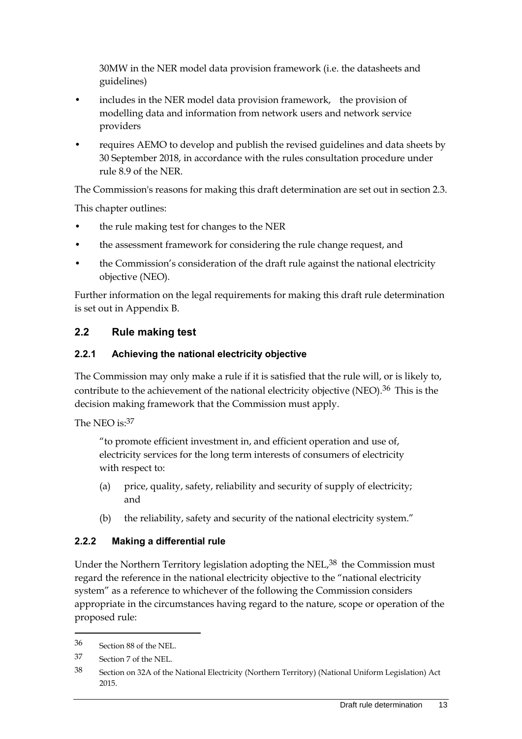30MW in the NER model data provision framework (i.e. the datasheets and guidelines)

- includes in the NER model data provision framework, the provision of modelling data and information from network users and network service providers
- requires AEMO to develop and publish the revised guidelines and data sheets by 30 September 2018, in accordance with the rules consultation procedure under rule 8.9 of the NER.

The Commission's reasons for making this draft determination are set out in section 2.3.

This chapter outlines:

- the rule making test for changes to the NER
- the assessment framework for considering the rule change request, and
- the Commission's consideration of the draft rule against the national electricity objective (NEO).

Further information on the legal requirements for making this draft rule determination is set out in Appendix B.

## 2.2 Rule making test

### 2.2.1 Achieving the national electricity objective

The Commission may only make a rule if it is satisfied that the rule will, or is likely to, contribute to the achievement of the national electricity objective (NEO).[36] This is the decision making framework that the Commission must apply.

The NEO is:[37]

> "to promote efficient investment in, and efficient operation and use of, electricity services for the long term interests of consumers of electricity with respect to:
>
> (a) price, quality, safety, reliability and security of supply of electricity; and
>
> (b) the reliability, safety and security of the national electricity system."

### 2.2.2 Making a differential rule

Under the Northern Territory legislation adopting the NEL,[38] the Commission must regard the reference in the national electricity objective to the "national electricity system" as a reference to whichever of the following the Commission considers appropriate in the circumstances having regard to the nature, scope or operation of the proposed rule:

---

36 Section 88 of the NEL.

37 Section 7 of the NEL.

38 Section on 32A of the National Electricity (Northern Territory) (National Uniform Legislation) Act 2015.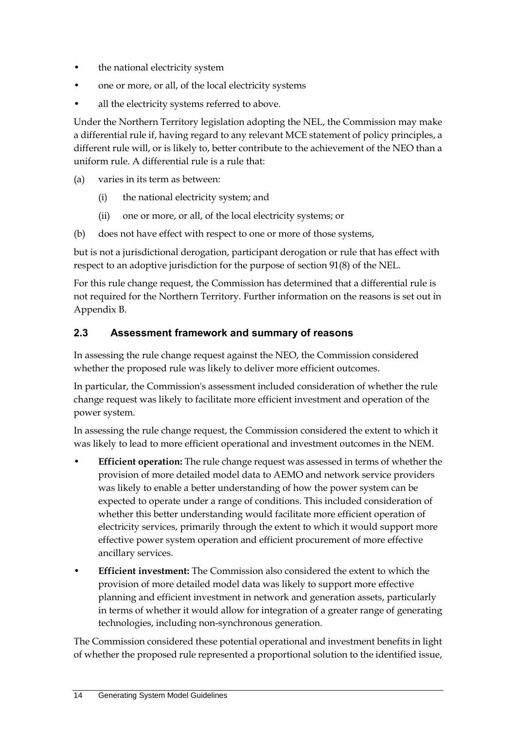- the national electricity system
- one or more, or all, of the local electricity systems
- all the electricity systems referred to above.

Under the Northern Territory legislation adopting the NEL, the Commission may make a differential rule if, having regard to any relevant MCE statement of policy principles, a different rule will, or is likely to, better contribute to the achievement of the NEO than a uniform rule. A differential rule is a rule that:

(a) varies in its term as between:

  (i) the national electricity system; and

  (ii) one or more, or all, of the local electricity systems; or

(b) does not have effect with respect to one or more of those systems,

but is not a jurisdictional derogation, participant derogation or rule that has effect with respect to an adoptive jurisdiction for the purpose of section 91(8) of the NEL.

For this rule change request, the Commission has determined that a differential rule is not required for the Northern Territory. Further information on the reasons is set out in Appendix B.

## 2.3 Assessment framework and summary of reasons

In assessing the rule change request against the NEO, the Commission considered whether the proposed rule was likely to deliver more efficient outcomes.

In particular, the Commission's assessment included consideration of whether the rule change request was likely to facilitate more efficient investment and operation of the power system.

In assessing the rule change request, the Commission considered the extent to which it was likely to lead to more efficient operational and investment outcomes in the NEM.

- **Efficient operation:** The rule change request was assessed in terms of whether the provision of more detailed model data to AEMO and network service providers was likely to enable a better understanding of how the power system can be expected to operate under a range of conditions. This included consideration of whether this better understanding would facilitate more efficient operation of electricity services, primarily through the extent to which it would support more effective power system operation and efficient procurement of more effective ancillary services.
- **Efficient investment:** The Commission also considered the extent to which the provision of more detailed model data was likely to support more effective planning and efficient investment in network and generation assets, particularly in terms of whether it would allow for integration of a greater range of generating technologies, including non-synchronous generation.

The Commission considered these potential operational and investment benefits in light of whether the proposed rule represented a proportional solution to the identified issue,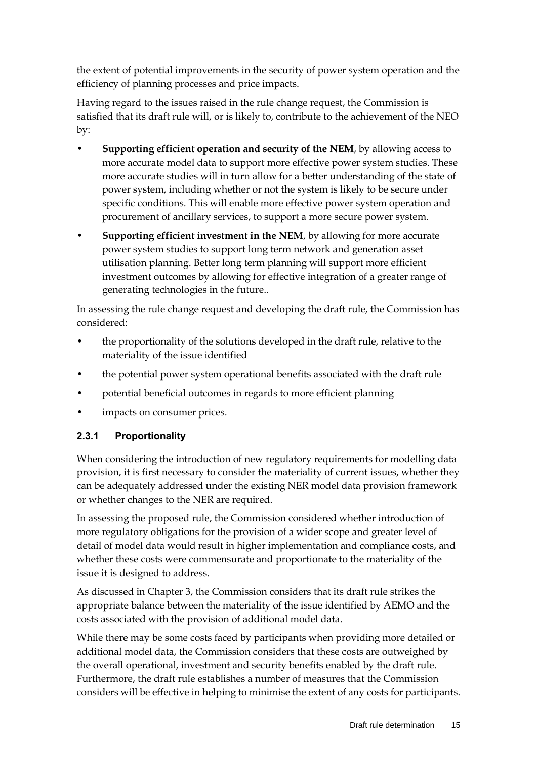the extent of potential improvements in the security of power system operation and the efficiency of planning processes and price impacts.

Having regard to the issues raised in the rule change request, the Commission is satisfied that its draft rule will, or is likely to, contribute to the achievement of the NEO by:

- **Supporting efficient operation and security of the NEM**, by allowing access to more accurate model data to support more effective power system studies. These more accurate studies will in turn allow for a better understanding of the state of power system, including whether or not the system is likely to be secure under specific conditions. This will enable more effective power system operation and procurement of ancillary services, to support a more secure power system.
- **Supporting efficient investment in the NEM**, by allowing for more accurate power system studies to support long term network and generation asset utilisation planning. Better long term planning will support more efficient investment outcomes by allowing for effective integration of a greater range of generating technologies in the future..

In assessing the rule change request and developing the draft rule, the Commission has considered:

- the proportionality of the solutions developed in the draft rule, relative to the materiality of the issue identified
- the potential power system operational benefits associated with the draft rule
- potential beneficial outcomes in regards to more efficient planning
- impacts on consumer prices.

### 2.3.1 Proportionality

When considering the introduction of new regulatory requirements for modelling data provision, it is first necessary to consider the materiality of current issues, whether they can be adequately addressed under the existing NER model data provision framework or whether changes to the NER are required.

In assessing the proposed rule, the Commission considered whether introduction of more regulatory obligations for the provision of a wider scope and greater level of detail of model data would result in higher implementation and compliance costs, and whether these costs were commensurate and proportionate to the materiality of the issue it is designed to address.

As discussed in Chapter 3, the Commission considers that its draft rule strikes the appropriate balance between the materiality of the issue identified by AEMO and the costs associated with the provision of additional model data.

While there may be some costs faced by participants when providing more detailed or additional model data, the Commission considers that these costs are outweighed by the overall operational, investment and security benefits enabled by the draft rule. Furthermore, the draft rule establishes a number of measures that the Commission considers will be effective in helping to minimise the extent of any costs for participants.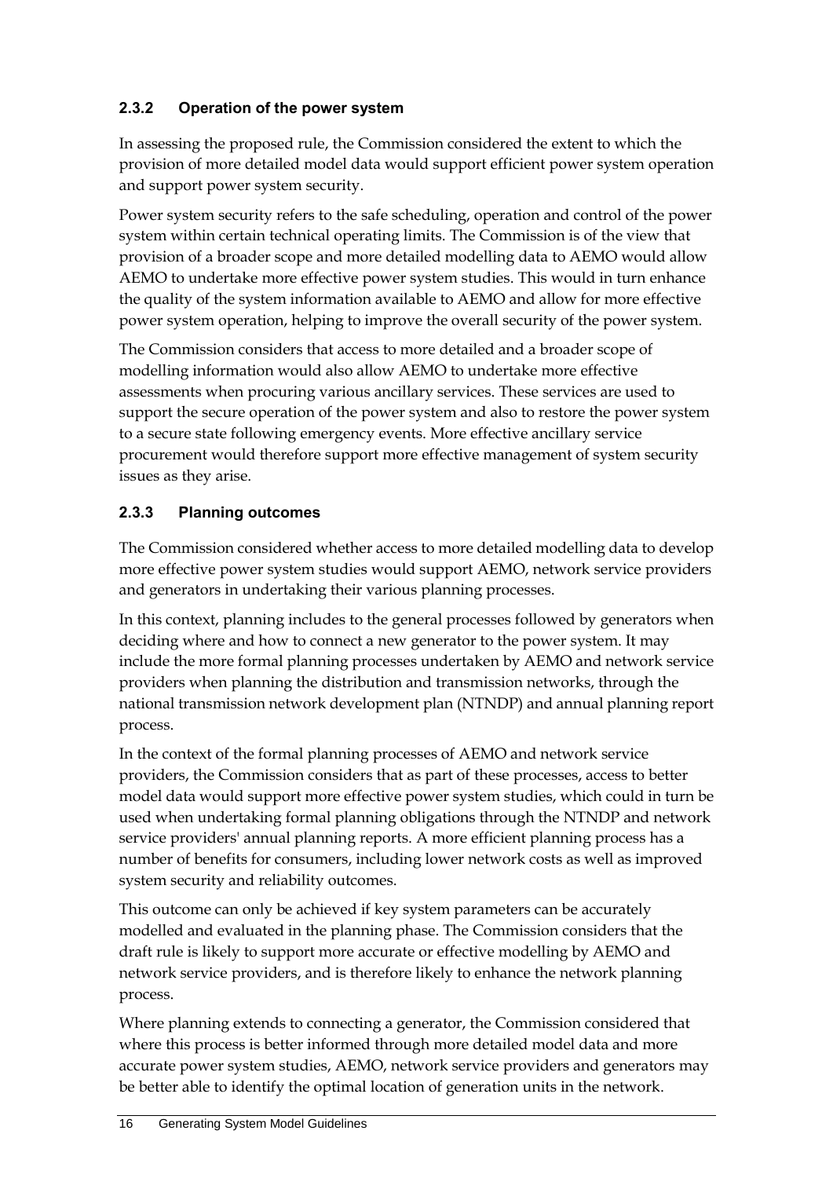### 2.3.2 Operation of the power system

In assessing the proposed rule, the Commission considered the extent to which the provision of more detailed model data would support efficient power system operation and support power system security.

Power system security refers to the safe scheduling, operation and control of the power system within certain technical operating limits. The Commission is of the view that provision of a broader scope and more detailed modelling data to AEMO would allow AEMO to undertake more effective power system studies. This would in turn enhance the quality of the system information available to AEMO and allow for more effective power system operation, helping to improve the overall security of the power system.

The Commission considers that access to more detailed and a broader scope of modelling information would also allow AEMO to undertake more effective assessments when procuring various ancillary services. These services are used to support the secure operation of the power system and also to restore the power system to a secure state following emergency events. More effective ancillary service procurement would therefore support more effective management of system security issues as they arise.

### 2.3.3 Planning outcomes

The Commission considered whether access to more detailed modelling data to develop more effective power system studies would support AEMO, network service providers and generators in undertaking their various planning processes.

In this context, planning includes to the general processes followed by generators when deciding where and how to connect a new generator to the power system. It may include the more formal planning processes undertaken by AEMO and network service providers when planning the distribution and transmission networks, through the national transmission network development plan (NTNDP) and annual planning report process.

In the context of the formal planning processes of AEMO and network service providers, the Commission considers that as part of these processes, access to better model data would support more effective power system studies, which could in turn be used when undertaking formal planning obligations through the NTNDP and network service providers' annual planning reports. A more efficient planning process has a number of benefits for consumers, including lower network costs as well as improved system security and reliability outcomes.

This outcome can only be achieved if key system parameters can be accurately modelled and evaluated in the planning phase. The Commission considers that the draft rule is likely to support more accurate or effective modelling by AEMO and network service providers, and is therefore likely to enhance the network planning process.

Where planning extends to connecting a generator, the Commission considered that where this process is better informed through more detailed model data and more accurate power system studies, AEMO, network service providers and generators may be better able to identify the optimal location of generation units in the network.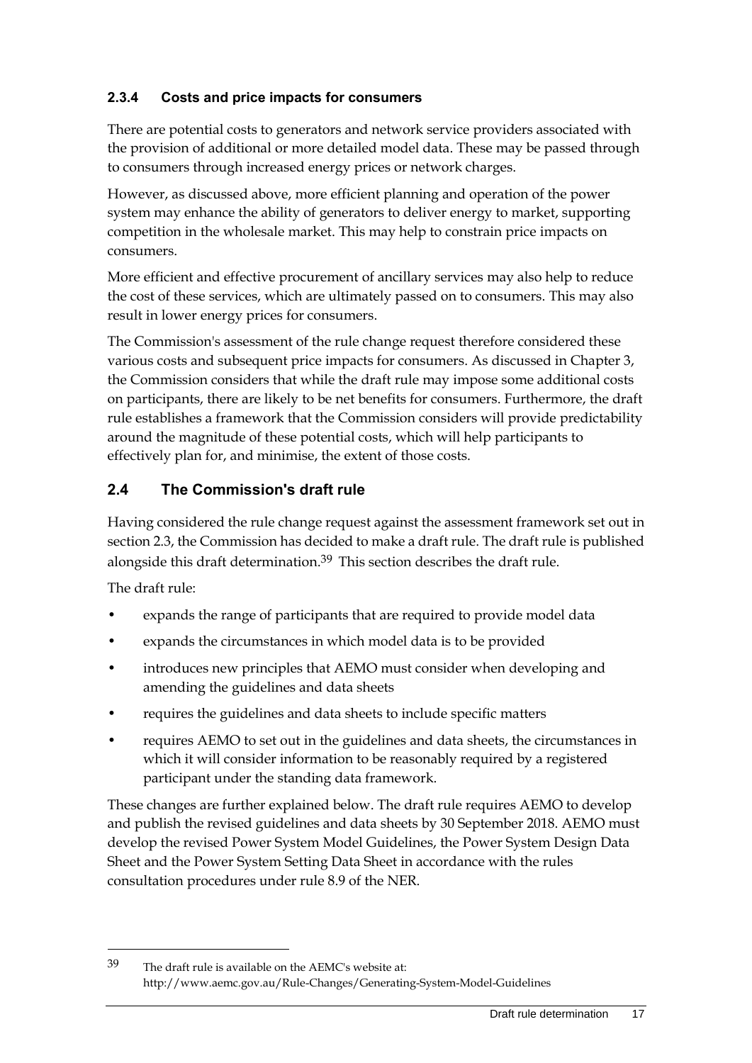### 2.3.4 Costs and price impacts for consumers

There are potential costs to generators and network service providers associated with the provision of additional or more detailed model data. These may be passed through to consumers through increased energy prices or network charges.

However, as discussed above, more efficient planning and operation of the power system may enhance the ability of generators to deliver energy to market, supporting competition in the wholesale market. This may help to constrain price impacts on consumers.

More efficient and effective procurement of ancillary services may also help to reduce the cost of these services, which are ultimately passed on to consumers. This may also result in lower energy prices for consumers.

The Commission's assessment of the rule change request therefore considered these various costs and subsequent price impacts for consumers. As discussed in Chapter 3, the Commission considers that while the draft rule may impose some additional costs on participants, there are likely to be net benefits for consumers. Furthermore, the draft rule establishes a framework that the Commission considers will provide predictability around the magnitude of these potential costs, which will help participants to effectively plan for, and minimise, the extent of those costs.

## 2.4 The Commission's draft rule

Having considered the rule change request against the assessment framework set out in section 2.3, the Commission has decided to make a draft rule. The draft rule is published alongside this draft determination.[39] This section describes the draft rule.

The draft rule:

- expands the range of participants that are required to provide model data
- expands the circumstances in which model data is to be provided
- introduces new principles that AEMO must consider when developing and amending the guidelines and data sheets
- requires the guidelines and data sheets to include specific matters
- requires AEMO to set out in the guidelines and data sheets, the circumstances in which it will consider information to be reasonably required by a registered participant under the standing data framework.

These changes are further explained below. The draft rule requires AEMO to develop and publish the revised guidelines and data sheets by 30 September 2018. AEMO must develop the revised Power System Model Guidelines, the Power System Design Data Sheet and the Power System Setting Data Sheet in accordance with the rules consultation procedures under rule 8.9 of the NER.

---

[39] The draft rule is available on the AEMC's website at: http://www.aemc.gov.au/Rule-Changes/Generating-System-Model-Guidelines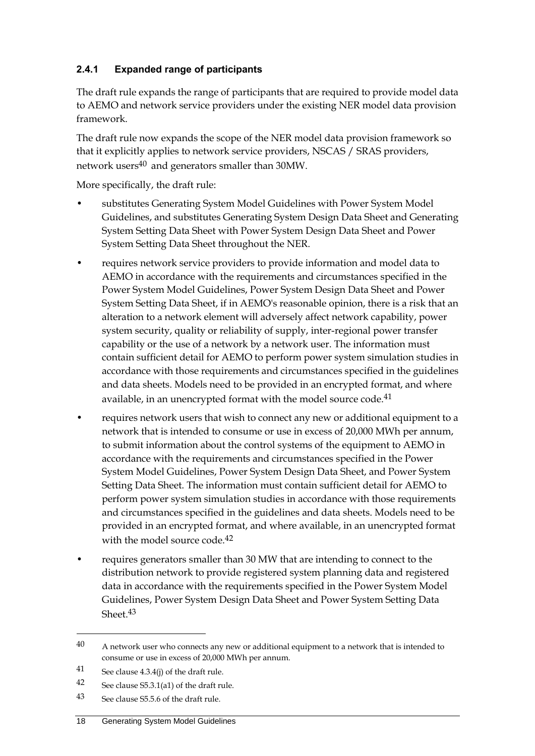### 2.4.1 Expanded range of participants

The draft rule expands the range of participants that are required to provide model data to AEMO and network service providers under the existing NER model data provision framework.

The draft rule now expands the scope of the NER model data provision framework so that it explicitly applies to network service providers, NSCAS / SRAS providers, network users[40] and generators smaller than 30MW.

More specifically, the draft rule:

- substitutes Generating System Model Guidelines with Power System Model Guidelines, and substitutes Generating System Design Data Sheet and Generating System Setting Data Sheet with Power System Design Data Sheet and Power System Setting Data Sheet throughout the NER.
- requires network service providers to provide information and model data to AEMO in accordance with the requirements and circumstances specified in the Power System Model Guidelines, Power System Design Data Sheet and Power System Setting Data Sheet, if in AEMO's reasonable opinion, there is a risk that an alteration to a network element will adversely affect network capability, power system security, quality or reliability of supply, inter-regional power transfer capability or the use of a network by a network user. The information must contain sufficient detail for AEMO to perform power system simulation studies in accordance with those requirements and circumstances specified in the guidelines and data sheets. Models need to be provided in an encrypted format, and where available, in an unencrypted format with the model source code.[41]
- requires network users that wish to connect any new or additional equipment to a network that is intended to consume or use in excess of 20,000 MWh per annum, to submit information about the control systems of the equipment to AEMO in accordance with the requirements and circumstances specified in the Power System Model Guidelines, Power System Design Data Sheet, and Power System Setting Data Sheet. The information must contain sufficient detail for AEMO to perform power system simulation studies in accordance with those requirements and circumstances specified in the guidelines and data sheets. Models need to be provided in an encrypted format, and where available, in an unencrypted format with the model source code.[42]
- requires generators smaller than 30 MW that are intending to connect to the distribution network to provide registered system planning data and registered data in accordance with the requirements specified in the Power System Model Guidelines, Power System Design Data Sheet and Power System Setting Data Sheet.[43]

---

[40] A network user who connects any new or additional equipment to a network that is intended to consume or use in excess of 20,000 MWh per annum.

[41] See clause 4.3.4(j) of the draft rule.

[42] See clause S5.3.1(a1) of the draft rule.

[43] See clause S5.5.6 of the draft rule.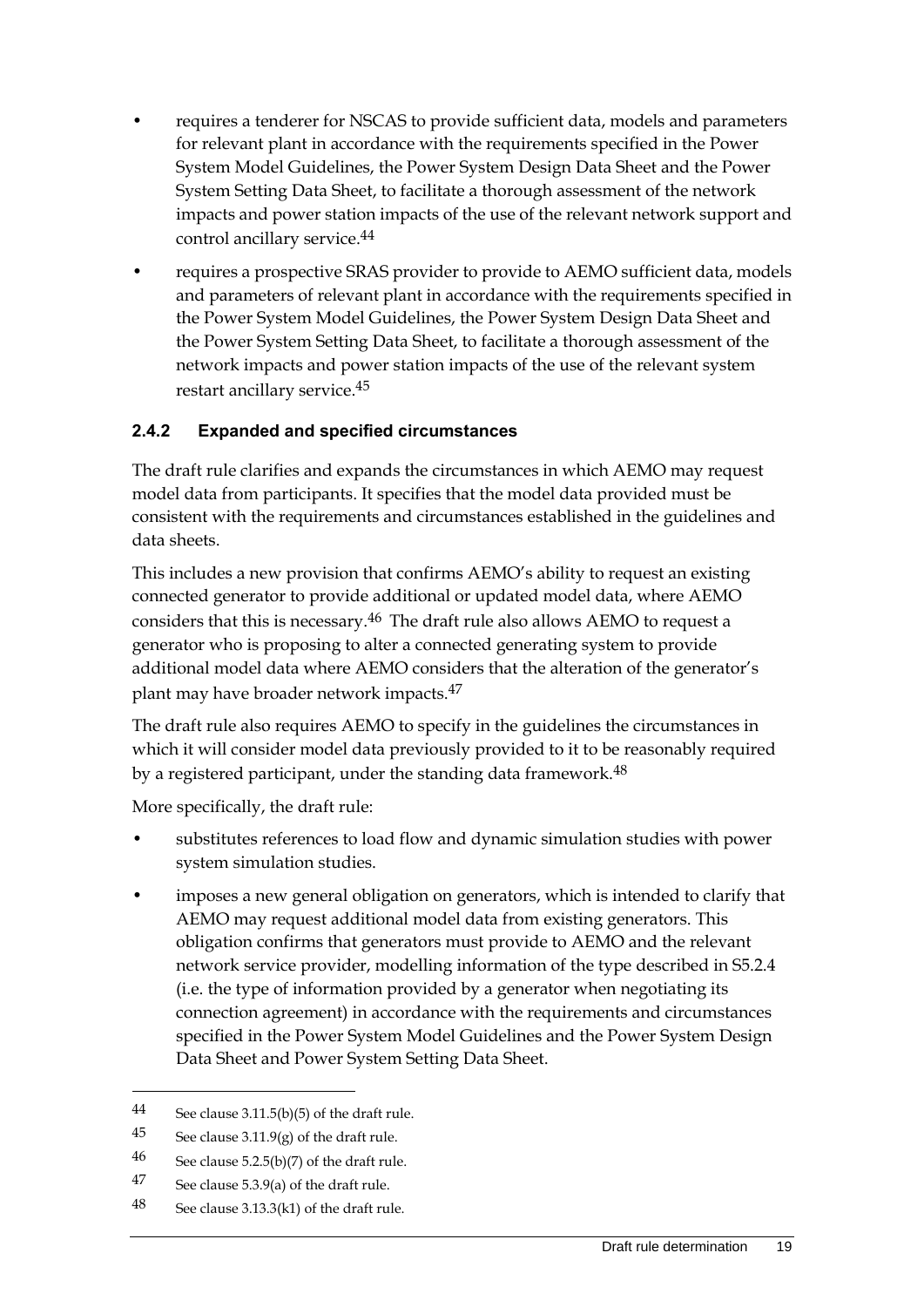- requires a tenderer for NSCAS to provide sufficient data, models and parameters for relevant plant in accordance with the requirements specified in the Power System Model Guidelines, the Power System Design Data Sheet and the Power System Setting Data Sheet, to facilitate a thorough assessment of the network impacts and power station impacts of the use of the relevant network support and control ancillary service.[44]
- requires a prospective SRAS provider to provide to AEMO sufficient data, models and parameters of relevant plant in accordance with the requirements specified in the Power System Model Guidelines, the Power System Design Data Sheet and the Power System Setting Data Sheet, to facilitate a thorough assessment of the network impacts and power station impacts of the use of the relevant system restart ancillary service.[45]

### 2.4.2 Expanded and specified circumstances

The draft rule clarifies and expands the circumstances in which AEMO may request model data from participants. It specifies that the model data provided must be consistent with the requirements and circumstances established in the guidelines and data sheets.

This includes a new provision that confirms AEMO's ability to request an existing connected generator to provide additional or updated model data, where AEMO considers that this is necessary.[46] The draft rule also allows AEMO to request a generator who is proposing to alter a connected generating system to provide additional model data where AEMO considers that the alteration of the generator's plant may have broader network impacts.[47]

The draft rule also requires AEMO to specify in the guidelines the circumstances in which it will consider model data previously provided to it to be reasonably required by a registered participant, under the standing data framework.[48]

More specifically, the draft rule:

- substitutes references to load flow and dynamic simulation studies with power system simulation studies.
- imposes a new general obligation on generators, which is intended to clarify that AEMO may request additional model data from existing generators. This obligation confirms that generators must provide to AEMO and the relevant network service provider, modelling information of the type described in S5.2.4 (i.e. the type of information provided by a generator when negotiating its connection agreement) in accordance with the requirements and circumstances specified in the Power System Model Guidelines and the Power System Design Data Sheet and Power System Setting Data Sheet.

---

44 See clause 3.11.5(b)(5) of the draft rule.

45 See clause 3.11.9(g) of the draft rule.

46 See clause 5.2.5(b)(7) of the draft rule.

47 See clause 5.3.9(a) of the draft rule.

48 See clause 3.13.3(k1) of the draft rule.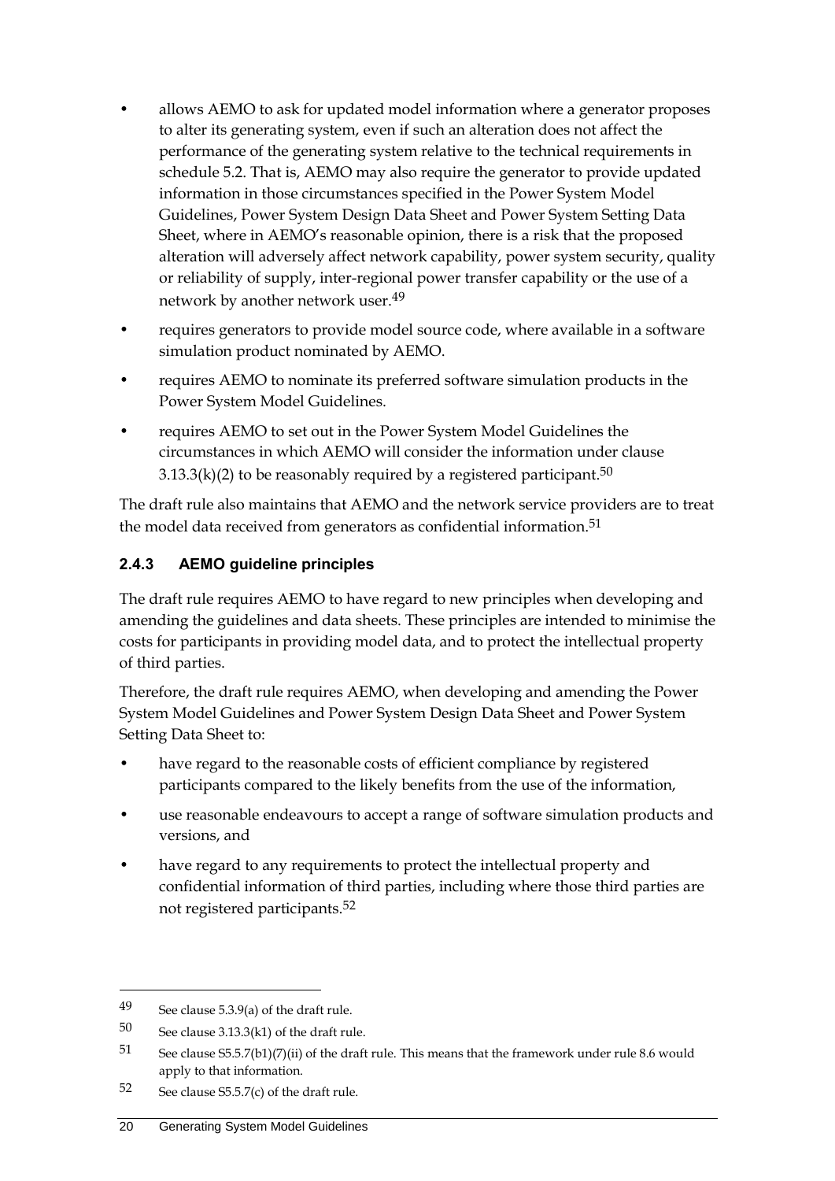- allows AEMO to ask for updated model information where a generator proposes to alter its generating system, even if such an alteration does not affect the performance of the generating system relative to the technical requirements in schedule 5.2. That is, AEMO may also require the generator to provide updated information in those circumstances specified in the Power System Model Guidelines, Power System Design Data Sheet and Power System Setting Data Sheet, where in AEMO's reasonable opinion, there is a risk that the proposed alteration will adversely affect network capability, power system security, quality or reliability of supply, inter-regional power transfer capability or the use of a network by another network user.[49]
- requires generators to provide model source code, where available in a software simulation product nominated by AEMO.
- requires AEMO to nominate its preferred software simulation products in the Power System Model Guidelines.
- requires AEMO to set out in the Power System Model Guidelines the circumstances in which AEMO will consider the information under clause 3.13.3(k)(2) to be reasonably required by a registered participant.[50]

The draft rule also maintains that AEMO and the network service providers are to treat the model data received from generators as confidential information.[51]

### 2.4.3 AEMO guideline principles

The draft rule requires AEMO to have regard to new principles when developing and amending the guidelines and data sheets. These principles are intended to minimise the costs for participants in providing model data, and to protect the intellectual property of third parties.

Therefore, the draft rule requires AEMO, when developing and amending the Power System Model Guidelines and Power System Design Data Sheet and Power System Setting Data Sheet to:

- have regard to the reasonable costs of efficient compliance by registered participants compared to the likely benefits from the use of the information,
- use reasonable endeavours to accept a range of software simulation products and versions, and
- have regard to any requirements to protect the intellectual property and confidential information of third parties, including where those third parties are not registered participants.[52]

---

49 See clause 5.3.9(a) of the draft rule.

50 See clause 3.13.3(k1) of the draft rule.

51 See clause S5.5.7(b1)(7)(ii) of the draft rule. This means that the framework under rule 8.6 would apply to that information.

52 See clause S5.5.7(c) of the draft rule.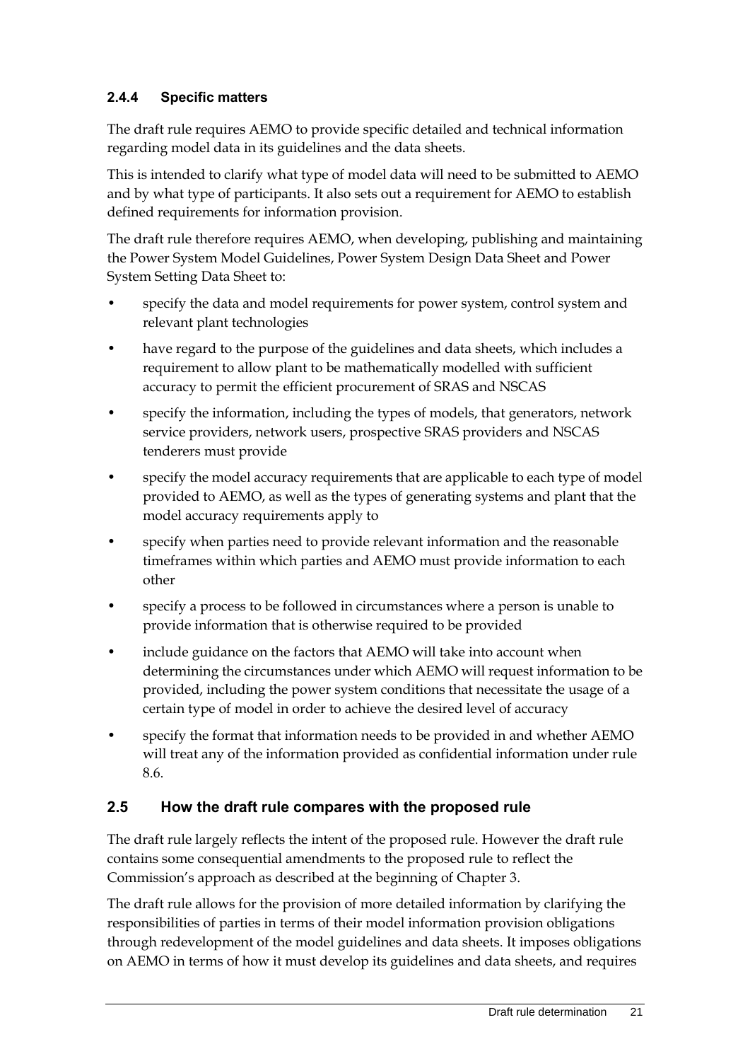### 2.4.4 Specific matters

The draft rule requires AEMO to provide specific detailed and technical information regarding model data in its guidelines and the data sheets.

This is intended to clarify what type of model data will need to be submitted to AEMO and by what type of participants. It also sets out a requirement for AEMO to establish defined requirements for information provision.

The draft rule therefore requires AEMO, when developing, publishing and maintaining the Power System Model Guidelines, Power System Design Data Sheet and Power System Setting Data Sheet to:

- specify the data and model requirements for power system, control system and relevant plant technologies
- have regard to the purpose of the guidelines and data sheets, which includes a requirement to allow plant to be mathematically modelled with sufficient accuracy to permit the efficient procurement of SRAS and NSCAS
- specify the information, including the types of models, that generators, network service providers, network users, prospective SRAS providers and NSCAS tenderers must provide
- specify the model accuracy requirements that are applicable to each type of model provided to AEMO, as well as the types of generating systems and plant that the model accuracy requirements apply to
- specify when parties need to provide relevant information and the reasonable timeframes within which parties and AEMO must provide information to each other
- specify a process to be followed in circumstances where a person is unable to provide information that is otherwise required to be provided
- include guidance on the factors that AEMO will take into account when determining the circumstances under which AEMO will request information to be provided, including the power system conditions that necessitate the usage of a certain type of model in order to achieve the desired level of accuracy
- specify the format that information needs to be provided in and whether AEMO will treat any of the information provided as confidential information under rule 8.6.

## 2.5 How the draft rule compares with the proposed rule

The draft rule largely reflects the intent of the proposed rule. However the draft rule contains some consequential amendments to the proposed rule to reflect the Commission's approach as described at the beginning of Chapter 3.

The draft rule allows for the provision of more detailed information by clarifying the responsibilities of parties in terms of their model information provision obligations through redevelopment of the model guidelines and data sheets. It imposes obligations on AEMO in terms of how it must develop its guidelines and data sheets, and requires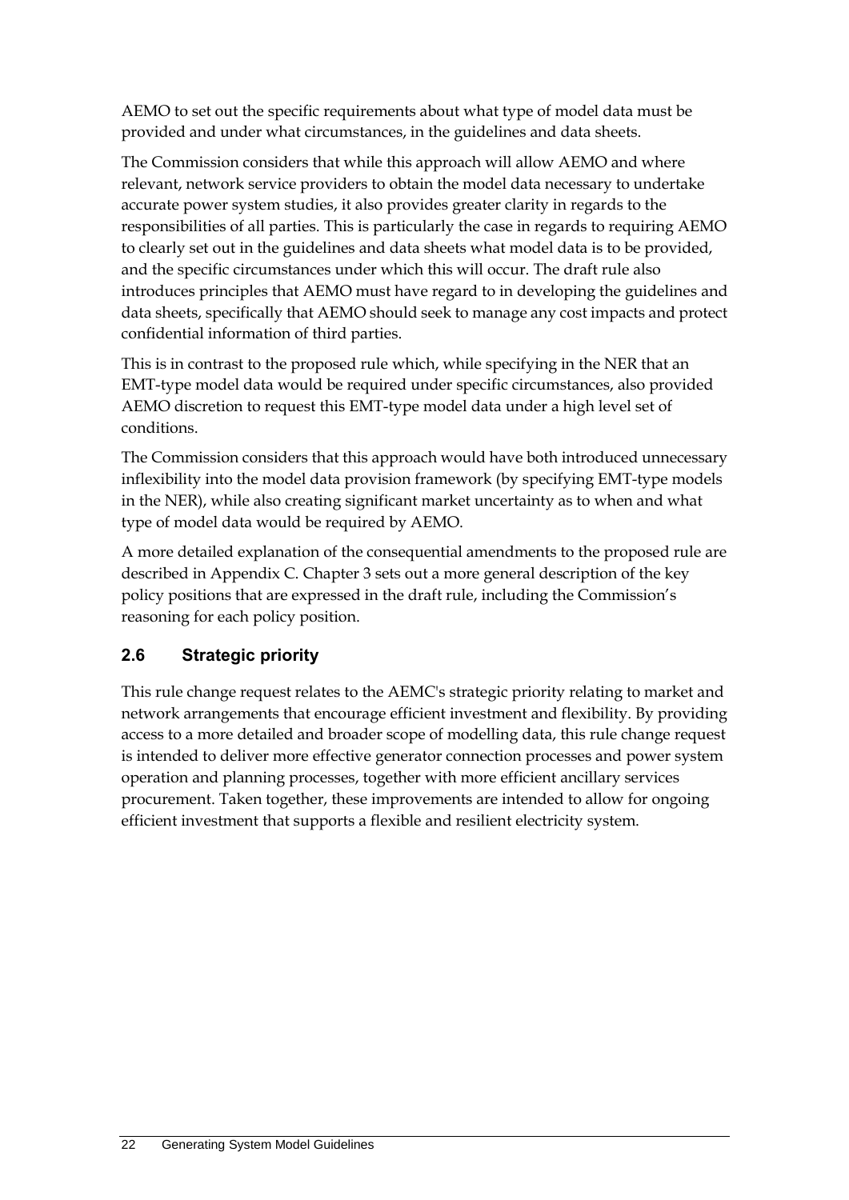AEMO to set out the specific requirements about what type of model data must be provided and under what circumstances, in the guidelines and data sheets.

The Commission considers that while this approach will allow AEMO and where relevant, network service providers to obtain the model data necessary to undertake accurate power system studies, it also provides greater clarity in regards to the responsibilities of all parties. This is particularly the case in regards to requiring AEMO to clearly set out in the guidelines and data sheets what model data is to be provided, and the specific circumstances under which this will occur. The draft rule also introduces principles that AEMO must have regard to in developing the guidelines and data sheets, specifically that AEMO should seek to manage any cost impacts and protect confidential information of third parties.

This is in contrast to the proposed rule which, while specifying in the NER that an EMT-type model data would be required under specific circumstances, also provided AEMO discretion to request this EMT-type model data under a high level set of conditions.

The Commission considers that this approach would have both introduced unnecessary inflexibility into the model data provision framework (by specifying EMT-type models in the NER), while also creating significant market uncertainty as to when and what type of model data would be required by AEMO.

A more detailed explanation of the consequential amendments to the proposed rule are described in Appendix C. Chapter 3 sets out a more general description of the key policy positions that are expressed in the draft rule, including the Commission's reasoning for each policy position.

## 2.6 Strategic priority

This rule change request relates to the AEMC's strategic priority relating to market and network arrangements that encourage efficient investment and flexibility. By providing access to a more detailed and broader scope of modelling data, this rule change request is intended to deliver more effective generator connection processes and power system operation and planning processes, together with more efficient ancillary services procurement. Taken together, these improvements are intended to allow for ongoing efficient investment that supports a flexible and resilient electricity system.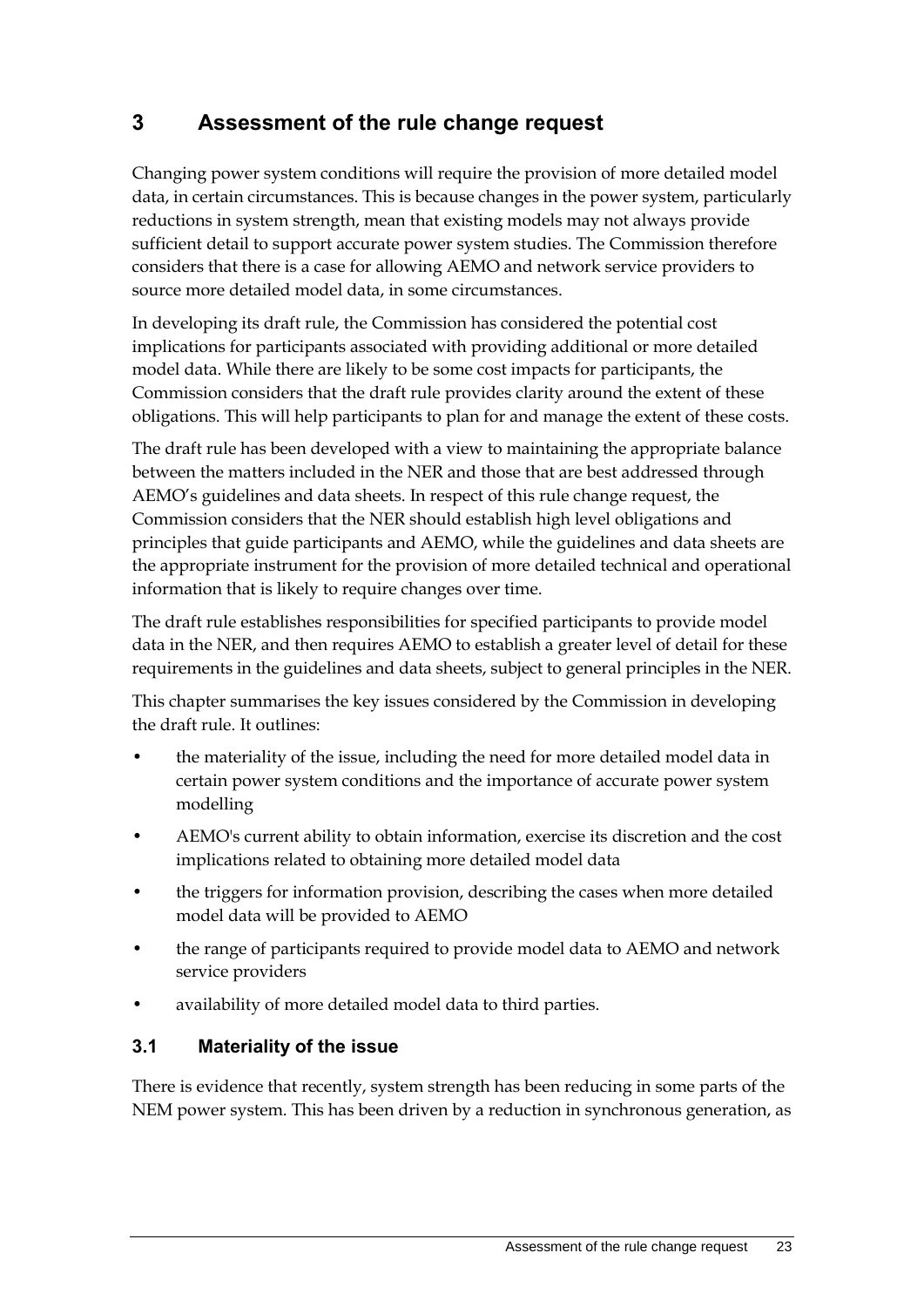# 3 Assessment of the rule change request

Changing power system conditions will require the provision of more detailed model data, in certain circumstances. This is because changes in the power system, particularly reductions in system strength, mean that existing models may not always provide sufficient detail to support accurate power system studies. The Commission therefore considers that there is a case for allowing AEMO and network service providers to source more detailed model data, in some circumstances.

In developing its draft rule, the Commission has considered the potential cost implications for participants associated with providing additional or more detailed model data. While there are likely to be some cost impacts for participants, the Commission considers that the draft rule provides clarity around the extent of these obligations. This will help participants to plan for and manage the extent of these costs.

The draft rule has been developed with a view to maintaining the appropriate balance between the matters included in the NER and those that are best addressed through AEMO's guidelines and data sheets. In respect of this rule change request, the Commission considers that the NER should establish high level obligations and principles that guide participants and AEMO, while the guidelines and data sheets are the appropriate instrument for the provision of more detailed technical and operational information that is likely to require changes over time.

The draft rule establishes responsibilities for specified participants to provide model data in the NER, and then requires AEMO to establish a greater level of detail for these requirements in the guidelines and data sheets, subject to general principles in the NER.

This chapter summarises the key issues considered by the Commission in developing the draft rule. It outlines:

- the materiality of the issue, including the need for more detailed model data in certain power system conditions and the importance of accurate power system modelling
- AEMO's current ability to obtain information, exercise its discretion and the cost implications related to obtaining more detailed model data
- the triggers for information provision, describing the cases when more detailed model data will be provided to AEMO
- the range of participants required to provide model data to AEMO and network service providers
- availability of more detailed model data to third parties.

## 3.1 Materiality of the issue

There is evidence that recently, system strength has been reducing in some parts of the NEM power system. This has been driven by a reduction in synchronous generation, as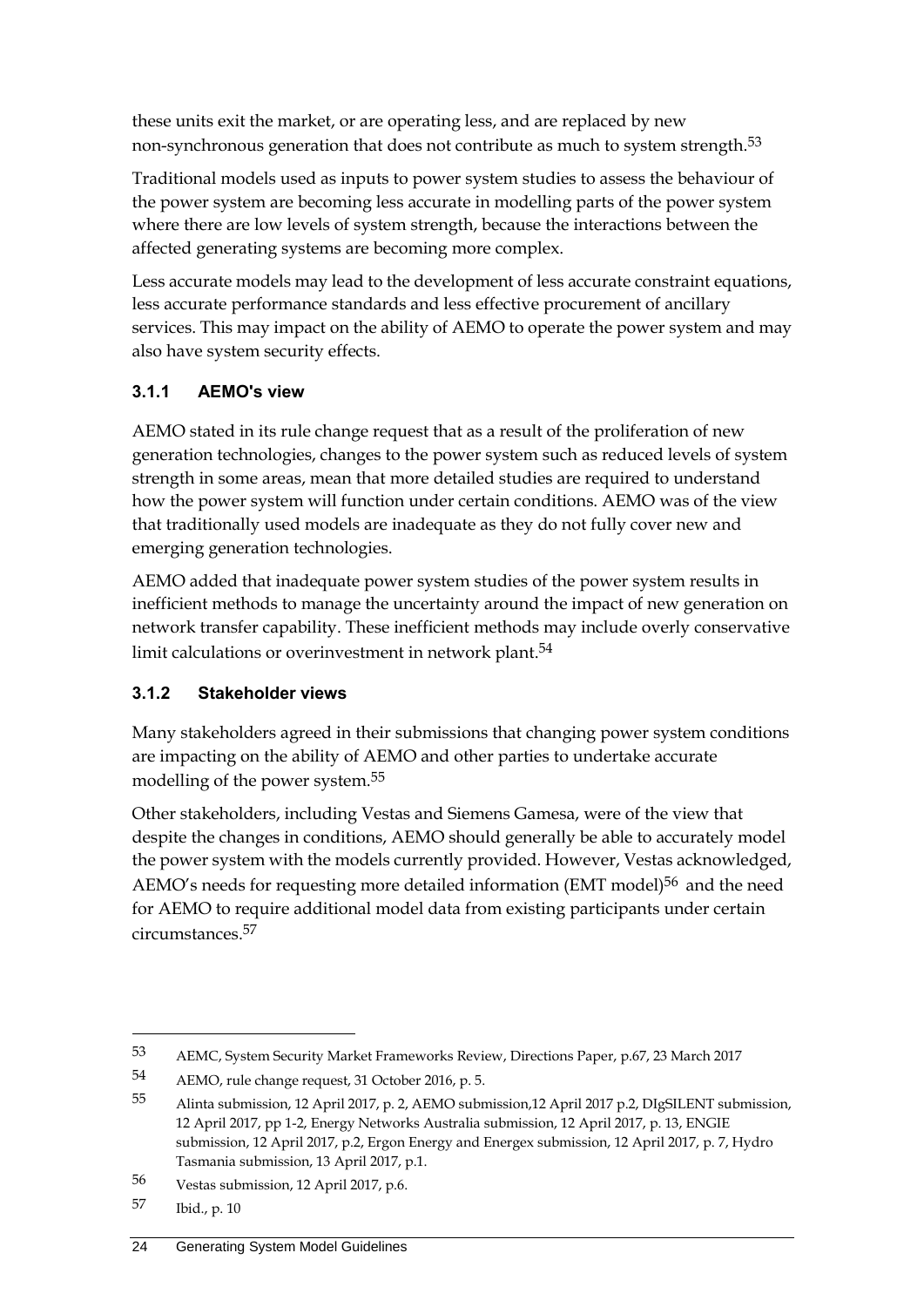these units exit the market, or are operating less, and are replaced by new non-synchronous generation that does not contribute as much to system strength.[53]

Traditional models used as inputs to power system studies to assess the behaviour of the power system are becoming less accurate in modelling parts of the power system where there are low levels of system strength, because the interactions between the affected generating systems are becoming more complex.

Less accurate models may lead to the development of less accurate constraint equations, less accurate performance standards and less effective procurement of ancillary services. This may impact on the ability of AEMO to operate the power system and may also have system security effects.

### 3.1.1 AEMO's view

AEMO stated in its rule change request that as a result of the proliferation of new generation technologies, changes to the power system such as reduced levels of system strength in some areas, mean that more detailed studies are required to understand how the power system will function under certain conditions. AEMO was of the view that traditionally used models are inadequate as they do not fully cover new and emerging generation technologies.

AEMO added that inadequate power system studies of the power system results in inefficient methods to manage the uncertainty around the impact of new generation on network transfer capability. These inefficient methods may include overly conservative limit calculations or overinvestment in network plant.[54]

### 3.1.2 Stakeholder views

Many stakeholders agreed in their submissions that changing power system conditions are impacting on the ability of AEMO and other parties to undertake accurate modelling of the power system.[55]

Other stakeholders, including Vestas and Siemens Gamesa, were of the view that despite the changes in conditions, AEMO should generally be able to accurately model the power system with the models currently provided. However, Vestas acknowledged, AEMO's needs for requesting more detailed information (EMT model)[56] and the need for AEMO to require additional model data from existing participants under certain circumstances.[57]

---

53 AEMC, System Security Market Frameworks Review, Directions Paper, p.67, 23 March 2017

54 AEMO, rule change request, 31 October 2016, p. 5.

55 Alinta submission, 12 April 2017, p. 2, AEMO submission,12 April 2017 p.2, DIgSILENT submission, 12 April 2017, pp 1-2, Energy Networks Australia submission, 12 April 2017, p. 13, ENGIE submission, 12 April 2017, p.2, Ergon Energy and Energex submission, 12 April 2017, p. 7, Hydro Tasmania submission, 13 April 2017, p.1.

56 Vestas submission, 12 April 2017, p.6.

57 Ibid., p. 10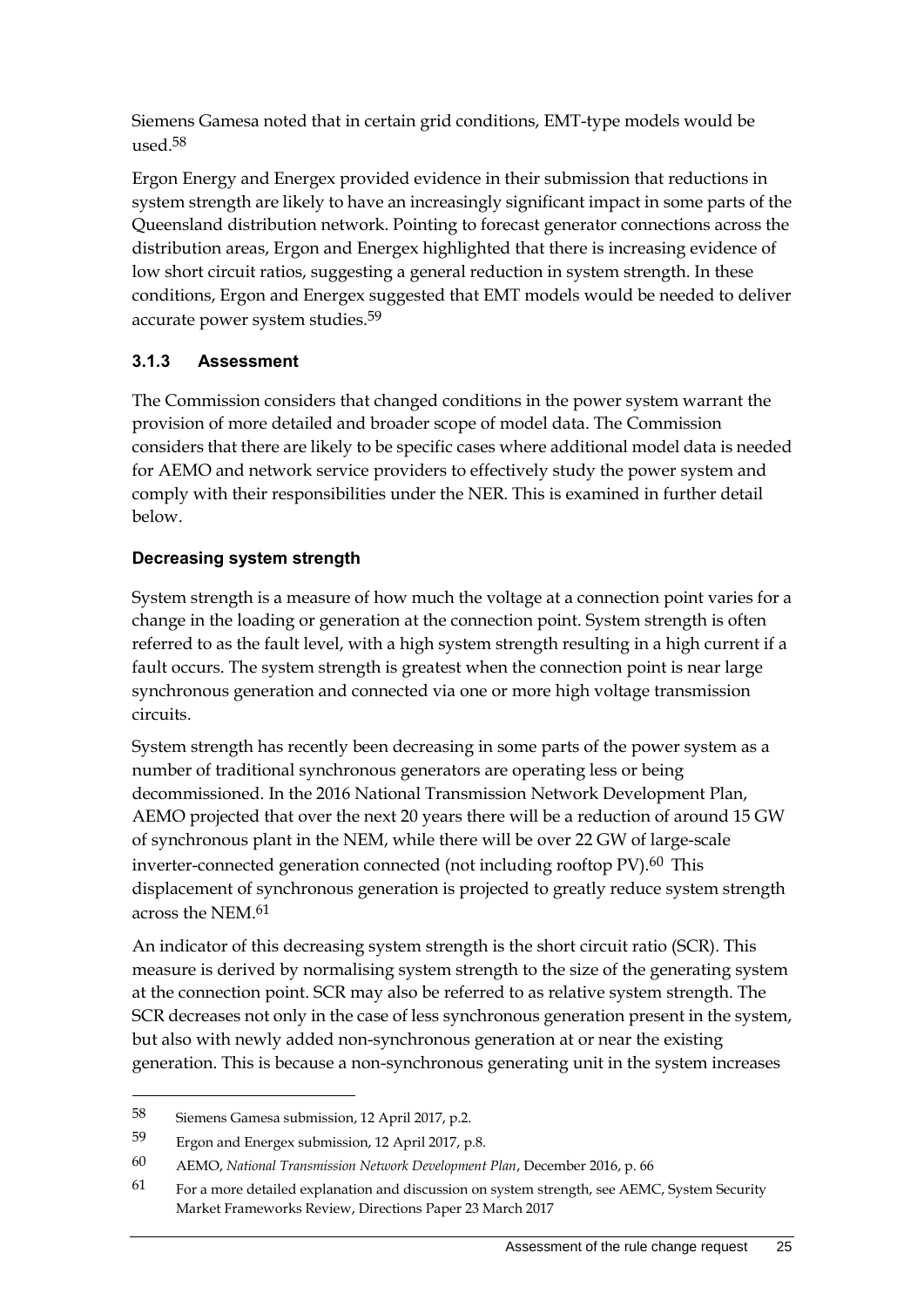Siemens Gamesa noted that in certain grid conditions, EMT-type models would be used.[58]

Ergon Energy and Energex provided evidence in their submission that reductions in system strength are likely to have an increasingly significant impact in some parts of the Queensland distribution network. Pointing to forecast generator connections across the distribution areas, Ergon and Energex highlighted that there is increasing evidence of low short circuit ratios, suggesting a general reduction in system strength. In these conditions, Ergon and Energex suggested that EMT models would be needed to deliver accurate power system studies.[59]

### 3.1.3 Assessment

The Commission considers that changed conditions in the power system warrant the provision of more detailed and broader scope of model data. The Commission considers that there are likely to be specific cases where additional model data is needed for AEMO and network service providers to effectively study the power system and comply with their responsibilities under the NER. This is examined in further detail below.

#### Decreasing system strength

System strength is a measure of how much the voltage at a connection point varies for a change in the loading or generation at the connection point. System strength is often referred to as the fault level, with a high system strength resulting in a high current if a fault occurs. The system strength is greatest when the connection point is near large synchronous generation and connected via one or more high voltage transmission circuits.

System strength has recently been decreasing in some parts of the power system as a number of traditional synchronous generators are operating less or being decommissioned. In the 2016 National Transmission Network Development Plan, AEMO projected that over the next 20 years there will be a reduction of around 15 GW of synchronous plant in the NEM, while there will be over 22 GW of large-scale inverter-connected generation connected (not including rooftop PV).[60] This displacement of synchronous generation is projected to greatly reduce system strength across the NEM.[61]

An indicator of this decreasing system strength is the short circuit ratio (SCR). This measure is derived by normalising system strength to the size of the generating system at the connection point. SCR may also be referred to as relative system strength. The SCR decreases not only in the case of less synchronous generation present in the system, but also with newly added non-synchronous generation at or near the existing generation. This is because a non-synchronous generating unit in the system increases

---

58 Siemens Gamesa submission, 12 April 2017, p.2.

59 Ergon and Energex submission, 12 April 2017, p.8.

60 AEMO, *National Transmission Network Development Plan*, December 2016, p. 66

61 For a more detailed explanation and discussion on system strength, see AEMC, System Security Market Frameworks Review, Directions Paper 23 March 2017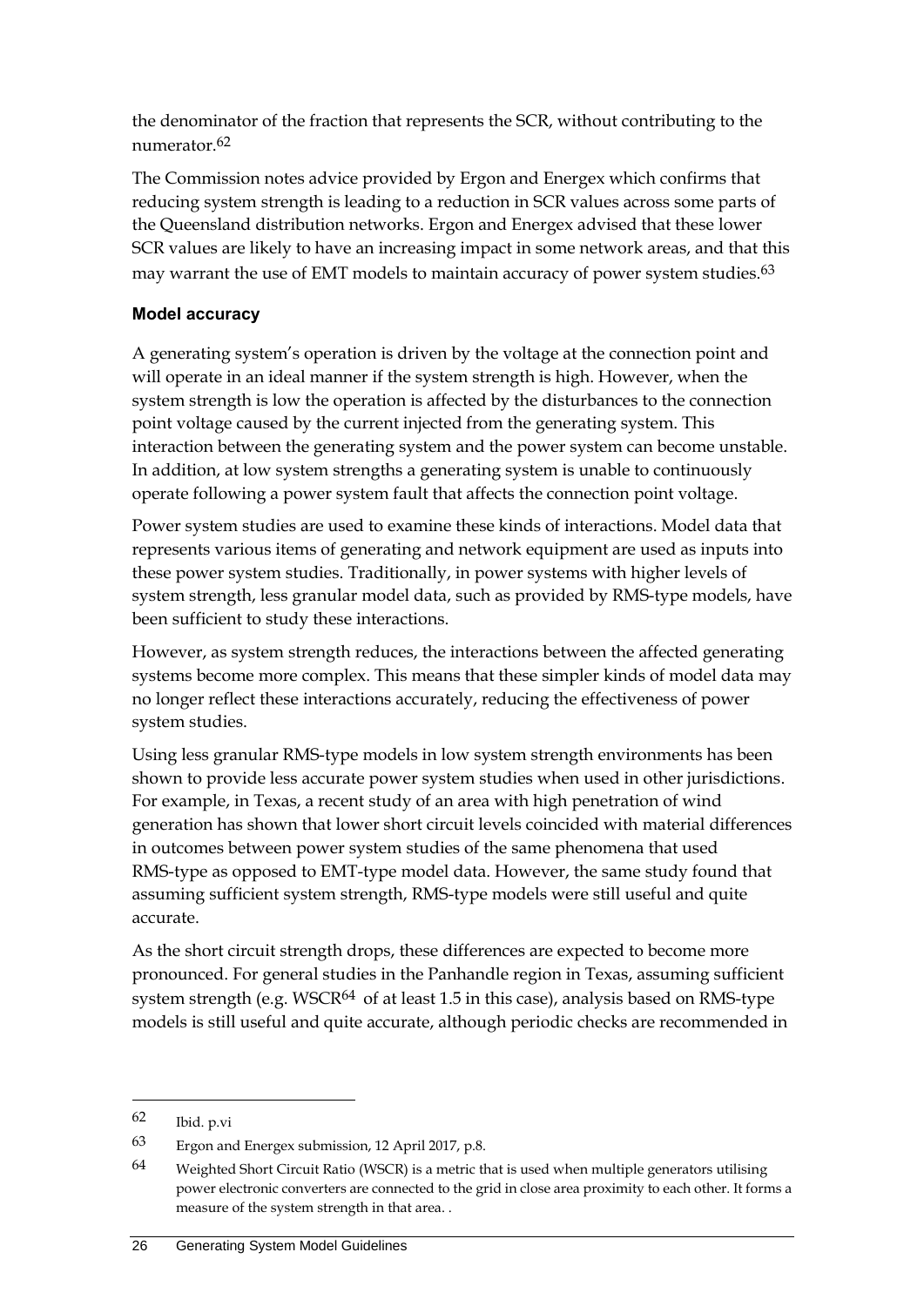the denominator of the fraction that represents the SCR, without contributing to the numerator.[62]

The Commission notes advice provided by Ergon and Energex which confirms that reducing system strength is leading to a reduction in SCR values across some parts of the Queensland distribution networks. Ergon and Energex advised that these lower SCR values are likely to have an increasing impact in some network areas, and that this may warrant the use of EMT models to maintain accuracy of power system studies.[63]

### Model accuracy

A generating system's operation is driven by the voltage at the connection point and will operate in an ideal manner if the system strength is high. However, when the system strength is low the operation is affected by the disturbances to the connection point voltage caused by the current injected from the generating system. This interaction between the generating system and the power system can become unstable. In addition, at low system strengths a generating system is unable to continuously operate following a power system fault that affects the connection point voltage.

Power system studies are used to examine these kinds of interactions. Model data that represents various items of generating and network equipment are used as inputs into these power system studies. Traditionally, in power systems with higher levels of system strength, less granular model data, such as provided by RMS-type models, have been sufficient to study these interactions.

However, as system strength reduces, the interactions between the affected generating systems become more complex. This means that these simpler kinds of model data may no longer reflect these interactions accurately, reducing the effectiveness of power system studies.

Using less granular RMS-type models in low system strength environments has been shown to provide less accurate power system studies when used in other jurisdictions. For example, in Texas, a recent study of an area with high penetration of wind generation has shown that lower short circuit levels coincided with material differences in outcomes between power system studies of the same phenomena that used RMS-type as opposed to EMT-type model data. However, the same study found that assuming sufficient system strength, RMS-type models were still useful and quite accurate.

As the short circuit strength drops, these differences are expected to become more pronounced. For general studies in the Panhandle region in Texas, assuming sufficient system strength (e.g. WSCR[64] of at least 1.5 in this case), analysis based on RMS-type models is still useful and quite accurate, although periodic checks are recommended in

---

62 Ibid. p.vi

63 Ergon and Energex submission, 12 April 2017, p.8.

64 Weighted Short Circuit Ratio (WSCR) is a metric that is used when multiple generators utilising power electronic converters are connected to the grid in close area proximity to each other. It forms a measure of the system strength in that area. .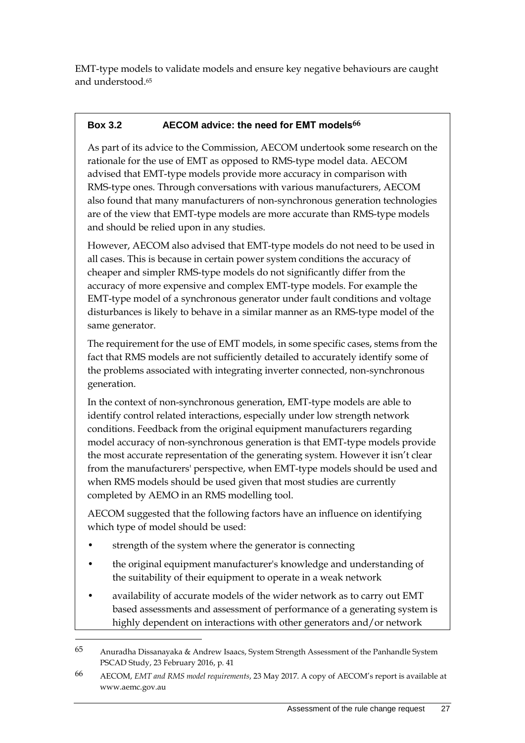EMT-type models to validate models and ensure key negative behaviours are caught and understood.[65]

**Box 3.2 AECOM advice: the need for EMT models[66]**

As part of its advice to the Commission, AECOM undertook some research on the rationale for the use of EMT as opposed to RMS-type model data. AECOM advised that EMT-type models provide more accuracy in comparison with RMS-type ones. Through conversations with various manufacturers, AECOM also found that many manufacturers of non-synchronous generation technologies are of the view that EMT-type models are more accurate than RMS-type models and should be relied upon in any studies.

However, AECOM also advised that EMT-type models do not need to be used in all cases. This is because in certain power system conditions the accuracy of cheaper and simpler RMS-type models do not significantly differ from the accuracy of more expensive and complex EMT-type models. For example the EMT-type model of a synchronous generator under fault conditions and voltage disturbances is likely to behave in a similar manner as an RMS-type model of the same generator.

The requirement for the use of EMT models, in some specific cases, stems from the fact that RMS models are not sufficiently detailed to accurately identify some of the problems associated with integrating inverter connected, non-synchronous generation.

In the context of non-synchronous generation, EMT-type models are able to identify control related interactions, especially under low strength network conditions. Feedback from the original equipment manufacturers regarding model accuracy of non-synchronous generation is that EMT-type models provide the most accurate representation of the generating system. However it isn't clear from the manufacturers' perspective, when EMT-type models should be used and when RMS models should be used given that most studies are currently completed by AEMO in an RMS modelling tool.

AECOM suggested that the following factors have an influence on identifying which type of model should be used:

- strength of the system where the generator is connecting
- the original equipment manufacturer's knowledge and understanding of the suitability of their equipment to operate in a weak network
- availability of accurate models of the wider network as to carry out EMT based assessments and assessment of performance of a generating system is highly dependent on interactions with other generators and/or network

---

65 Anuradha Dissanayaka & Andrew Isaacs, System Strength Assessment of the Panhandle System PSCAD Study, 23 February 2016, p. 41

66 AECOM, *EMT and RMS model requirements*, 23 May 2017. A copy of AECOM's report is available at www.aemc.gov.au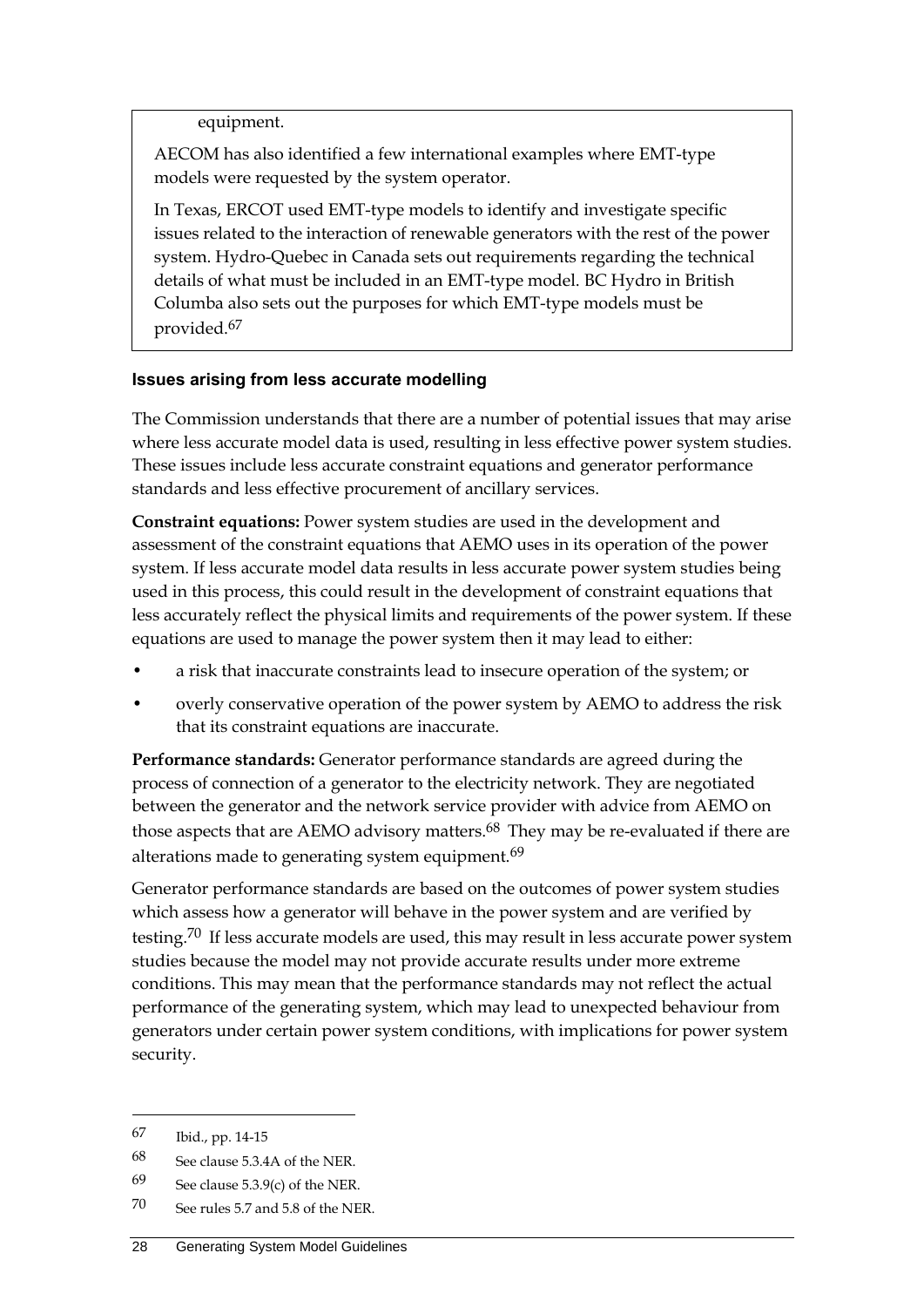equipment.

AECOM has also identified a few international examples where EMT-type models were requested by the system operator.

In Texas, ERCOT used EMT-type models to identify and investigate specific issues related to the interaction of renewable generators with the rest of the power system. Hydro-Quebec in Canada sets out requirements regarding the technical details of what must be included in an EMT-type model. BC Hydro in British Columba also sets out the purposes for which EMT-type models must be provided.[67]

### Issues arising from less accurate modelling

The Commission understands that there are a number of potential issues that may arise where less accurate model data is used, resulting in less effective power system studies. These issues include less accurate constraint equations and generator performance standards and less effective procurement of ancillary services.

**Constraint equations:** Power system studies are used in the development and assessment of the constraint equations that AEMO uses in its operation of the power system. If less accurate model data results in less accurate power system studies being used in this process, this could result in the development of constraint equations that less accurately reflect the physical limits and requirements of the power system. If these equations are used to manage the power system then it may lead to either:

- a risk that inaccurate constraints lead to insecure operation of the system; or
- overly conservative operation of the power system by AEMO to address the risk that its constraint equations are inaccurate.

**Performance standards:** Generator performance standards are agreed during the process of connection of a generator to the electricity network. They are negotiated between the generator and the network service provider with advice from AEMO on those aspects that are AEMO advisory matters.[68] They may be re-evaluated if there are alterations made to generating system equipment.[69]

Generator performance standards are based on the outcomes of power system studies which assess how a generator will behave in the power system and are verified by testing.[70] If less accurate models are used, this may result in less accurate power system studies because the model may not provide accurate results under more extreme conditions. This may mean that the performance standards may not reflect the actual performance of the generating system, which may lead to unexpected behaviour from generators under certain power system conditions, with implications for power system security.

---

67 Ibid., pp. 14-15

68 See clause 5.3.4A of the NER.

69 See clause 5.3.9(c) of the NER.

70 See rules 5.7 and 5.8 of the NER.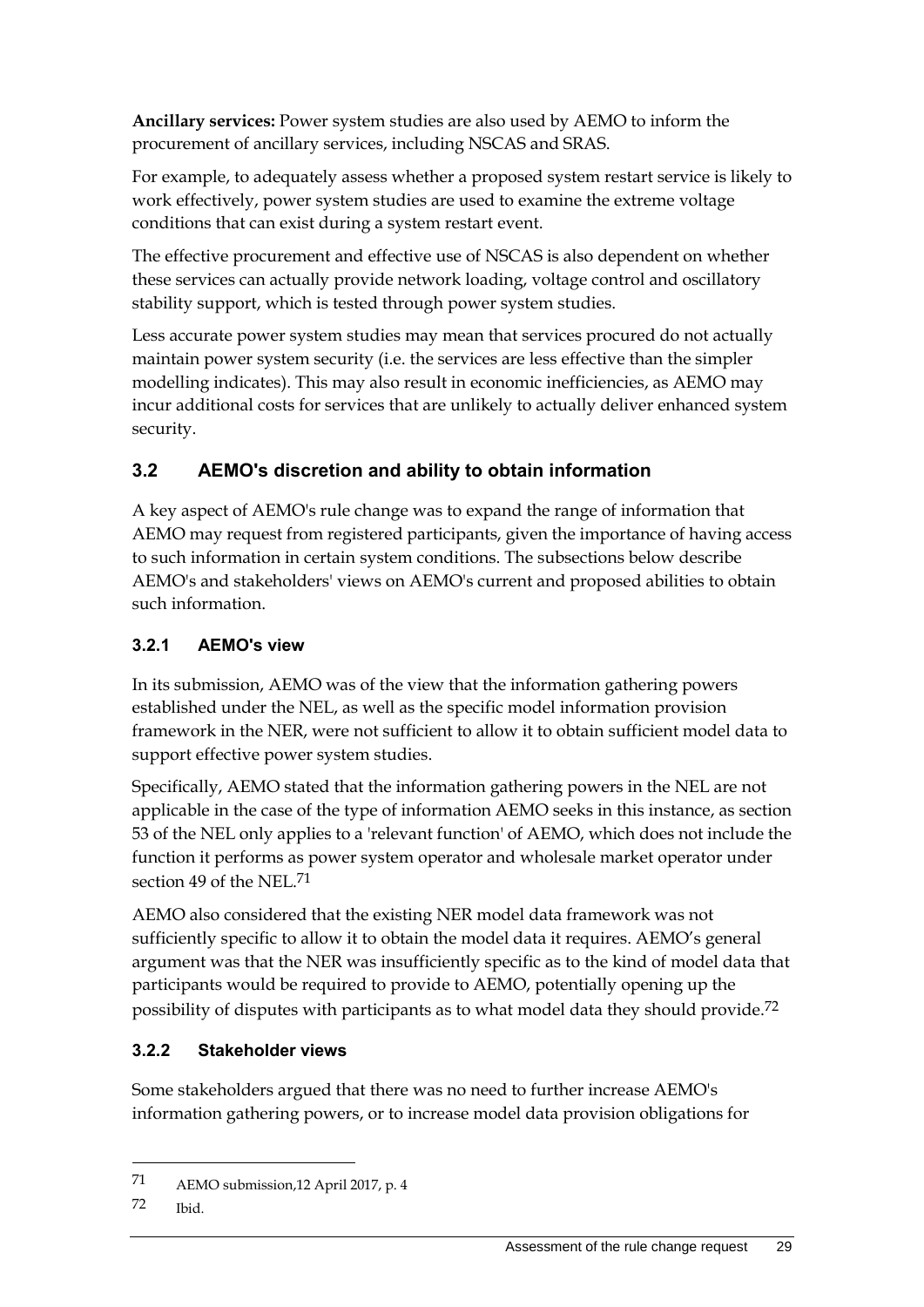**Ancillary services:** Power system studies are also used by AEMO to inform the procurement of ancillary services, including NSCAS and SRAS.

For example, to adequately assess whether a proposed system restart service is likely to work effectively, power system studies are used to examine the extreme voltage conditions that can exist during a system restart event.

The effective procurement and effective use of NSCAS is also dependent on whether these services can actually provide network loading, voltage control and oscillatory stability support, which is tested through power system studies.

Less accurate power system studies may mean that services procured do not actually maintain power system security (i.e. the services are less effective than the simpler modelling indicates). This may also result in economic inefficiencies, as AEMO may incur additional costs for services that are unlikely to actually deliver enhanced system security.

## 3.2 AEMO's discretion and ability to obtain information

A key aspect of AEMO's rule change was to expand the range of information that AEMO may request from registered participants, given the importance of having access to such information in certain system conditions. The subsections below describe AEMO's and stakeholders' views on AEMO's current and proposed abilities to obtain such information.

### 3.2.1 AEMO's view

In its submission, AEMO was of the view that the information gathering powers established under the NEL, as well as the specific model information provision framework in the NER, were not sufficient to allow it to obtain sufficient model data to support effective power system studies.

Specifically, AEMO stated that the information gathering powers in the NEL are not applicable in the case of the type of information AEMO seeks in this instance, as section 53 of the NEL only applies to a 'relevant function' of AEMO, which does not include the function it performs as power system operator and wholesale market operator under section 49 of the NEL.[71]

AEMO also considered that the existing NER model data framework was not sufficiently specific to allow it to obtain the model data it requires. AEMO's general argument was that the NER was insufficiently specific as to the kind of model data that participants would be required to provide to AEMO, potentially opening up the possibility of disputes with participants as to what model data they should provide.[72]

### 3.2.2 Stakeholder views

Some stakeholders argued that there was no need to further increase AEMO's information gathering powers, or to increase model data provision obligations for

---

71 AEMO submission,12 April 2017, p. 4

72 Ibid.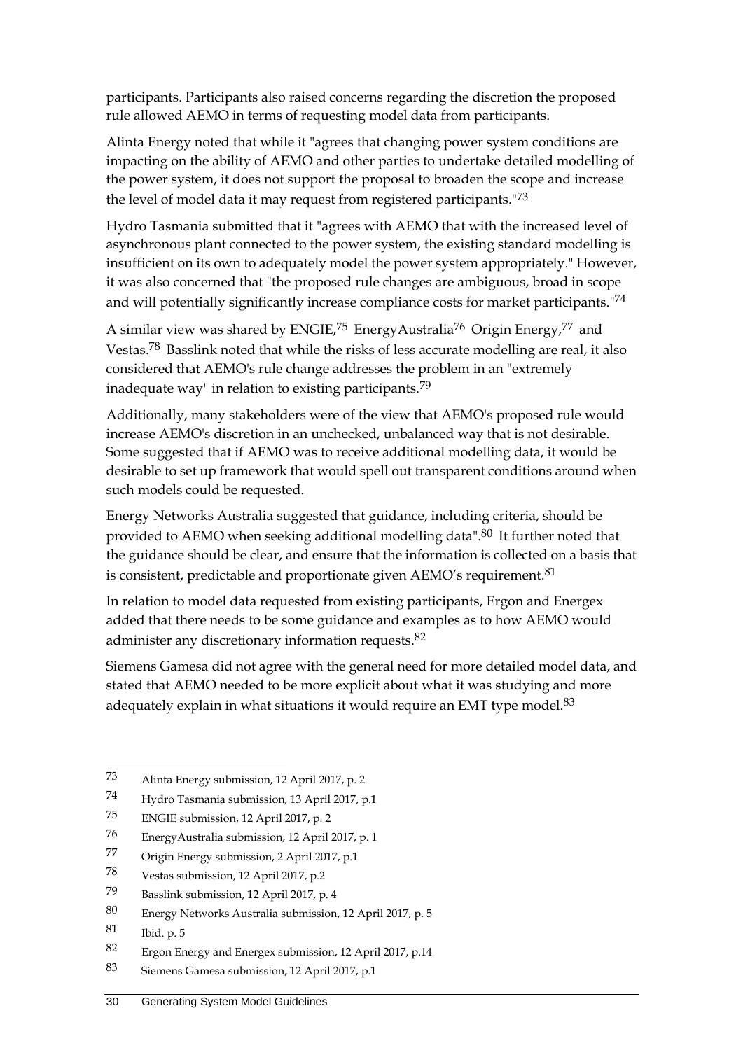participants. Participants also raised concerns regarding the discretion the proposed rule allowed AEMO in terms of requesting model data from participants.

Alinta Energy noted that while it "agrees that changing power system conditions are impacting on the ability of AEMO and other parties to undertake detailed modelling of the power system, it does not support the proposal to broaden the scope and increase the level of model data it may request from registered participants."[73]

Hydro Tasmania submitted that it "agrees with AEMO that with the increased level of asynchronous plant connected to the power system, the existing standard modelling is insufficient on its own to adequately model the power system appropriately." However, it was also concerned that "the proposed rule changes are ambiguous, broad in scope and will potentially significantly increase compliance costs for market participants."[74]

A similar view was shared by ENGIE,[75] EnergyAustralia[76] Origin Energy,[77] and Vestas.[78] Basslink noted that while the risks of less accurate modelling are real, it also considered that AEMO's rule change addresses the problem in an "extremely inadequate way" in relation to existing participants.[79]

Additionally, many stakeholders were of the view that AEMO's proposed rule would increase AEMO's discretion in an unchecked, unbalanced way that is not desirable. Some suggested that if AEMO was to receive additional modelling data, it would be desirable to set up framework that would spell out transparent conditions around when such models could be requested.

Energy Networks Australia suggested that guidance, including criteria, should be provided to AEMO when seeking additional modelling data".[80] It further noted that the guidance should be clear, and ensure that the information is collected on a basis that is consistent, predictable and proportionate given AEMO's requirement.[81]

In relation to model data requested from existing participants, Ergon and Energex added that there needs to be some guidance and examples as to how AEMO would administer any discretionary information requests.[82]

Siemens Gamesa did not agree with the general need for more detailed model data, and stated that AEMO needed to be more explicit about what it was studying and more adequately explain in what situations it would require an EMT type model.[83]

---

73 Alinta Energy submission, 12 April 2017, p. 2

74 Hydro Tasmania submission, 13 April 2017, p.1

75 ENGIE submission, 12 April 2017, p. 2

76 EnergyAustralia submission, 12 April 2017, p. 1

77 Origin Energy submission, 2 April 2017, p.1

78 Vestas submission, 12 April 2017, p.2

79 Basslink submission, 12 April 2017, p. 4

80 Energy Networks Australia submission, 12 April 2017, p. 5

81 Ibid. p. 5

82 Ergon Energy and Energex submission, 12 April 2017, p.14

83 Siemens Gamesa submission, 12 April 2017, p.1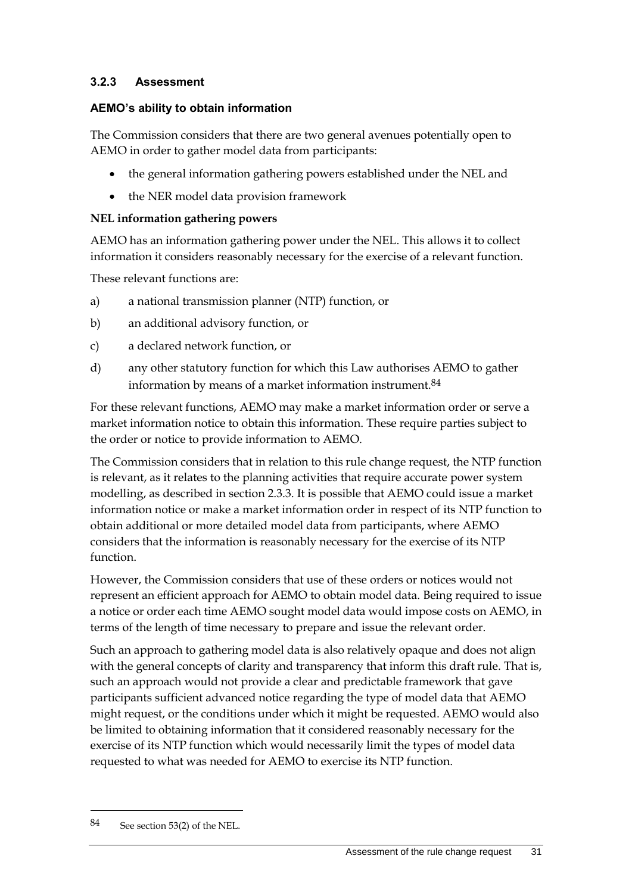### 3.2.3 Assessment

#### AEMO's ability to obtain information

The Commission considers that there are two general avenues potentially open to AEMO in order to gather model data from participants:

- the general information gathering powers established under the NEL and
- the NER model data provision framework

**NEL information gathering powers**

AEMO has an information gathering power under the NEL. This allows it to collect information it considers reasonably necessary for the exercise of a relevant function.

These relevant functions are:

a) a national transmission planner (NTP) function, or

b) an additional advisory function, or

c) a declared network function, or

d) any other statutory function for which this Law authorises AEMO to gather information by means of a market information instrument.[84]

For these relevant functions, AEMO may make a market information order or serve a market information notice to obtain this information. These require parties subject to the order or notice to provide information to AEMO.

The Commission considers that in relation to this rule change request, the NTP function is relevant, as it relates to the planning activities that require accurate power system modelling, as described in section 2.3.3. It is possible that AEMO could issue a market information notice or make a market information order in respect of its NTP function to obtain additional or more detailed model data from participants, where AEMO considers that the information is reasonably necessary for the exercise of its NTP function.

However, the Commission considers that use of these orders or notices would not represent an efficient approach for AEMO to obtain model data. Being required to issue a notice or order each time AEMO sought model data would impose costs on AEMO, in terms of the length of time necessary to prepare and issue the relevant order.

Such an approach to gathering model data is also relatively opaque and does not align with the general concepts of clarity and transparency that inform this draft rule. That is, such an approach would not provide a clear and predictable framework that gave participants sufficient advanced notice regarding the type of model data that AEMO might request, or the conditions under which it might be requested. AEMO would also be limited to obtaining information that it considered reasonably necessary for the exercise of its NTP function which would necessarily limit the types of model data requested to what was needed for AEMO to exercise its NTP function.

---

84 See section 53(2) of the NEL.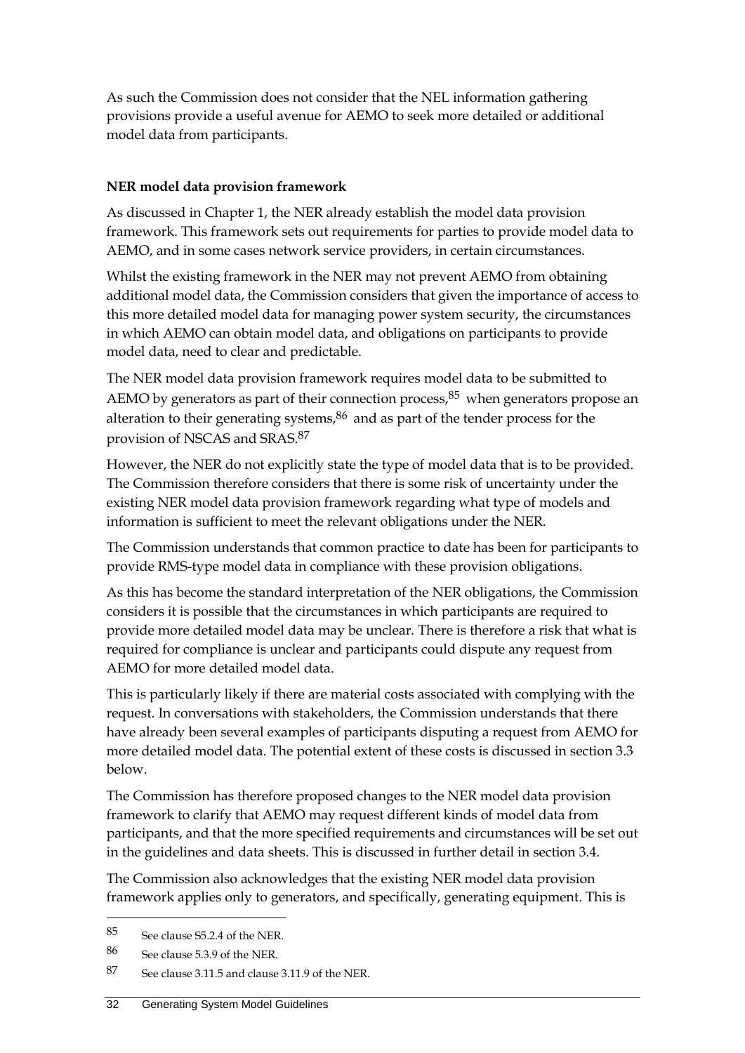As such the Commission does not consider that the NEL information gathering provisions provide a useful avenue for AEMO to seek more detailed or additional model data from participants.

**NER model data provision framework**

As discussed in Chapter 1, the NER already establish the model data provision framework. This framework sets out requirements for parties to provide model data to AEMO, and in some cases network service providers, in certain circumstances.

Whilst the existing framework in the NER may not prevent AEMO from obtaining additional model data, the Commission considers that given the importance of access to this more detailed model data for managing power system security, the circumstances in which AEMO can obtain model data, and obligations on participants to provide model data, need to clear and predictable.

The NER model data provision framework requires model data to be submitted to AEMO by generators as part of their connection process,[85] when generators propose an alteration to their generating systems,[86] and as part of the tender process for the provision of NSCAS and SRAS.[87]

However, the NER do not explicitly state the type of model data that is to be provided. The Commission therefore considers that there is some risk of uncertainty under the existing NER model data provision framework regarding what type of models and information is sufficient to meet the relevant obligations under the NER.

The Commission understands that common practice to date has been for participants to provide RMS-type model data in compliance with these provision obligations.

As this has become the standard interpretation of the NER obligations, the Commission considers it is possible that the circumstances in which participants are required to provide more detailed model data may be unclear. There is therefore a risk that what is required for compliance is unclear and participants could dispute any request from AEMO for more detailed model data.

This is particularly likely if there are material costs associated with complying with the request. In conversations with stakeholders, the Commission understands that there have already been several examples of participants disputing a request from AEMO for more detailed model data. The potential extent of these costs is discussed in section 3.3 below.

The Commission has therefore proposed changes to the NER model data provision framework to clarify that AEMO may request different kinds of model data from participants, and that the more specified requirements and circumstances will be set out in the guidelines and data sheets. This is discussed in further detail in section 3.4.

The Commission also acknowledges that the existing NER model data provision framework applies only to generators, and specifically, generating equipment. This is

85 See clause S5.2.4 of the NER.

86 See clause 5.3.9 of the NER.

87 See clause 3.11.5 and clause 3.11.9 of the NER.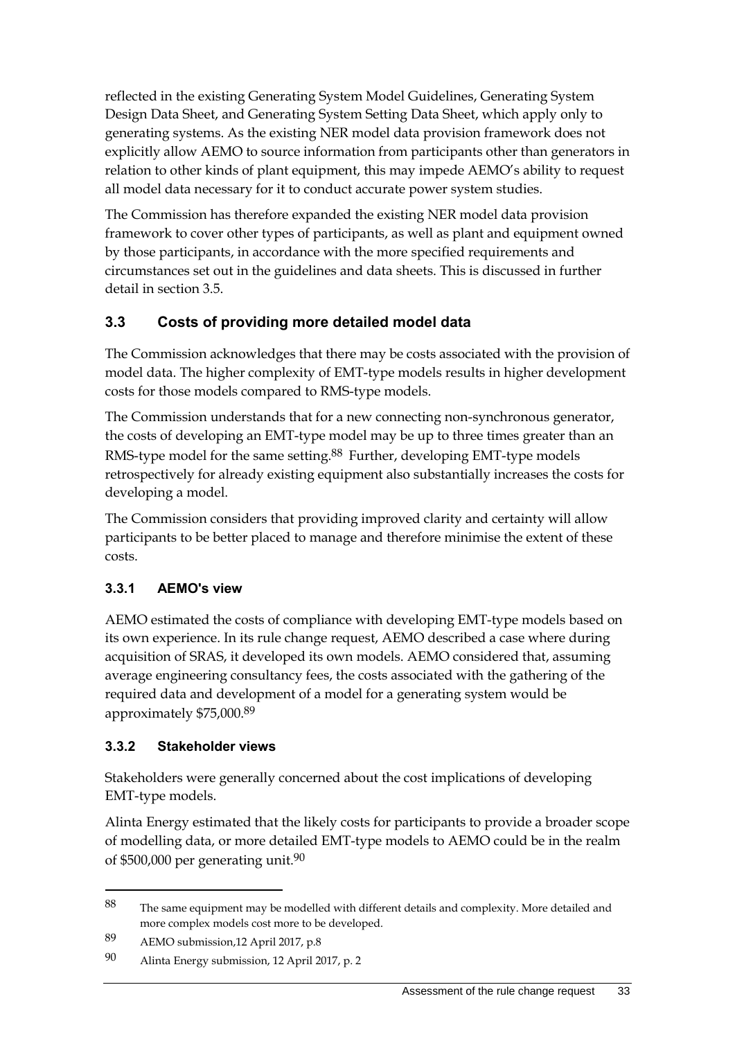reflected in the existing Generating System Model Guidelines, Generating System Design Data Sheet, and Generating System Setting Data Sheet, which apply only to generating systems. As the existing NER model data provision framework does not explicitly allow AEMO to source information from participants other than generators in relation to other kinds of plant equipment, this may impede AEMO's ability to request all model data necessary for it to conduct accurate power system studies.

The Commission has therefore expanded the existing NER model data provision framework to cover other types of participants, as well as plant and equipment owned by those participants, in accordance with the more specified requirements and circumstances set out in the guidelines and data sheets. This is discussed in further detail in section 3.5.

## 3.3 Costs of providing more detailed model data

The Commission acknowledges that there may be costs associated with the provision of model data. The higher complexity of EMT-type models results in higher development costs for those models compared to RMS-type models.

The Commission understands that for a new connecting non-synchronous generator, the costs of developing an EMT-type model may be up to three times greater than an RMS-type model for the same setting.[88] Further, developing EMT-type models retrospectively for already existing equipment also substantially increases the costs for developing a model.

The Commission considers that providing improved clarity and certainty will allow participants to be better placed to manage and therefore minimise the extent of these costs.

### 3.3.1 AEMO's view

AEMO estimated the costs of compliance with developing EMT-type models based on its own experience. In its rule change request, AEMO described a case where during acquisition of SRAS, it developed its own models. AEMO considered that, assuming average engineering consultancy fees, the costs associated with the gathering of the required data and development of a model for a generating system would be approximately $75,000.[89]

### 3.3.2 Stakeholder views

Stakeholders were generally concerned about the cost implications of developing EMT-type models.

Alinta Energy estimated that the likely costs for participants to provide a broader scope of modelling data, or more detailed EMT-type models to AEMO could be in the realm of $500,000 per generating unit.[90]

---

88 The same equipment may be modelled with different details and complexity. More detailed and more complex models cost more to be developed.

89 AEMO submission,12 April 2017, p.8

90 Alinta Energy submission, 12 April 2017, p. 2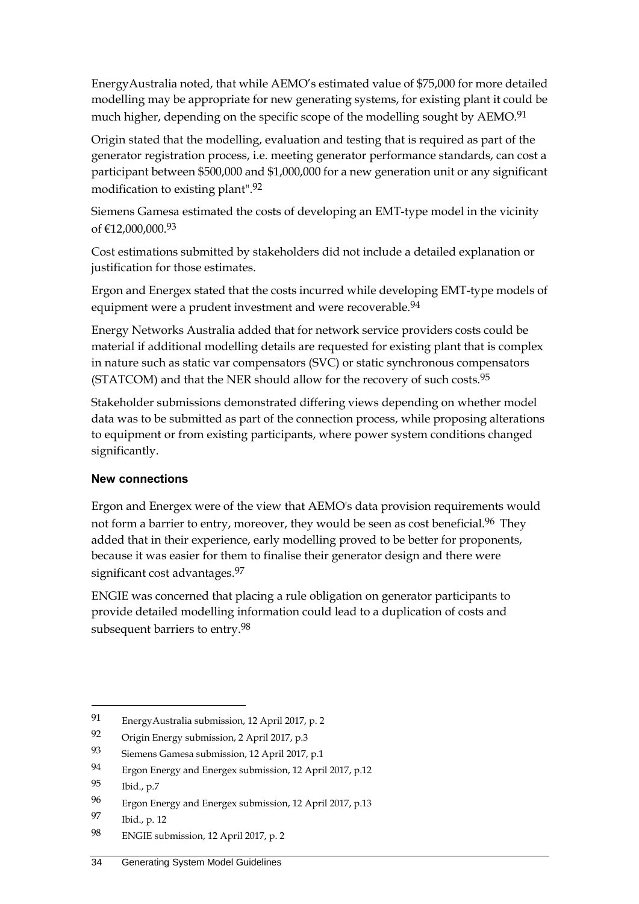EnergyAustralia noted, that while AEMO's estimated value of $75,000 for more detailed modelling may be appropriate for new generating systems, for existing plant it could be much higher, depending on the specific scope of the modelling sought by AEMO.[91]

Origin stated that the modelling, evaluation and testing that is required as part of the generator registration process, i.e. meeting generator performance standards, can cost a participant between $500,000 and $1,000,000 for a new generation unit or any significant modification to existing plant".[92]

Siemens Gamesa estimated the costs of developing an EMT-type model in the vicinity of €12,000,000.[93]

Cost estimations submitted by stakeholders did not include a detailed explanation or justification for those estimates.

Ergon and Energex stated that the costs incurred while developing EMT-type models of equipment were a prudent investment and were recoverable.[94]

Energy Networks Australia added that for network service providers costs could be material if additional modelling details are requested for existing plant that is complex in nature such as static var compensators (SVC) or static synchronous compensators (STATCOM) and that the NER should allow for the recovery of such costs.[95]

Stakeholder submissions demonstrated differing views depending on whether model data was to be submitted as part of the connection process, while proposing alterations to equipment or from existing participants, where power system conditions changed significantly.

### New connections

Ergon and Energex were of the view that AEMO's data provision requirements would not form a barrier to entry, moreover, they would be seen as cost beneficial.[96] They added that in their experience, early modelling proved to be better for proponents, because it was easier for them to finalise their generator design and there were significant cost advantages.[97]

ENGIE was concerned that placing a rule obligation on generator participants to provide detailed modelling information could lead to a duplication of costs and subsequent barriers to entry.[98]

---

91 EnergyAustralia submission, 12 April 2017, p. 2

92 Origin Energy submission, 2 April 2017, p.3

93 Siemens Gamesa submission, 12 April 2017, p.1

94 Ergon Energy and Energex submission, 12 April 2017, p.12

95 Ibid., p.7

96 Ergon Energy and Energex submission, 12 April 2017, p.13

97 Ibid., p. 12

98 ENGIE submission, 12 April 2017, p. 2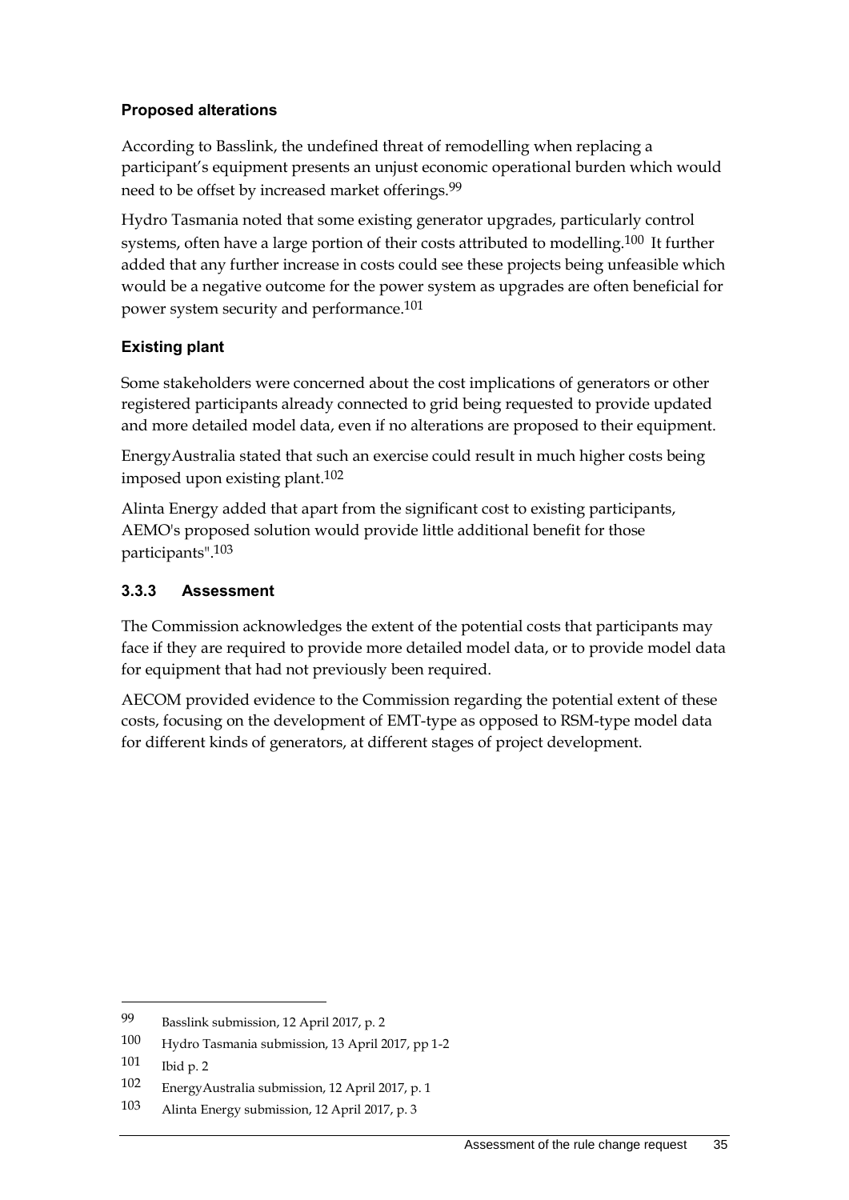#### Proposed alterations

According to Basslink, the undefined threat of remodelling when replacing a participant's equipment presents an unjust economic operational burden which would need to be offset by increased market offerings.[99]

Hydro Tasmania noted that some existing generator upgrades, particularly control systems, often have a large portion of their costs attributed to modelling.[100] It further added that any further increase in costs could see these projects being unfeasible which would be a negative outcome for the power system as upgrades are often beneficial for power system security and performance.[101]

#### Existing plant

Some stakeholders were concerned about the cost implications of generators or other registered participants already connected to grid being requested to provide updated and more detailed model data, even if no alterations are proposed to their equipment.

EnergyAustralia stated that such an exercise could result in much higher costs being imposed upon existing plant.[102]

Alinta Energy added that apart from the significant cost to existing participants, AEMO's proposed solution would provide little additional benefit for those participants".[103]

### 3.3.3 Assessment

The Commission acknowledges the extent of the potential costs that participants may face if they are required to provide more detailed model data, or to provide model data for equipment that had not previously been required.

AECOM provided evidence to the Commission regarding the potential extent of these costs, focusing on the development of EMT-type as opposed to RSM-type model data for different kinds of generators, at different stages of project development.

---

99 Basslink submission, 12 April 2017, p. 2

100 Hydro Tasmania submission, 13 April 2017, pp 1-2

101 Ibid p. 2

102 EnergyAustralia submission, 12 April 2017, p. 1

103 Alinta Energy submission, 12 April 2017, p. 3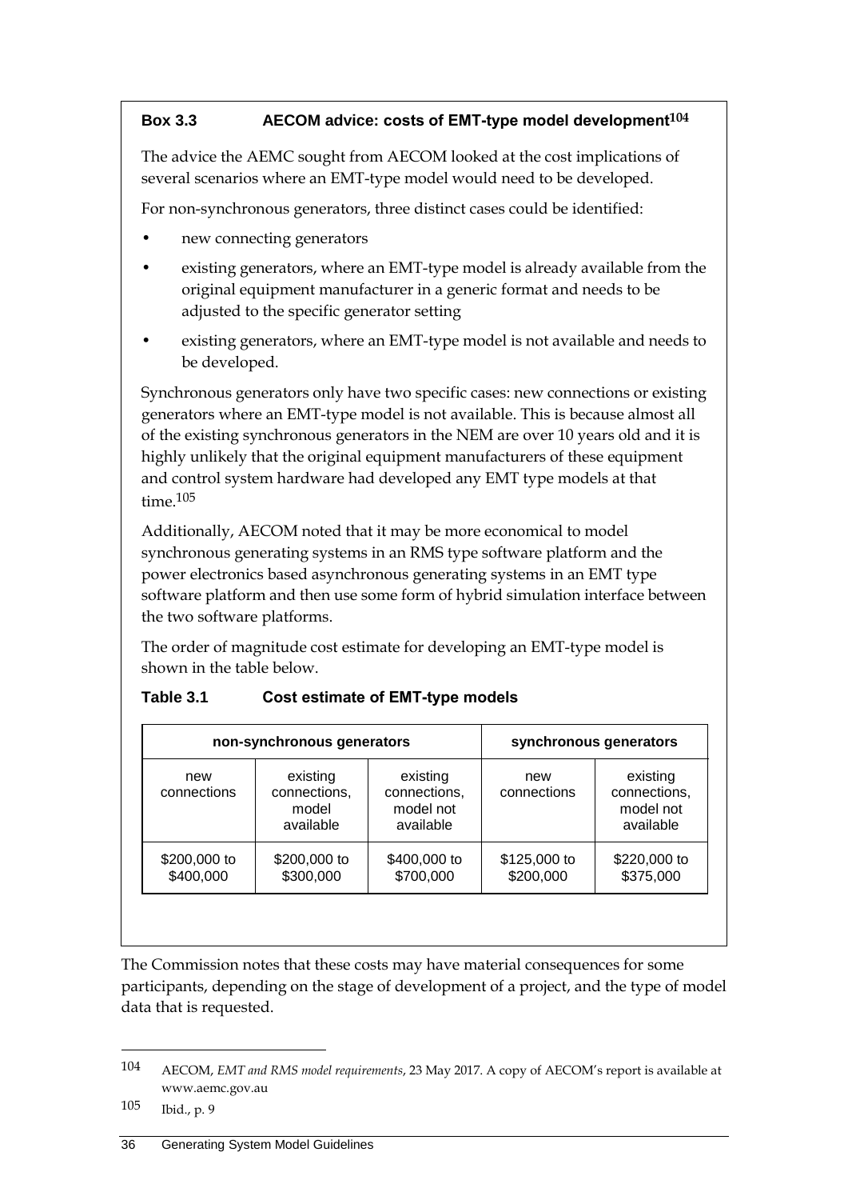### Box 3.3 AECOM advice: costs of EMT-type model development[104]

The advice the AEMC sought from AECOM looked at the cost implications of several scenarios where an EMT-type model would need to be developed.

For non-synchronous generators, three distinct cases could be identified:

- new connecting generators
- existing generators, where an EMT-type model is already available from the original equipment manufacturer in a generic format and needs to be adjusted to the specific generator setting
- existing generators, where an EMT-type model is not available and needs to be developed.

Synchronous generators only have two specific cases: new connections or existing generators where an EMT-type model is not available. This is because almost all of the existing synchronous generators in the NEM are over 10 years old and it is highly unlikely that the original equipment manufacturers of these equipment and control system hardware had developed any EMT type models at that time.[105]

Additionally, AECOM noted that it may be more economical to model synchronous generating systems in an RMS type software platform and the power electronics based asynchronous generating systems in an EMT type software platform and then use some form of hybrid simulation interface between the two software platforms.

The order of magnitude cost estimate for developing an EMT-type model is shown in the table below.

**Table 3.1 Cost estimate of EMT-type models**

| non-synchronous generators | | | synchronous generators | |
|---|---|---|---|---|
| new connections | existing connections, model available | existing connections, model not available | new connections | existing connections, model not available |
| \$200,000 to \$400,000 | \$200,000 to \$300,000 | \$400,000 to \$700,000 | \$125,000 to \$200,000 | \$220,000 to \$375,000 |

The Commission notes that these costs may have material consequences for some participants, depending on the stage of development of a project, and the type of model data that is requested.

---

104 AECOM, *EMT and RMS model requirements*, 23 May 2017. A copy of AECOM's report is available at www.aemc.gov.au

105 Ibid., p. 9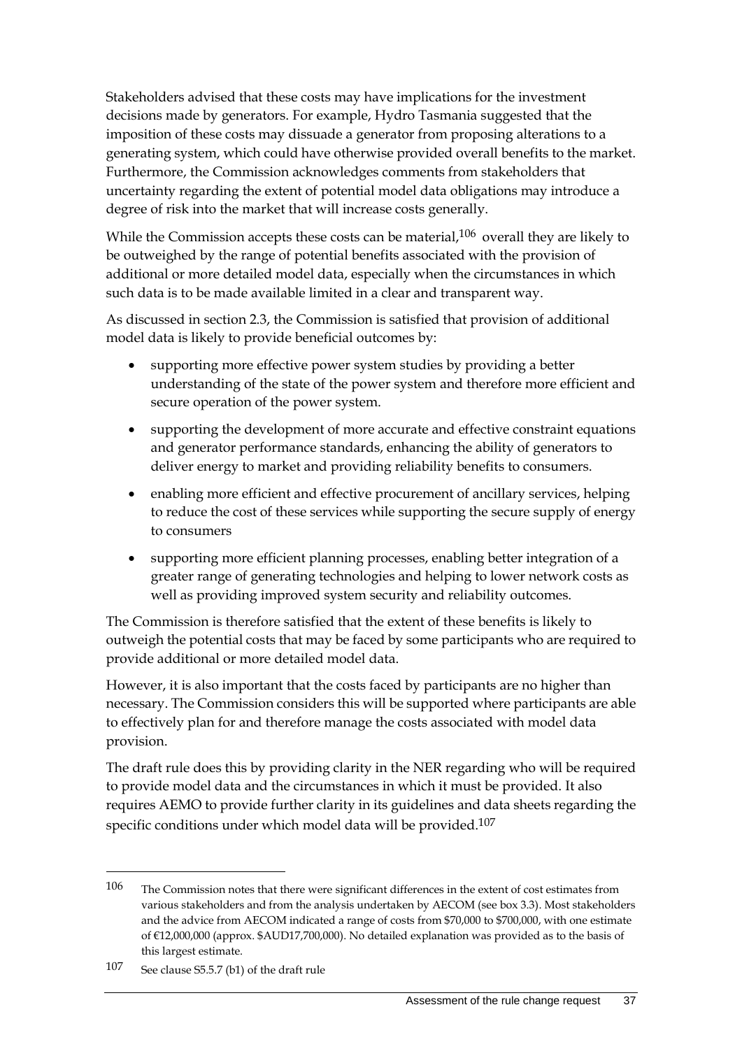Stakeholders advised that these costs may have implications for the investment decisions made by generators. For example, Hydro Tasmania suggested that the imposition of these costs may dissuade a generator from proposing alterations to a generating system, which could have otherwise provided overall benefits to the market. Furthermore, the Commission acknowledges comments from stakeholders that uncertainty regarding the extent of potential model data obligations may introduce a degree of risk into the market that will increase costs generally.

While the Commission accepts these costs can be material,[106] overall they are likely to be outweighed by the range of potential benefits associated with the provision of additional or more detailed model data, especially when the circumstances in which such data is to be made available limited in a clear and transparent way.

As discussed in section 2.3, the Commission is satisfied that provision of additional model data is likely to provide beneficial outcomes by:

- supporting more effective power system studies by providing a better understanding of the state of the power system and therefore more efficient and secure operation of the power system.
- supporting the development of more accurate and effective constraint equations and generator performance standards, enhancing the ability of generators to deliver energy to market and providing reliability benefits to consumers.
- enabling more efficient and effective procurement of ancillary services, helping to reduce the cost of these services while supporting the secure supply of energy to consumers
- supporting more efficient planning processes, enabling better integration of a greater range of generating technologies and helping to lower network costs as well as providing improved system security and reliability outcomes.

The Commission is therefore satisfied that the extent of these benefits is likely to outweigh the potential costs that may be faced by some participants who are required to provide additional or more detailed model data.

However, it is also important that the costs faced by participants are no higher than necessary. The Commission considers this will be supported where participants are able to effectively plan for and therefore manage the costs associated with model data provision.

The draft rule does this by providing clarity in the NER regarding who will be required to provide model data and the circumstances in which it must be provided. It also requires AEMO to provide further clarity in its guidelines and data sheets regarding the specific conditions under which model data will be provided.[107]

---

106 The Commission notes that there were significant differences in the extent of cost estimates from various stakeholders and from the analysis undertaken by AECOM (see box 3.3). Most stakeholders and the advice from AECOM indicated a range of costs from $70,000 to $700,000, with one estimate of €12,000,000 (approx. $AUD17,700,000). No detailed explanation was provided as to the basis of this largest estimate.

107 See clause S5.5.7 (b1) of the draft rule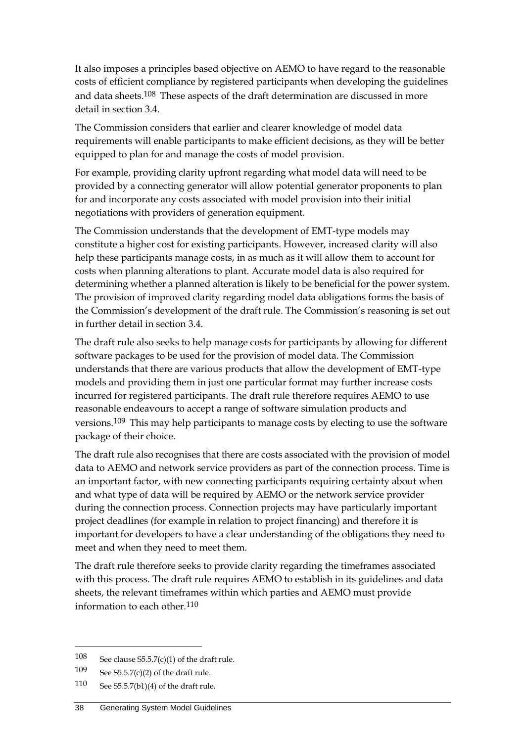It also imposes a principles based objective on AEMO to have regard to the reasonable costs of efficient compliance by registered participants when developing the guidelines and data sheets.[108] These aspects of the draft determination are discussed in more detail in section 3.4.

The Commission considers that earlier and clearer knowledge of model data requirements will enable participants to make efficient decisions, as they will be better equipped to plan for and manage the costs of model provision.

For example, providing clarity upfront regarding what model data will need to be provided by a connecting generator will allow potential generator proponents to plan for and incorporate any costs associated with model provision into their initial negotiations with providers of generation equipment.

The Commission understands that the development of EMT-type models may constitute a higher cost for existing participants. However, increased clarity will also help these participants manage costs, in as much as it will allow them to account for costs when planning alterations to plant. Accurate model data is also required for determining whether a planned alteration is likely to be beneficial for the power system. The provision of improved clarity regarding model data obligations forms the basis of the Commission's development of the draft rule. The Commission's reasoning is set out in further detail in section 3.4.

The draft rule also seeks to help manage costs for participants by allowing for different software packages to be used for the provision of model data. The Commission understands that there are various products that allow the development of EMT-type models and providing them in just one particular format may further increase costs incurred for registered participants. The draft rule therefore requires AEMO to use reasonable endeavours to accept a range of software simulation products and versions.[109] This may help participants to manage costs by electing to use the software package of their choice.

The draft rule also recognises that there are costs associated with the provision of model data to AEMO and network service providers as part of the connection process. Time is an important factor, with new connecting participants requiring certainty about when and what type of data will be required by AEMO or the network service provider during the connection process. Connection projects may have particularly important project deadlines (for example in relation to project financing) and therefore it is important for developers to have a clear understanding of the obligations they need to meet and when they need to meet them.

The draft rule therefore seeks to provide clarity regarding the timeframes associated with this process. The draft rule requires AEMO to establish in its guidelines and data sheets, the relevant timeframes within which parties and AEMO must provide information to each other.[110]

---

108 See clause S5.5.7(c)(1) of the draft rule.

109 See S5.5.7(c)(2) of the draft rule.

110 See S5.5.7(b1)(4) of the draft rule.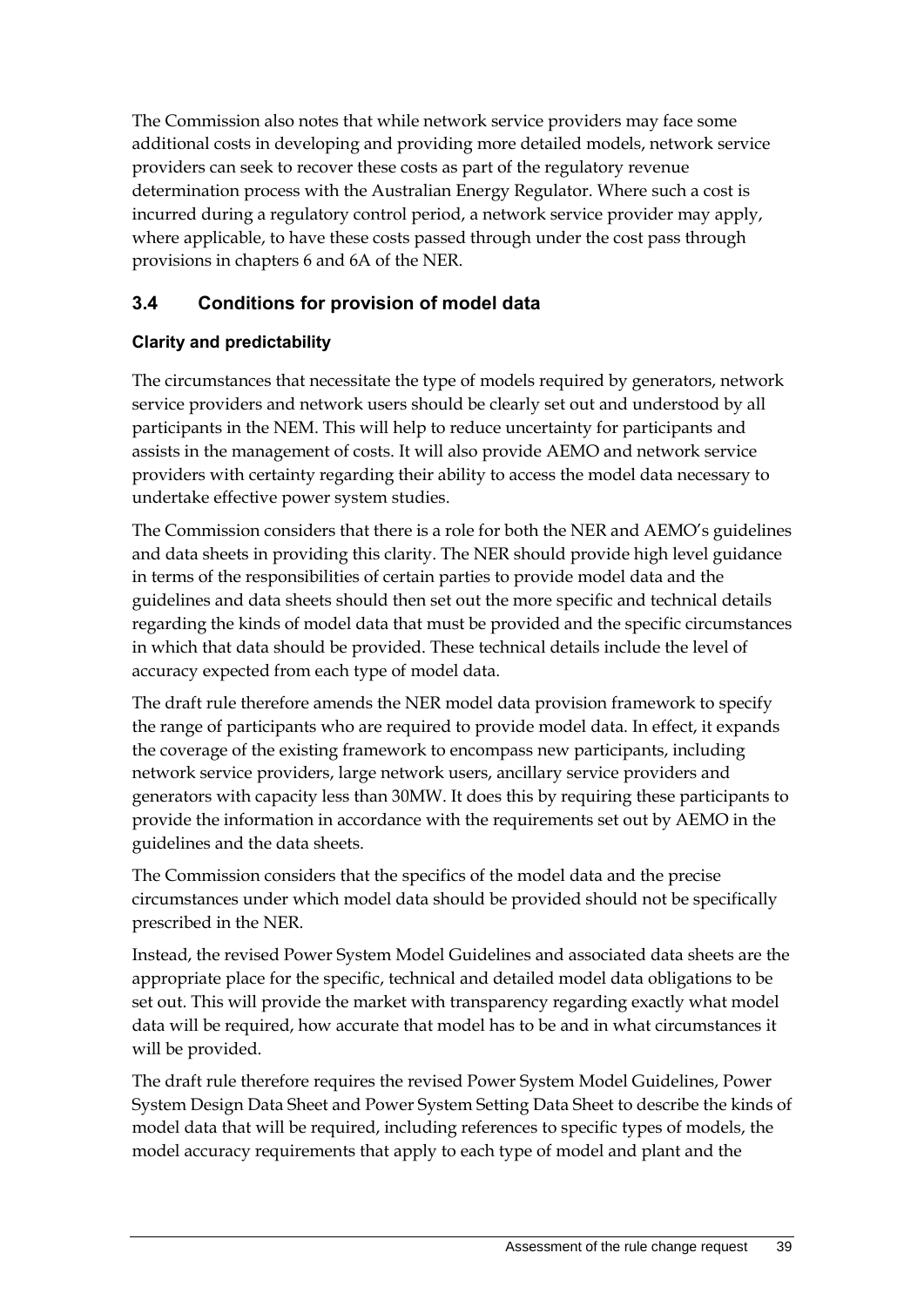The Commission also notes that while network service providers may face some additional costs in developing and providing more detailed models, network service providers can seek to recover these costs as part of the regulatory revenue determination process with the Australian Energy Regulator. Where such a cost is incurred during a regulatory control period, a network service provider may apply, where applicable, to have these costs passed through under the cost pass through provisions in chapters 6 and 6A of the NER.

## 3.4 Conditions for provision of model data

### Clarity and predictability

The circumstances that necessitate the type of models required by generators, network service providers and network users should be clearly set out and understood by all participants in the NEM. This will help to reduce uncertainty for participants and assists in the management of costs. It will also provide AEMO and network service providers with certainty regarding their ability to access the model data necessary to undertake effective power system studies.

The Commission considers that there is a role for both the NER and AEMO's guidelines and data sheets in providing this clarity. The NER should provide high level guidance in terms of the responsibilities of certain parties to provide model data and the guidelines and data sheets should then set out the more specific and technical details regarding the kinds of model data that must be provided and the specific circumstances in which that data should be provided. These technical details include the level of accuracy expected from each type of model data.

The draft rule therefore amends the NER model data provision framework to specify the range of participants who are required to provide model data. In effect, it expands the coverage of the existing framework to encompass new participants, including network service providers, large network users, ancillary service providers and generators with capacity less than 30MW. It does this by requiring these participants to provide the information in accordance with the requirements set out by AEMO in the guidelines and the data sheets.

The Commission considers that the specifics of the model data and the precise circumstances under which model data should be provided should not be specifically prescribed in the NER.

Instead, the revised Power System Model Guidelines and associated data sheets are the appropriate place for the specific, technical and detailed model data obligations to be set out. This will provide the market with transparency regarding exactly what model data will be required, how accurate that model has to be and in what circumstances it will be provided.

The draft rule therefore requires the revised Power System Model Guidelines, Power System Design Data Sheet and Power System Setting Data Sheet to describe the kinds of model data that will be required, including references to specific types of models, the model accuracy requirements that apply to each type of model and plant and the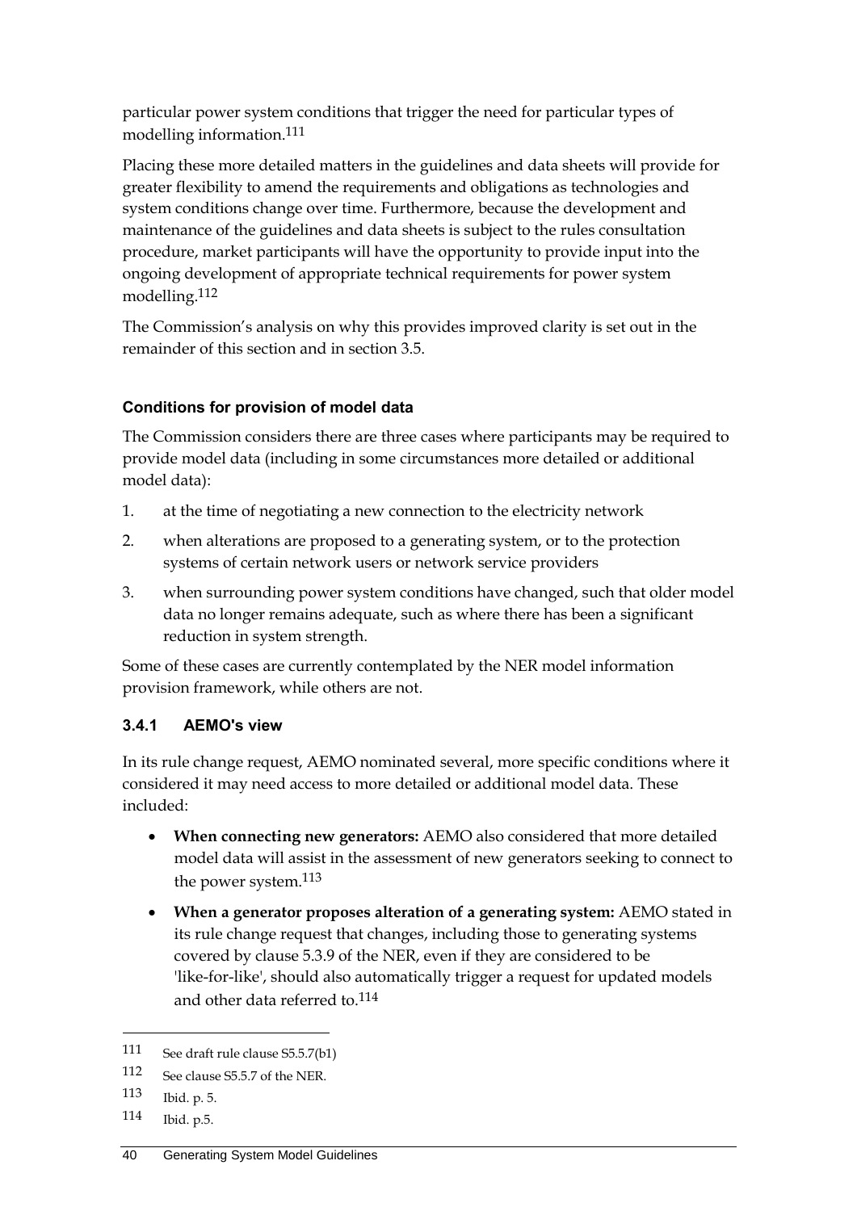particular power system conditions that trigger the need for particular types of modelling information.[111]

Placing these more detailed matters in the guidelines and data sheets will provide for greater flexibility to amend the requirements and obligations as technologies and system conditions change over time. Furthermore, because the development and maintenance of the guidelines and data sheets is subject to the rules consultation procedure, market participants will have the opportunity to provide input into the ongoing development of appropriate technical requirements for power system modelling.[112]

The Commission's analysis on why this provides improved clarity is set out in the remainder of this section and in section 3.5.

#### Conditions for provision of model data

The Commission considers there are three cases where participants may be required to provide model data (including in some circumstances more detailed or additional model data):

1. at the time of negotiating a new connection to the electricity network
2. when alterations are proposed to a generating system, or to the protection systems of certain network users or network service providers
3. when surrounding power system conditions have changed, such that older model data no longer remains adequate, such as where there has been a significant reduction in system strength.

Some of these cases are currently contemplated by the NER model information provision framework, while others are not.

### 3.4.1 AEMO's view

In its rule change request, AEMO nominated several, more specific conditions where it considered it may need access to more detailed or additional model data. These included:

- **When connecting new generators:** AEMO also considered that more detailed model data will assist in the assessment of new generators seeking to connect to the power system.[113]
- **When a generator proposes alteration of a generating system:** AEMO stated in its rule change request that changes, including those to generating systems covered by clause 5.3.9 of the NER, even if they are considered to be 'like-for-like', should also automatically trigger a request for updated models and other data referred to.[114]

---

111 See draft rule clause S5.5.7(b1)

112 See clause S5.5.7 of the NER.

113 Ibid. p. 5.

114 Ibid. p.5.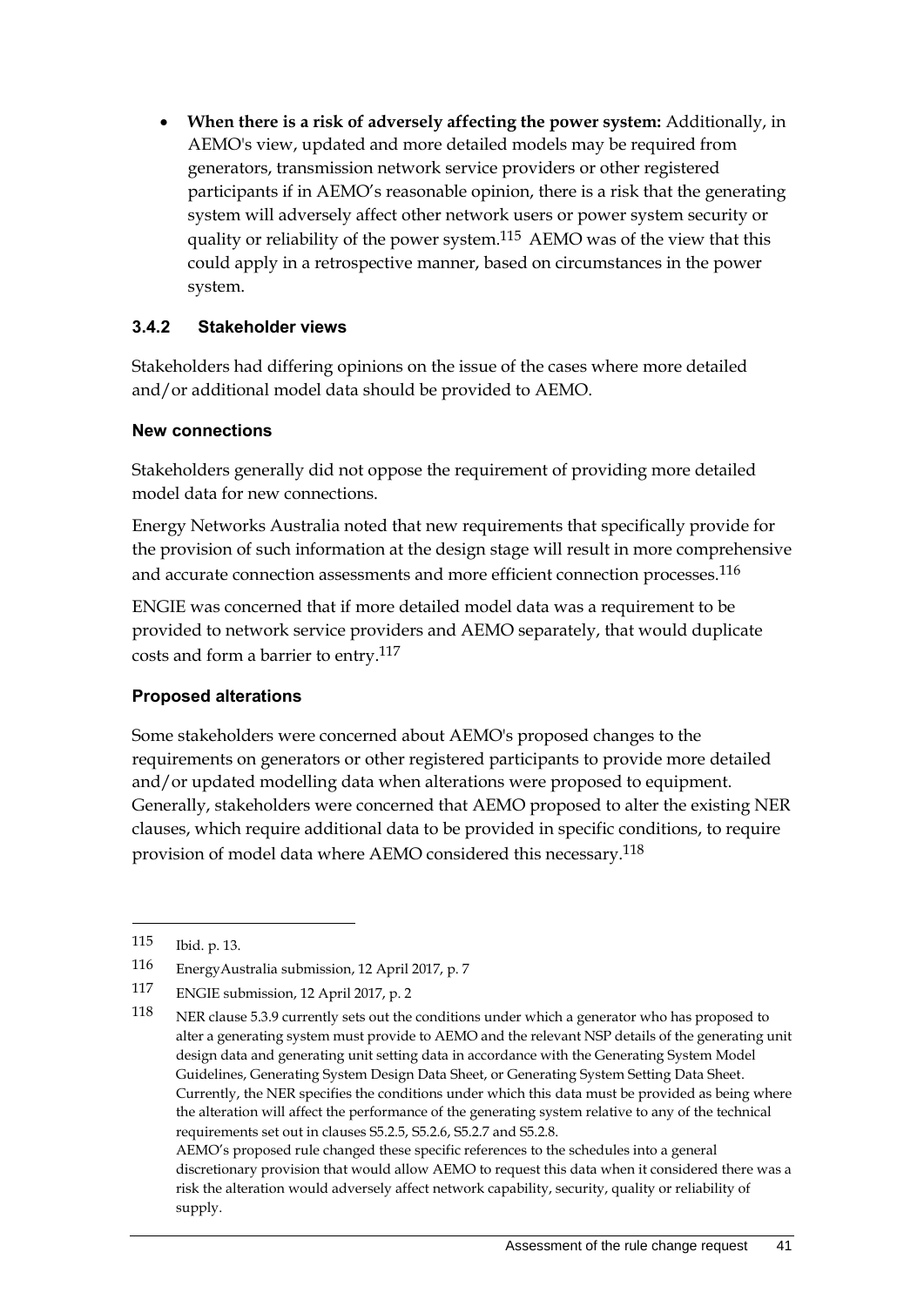- **When there is a risk of adversely affecting the power system:** Additionally, in AEMO's view, updated and more detailed models may be required from generators, transmission network service providers or other registered participants if in AEMO's reasonable opinion, there is a risk that the generating system will adversely affect other network users or power system security or quality or reliability of the power system.[115] AEMO was of the view that this could apply in a retrospective manner, based on circumstances in the power system.

### 3.4.2 Stakeholder views

Stakeholders had differing opinions on the issue of the cases where more detailed and/or additional model data should be provided to AEMO.

#### New connections

Stakeholders generally did not oppose the requirement of providing more detailed model data for new connections.

Energy Networks Australia noted that new requirements that specifically provide for the provision of such information at the design stage will result in more comprehensive and accurate connection assessments and more efficient connection processes.[116]

ENGIE was concerned that if more detailed model data was a requirement to be provided to network service providers and AEMO separately, that would duplicate costs and form a barrier to entry.[117]

#### Proposed alterations

Some stakeholders were concerned about AEMO's proposed changes to the requirements on generators or other registered participants to provide more detailed and/or updated modelling data when alterations were proposed to equipment. Generally, stakeholders were concerned that AEMO proposed to alter the existing NER clauses, which require additional data to be provided in specific conditions, to require provision of model data where AEMO considered this necessary.[118]

---

115 Ibid. p. 13.

116 EnergyAustralia submission, 12 April 2017, p. 7

117 ENGIE submission, 12 April 2017, p. 2

118 NER clause 5.3.9 currently sets out the conditions under which a generator who has proposed to alter a generating system must provide to AEMO and the relevant NSP details of the generating unit design data and generating unit setting data in accordance with the Generating System Model Guidelines, Generating System Design Data Sheet, or Generating System Setting Data Sheet. Currently, the NER specifies the conditions under which this data must be provided as being where the alteration will affect the performance of the generating system relative to any of the technical requirements set out in clauses S5.2.5, S5.2.6, S5.2.7 and S5.2.8.
AEMO's proposed rule changed these specific references to the schedules into a general discretionary provision that would allow AEMO to request this data when it considered there was a risk the alteration would adversely affect network capability, security, quality or reliability of supply.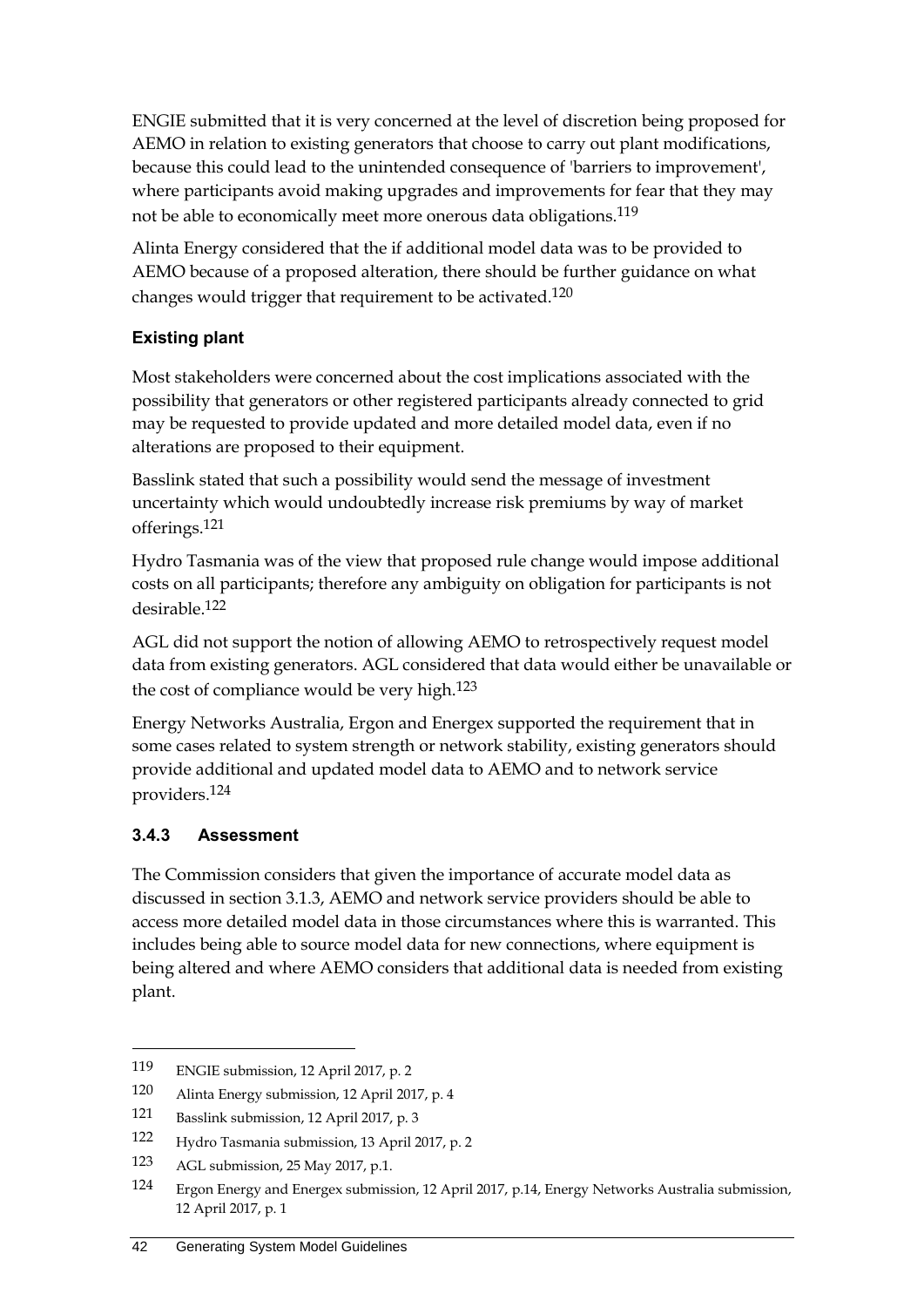ENGIE submitted that it is very concerned at the level of discretion being proposed for AEMO in relation to existing generators that choose to carry out plant modifications, because this could lead to the unintended consequence of 'barriers to improvement', where participants avoid making upgrades and improvements for fear that they may not be able to economically meet more onerous data obligations.[119]

Alinta Energy considered that the if additional model data was to be provided to AEMO because of a proposed alteration, there should be further guidance on what changes would trigger that requirement to be activated.[120]

**Existing plant**

Most stakeholders were concerned about the cost implications associated with the possibility that generators or other registered participants already connected to grid may be requested to provide updated and more detailed model data, even if no alterations are proposed to their equipment.

Basslink stated that such a possibility would send the message of investment uncertainty which would undoubtedly increase risk premiums by way of market offerings.[121]

Hydro Tasmania was of the view that proposed rule change would impose additional costs on all participants; therefore any ambiguity on obligation for participants is not desirable.[122]

AGL did not support the notion of allowing AEMO to retrospectively request model data from existing generators. AGL considered that data would either be unavailable or the cost of compliance would be very high.[123]

Energy Networks Australia, Ergon and Energex supported the requirement that in some cases related to system strength or network stability, existing generators should provide additional and updated model data to AEMO and to network service providers.[124]

### 3.4.3 Assessment

The Commission considers that given the importance of accurate model data as discussed in section 3.1.3, AEMO and network service providers should be able to access more detailed model data in those circumstances where this is warranted. This includes being able to source model data for new connections, where equipment is being altered and where AEMO considers that additional data is needed from existing plant.

---

119 ENGIE submission, 12 April 2017, p. 2

120 Alinta Energy submission, 12 April 2017, p. 4

121 Basslink submission, 12 April 2017, p. 3

122 Hydro Tasmania submission, 13 April 2017, p. 2

123 AGL submission, 25 May 2017, p.1.

124 Ergon Energy and Energex submission, 12 April 2017, p.14, Energy Networks Australia submission, 12 April 2017, p. 1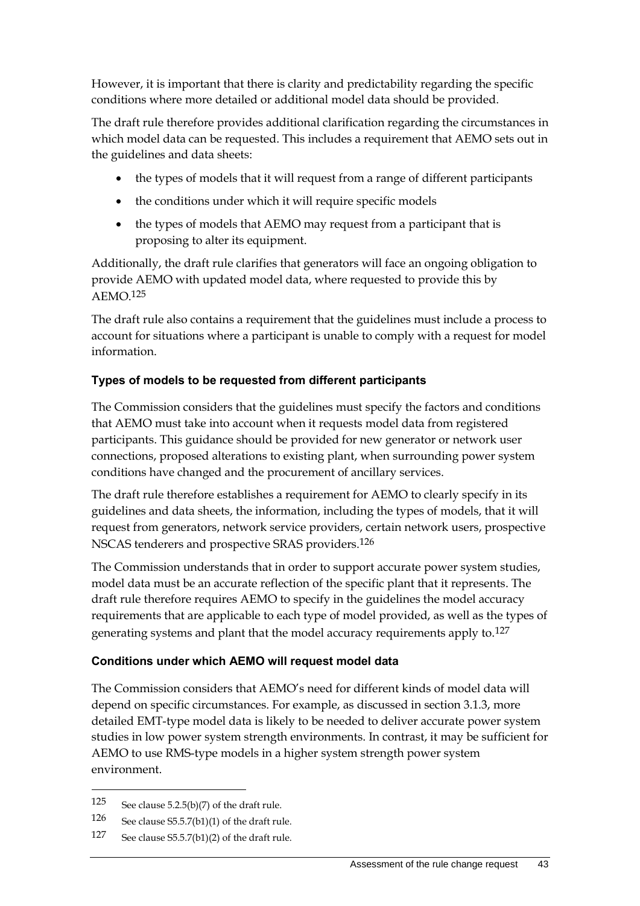However, it is important that there is clarity and predictability regarding the specific conditions where more detailed or additional model data should be provided.

The draft rule therefore provides additional clarification regarding the circumstances in which model data can be requested. This includes a requirement that AEMO sets out in the guidelines and data sheets:

- the types of models that it will request from a range of different participants
- the conditions under which it will require specific models
- the types of models that AEMO may request from a participant that is proposing to alter its equipment.

Additionally, the draft rule clarifies that generators will face an ongoing obligation to provide AEMO with updated model data, where requested to provide this by AEMO.[125]

The draft rule also contains a requirement that the guidelines must include a process to account for situations where a participant is unable to comply with a request for model information.

### Types of models to be requested from different participants

The Commission considers that the guidelines must specify the factors and conditions that AEMO must take into account when it requests model data from registered participants. This guidance should be provided for new generator or network user connections, proposed alterations to existing plant, when surrounding power system conditions have changed and the procurement of ancillary services.

The draft rule therefore establishes a requirement for AEMO to clearly specify in its guidelines and data sheets, the information, including the types of models, that it will request from generators, network service providers, certain network users, prospective NSCAS tenderers and prospective SRAS providers.[126]

The Commission understands that in order to support accurate power system studies, model data must be an accurate reflection of the specific plant that it represents. The draft rule therefore requires AEMO to specify in the guidelines the model accuracy requirements that are applicable to each type of model provided, as well as the types of generating systems and plant that the model accuracy requirements apply to.[127]

### Conditions under which AEMO will request model data

The Commission considers that AEMO's need for different kinds of model data will depend on specific circumstances. For example, as discussed in section 3.1.3, more detailed EMT-type model data is likely to be needed to deliver accurate power system studies in low power system strength environments. In contrast, it may be sufficient for AEMO to use RMS-type models in a higher system strength power system environment.

---

125 See clause 5.2.5(b)(7) of the draft rule.

126 See clause S5.5.7(b1)(1) of the draft rule.

127 See clause S5.5.7(b1)(2) of the draft rule.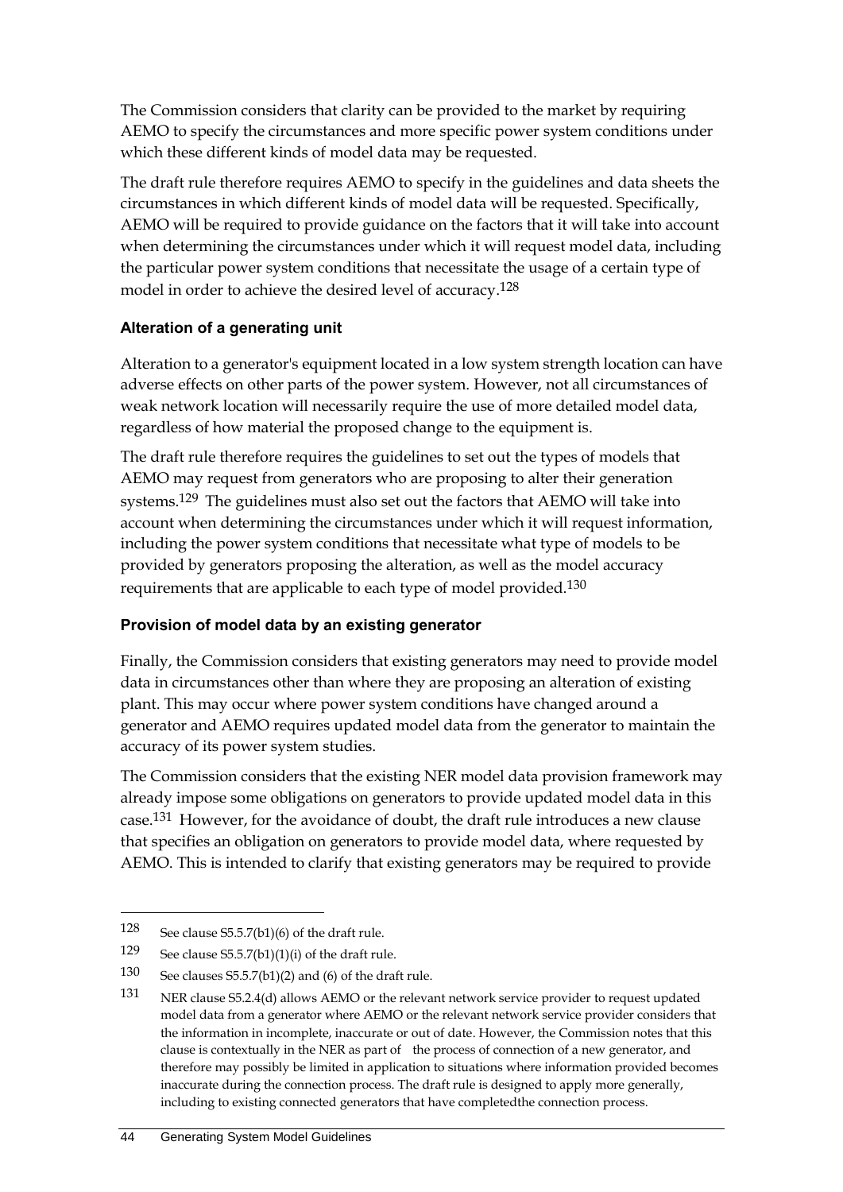The Commission considers that clarity can be provided to the market by requiring AEMO to specify the circumstances and more specific power system conditions under which these different kinds of model data may be requested.

The draft rule therefore requires AEMO to specify in the guidelines and data sheets the circumstances in which different kinds of model data will be requested. Specifically, AEMO will be required to provide guidance on the factors that it will take into account when determining the circumstances under which it will request model data, including the particular power system conditions that necessitate the usage of a certain type of model in order to achieve the desired level of accuracy.[128]

### Alteration of a generating unit

Alteration to a generator's equipment located in a low system strength location can have adverse effects on other parts of the power system. However, not all circumstances of weak network location will necessarily require the use of more detailed model data, regardless of how material the proposed change to the equipment is.

The draft rule therefore requires the guidelines to set out the types of models that AEMO may request from generators who are proposing to alter their generation systems.[129] The guidelines must also set out the factors that AEMO will take into account when determining the circumstances under which it will request information, including the power system conditions that necessitate what type of models to be provided by generators proposing the alteration, as well as the model accuracy requirements that are applicable to each type of model provided.[130]

### Provision of model data by an existing generator

Finally, the Commission considers that existing generators may need to provide model data in circumstances other than where they are proposing an alteration of existing plant. This may occur where power system conditions have changed around a generator and AEMO requires updated model data from the generator to maintain the accuracy of its power system studies.

The Commission considers that the existing NER model data provision framework may already impose some obligations on generators to provide updated model data in this case.[131] However, for the avoidance of doubt, the draft rule introduces a new clause that specifies an obligation on generators to provide model data, where requested by AEMO. This is intended to clarify that existing generators may be required to provide

---

128 See clause S5.5.7(b1)(6) of the draft rule.

129 See clause S5.5.7(b1)(1)(i) of the draft rule.

130 See clauses S5.5.7(b1)(2) and (6) of the draft rule.

131 NER clause S5.2.4(d) allows AEMO or the relevant network service provider to request updated model data from a generator where AEMO or the relevant network service provider considers that the information in incomplete, inaccurate or out of date. However, the Commission notes that this clause is contextually in the NER as part of the process of connection of a new generator, and therefore may possibly be limited in application to situations where information provided becomes inaccurate during the connection process. The draft rule is designed to apply more generally, including to existing connected generators that have completedthe connection process.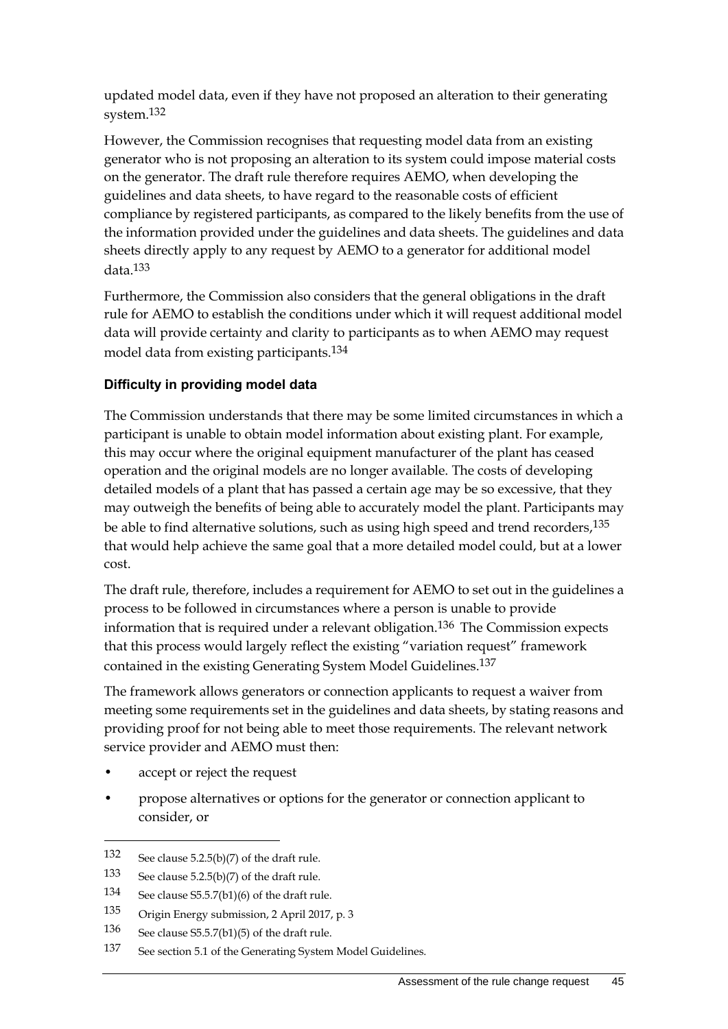updated model data, even if they have not proposed an alteration to their generating system.[132]

However, the Commission recognises that requesting model data from an existing generator who is not proposing an alteration to its system could impose material costs on the generator. The draft rule therefore requires AEMO, when developing the guidelines and data sheets, to have regard to the reasonable costs of efficient compliance by registered participants, as compared to the likely benefits from the use of the information provided under the guidelines and data sheets. The guidelines and data sheets directly apply to any request by AEMO to a generator for additional model data.[133]

Furthermore, the Commission also considers that the general obligations in the draft rule for AEMO to establish the conditions under which it will request additional model data will provide certainty and clarity to participants as to when AEMO may request model data from existing participants.[134]

### Difficulty in providing model data

The Commission understands that there may be some limited circumstances in which a participant is unable to obtain model information about existing plant. For example, this may occur where the original equipment manufacturer of the plant has ceased operation and the original models are no longer available. The costs of developing detailed models of a plant that has passed a certain age may be so excessive, that they may outweigh the benefits of being able to accurately model the plant. Participants may be able to find alternative solutions, such as using high speed and trend recorders,[135] that would help achieve the same goal that a more detailed model could, but at a lower cost.

The draft rule, therefore, includes a requirement for AEMO to set out in the guidelines a process to be followed in circumstances where a person is unable to provide information that is required under a relevant obligation.[136] The Commission expects that this process would largely reflect the existing "variation request" framework contained in the existing Generating System Model Guidelines.[137]

The framework allows generators or connection applicants to request a waiver from meeting some requirements set in the guidelines and data sheets, by stating reasons and providing proof for not being able to meet those requirements. The relevant network service provider and AEMO must then:

- accept or reject the request
- propose alternatives or options for the generator or connection applicant to consider, or

---

132 See clause 5.2.5(b)(7) of the draft rule.

133 See clause 5.2.5(b)(7) of the draft rule.

134 See clause S5.5.7(b1)(6) of the draft rule.

135 Origin Energy submission, 2 April 2017, p. 3

136 See clause S5.5.7(b1)(5) of the draft rule.

137 See section 5.1 of the Generating System Model Guidelines.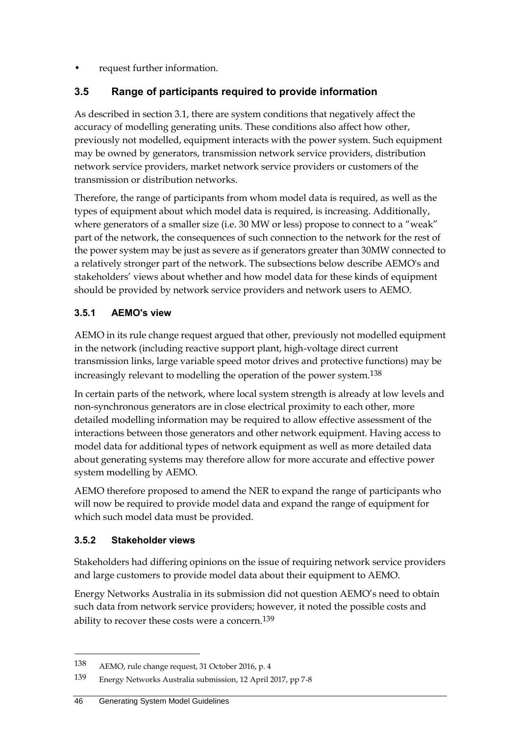- request further information.

### 3.5 Range of participants required to provide information

As described in section 3.1, there are system conditions that negatively affect the accuracy of modelling generating units. These conditions also affect how other, previously not modelled, equipment interacts with the power system. Such equipment may be owned by generators, transmission network service providers, distribution network service providers, market network service providers or customers of the transmission or distribution networks.

Therefore, the range of participants from whom model data is required, as well as the types of equipment about which model data is required, is increasing. Additionally, where generators of a smaller size (i.e. 30 MW or less) propose to connect to a "weak" part of the network, the consequences of such connection to the network for the rest of the power system may be just as severe as if generators greater than 30MW connected to a relatively stronger part of the network. The subsections below describe AEMO's and stakeholders' views about whether and how model data for these kinds of equipment should be provided by network service providers and network users to AEMO.

#### 3.5.1 AEMO's view

AEMO in its rule change request argued that other, previously not modelled equipment in the network (including reactive support plant, high-voltage direct current transmission links, large variable speed motor drives and protective functions) may be increasingly relevant to modelling the operation of the power system.[138]

In certain parts of the network, where local system strength is already at low levels and non-synchronous generators are in close electrical proximity to each other, more detailed modelling information may be required to allow effective assessment of the interactions between those generators and other network equipment. Having access to model data for additional types of network equipment as well as more detailed data about generating systems may therefore allow for more accurate and effective power system modelling by AEMO.

AEMO therefore proposed to amend the NER to expand the range of participants who will now be required to provide model data and expand the range of equipment for which such model data must be provided.

#### 3.5.2 Stakeholder views

Stakeholders had differing opinions on the issue of requiring network service providers and large customers to provide model data about their equipment to AEMO.

Energy Networks Australia in its submission did not question AEMO's need to obtain such data from network service providers; however, it noted the possible costs and ability to recover these costs were a concern.[139]

---

138 AEMO, rule change request, 31 October 2016, p. 4

139 Energy Networks Australia submission, 12 April 2017, pp 7-8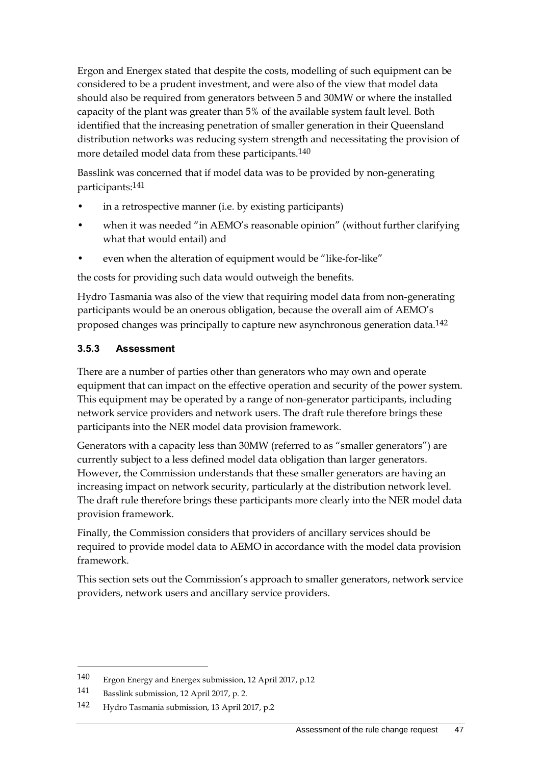Ergon and Energex stated that despite the costs, modelling of such equipment can be considered to be a prudent investment, and were also of the view that model data should also be required from generators between 5 and 30MW or where the installed capacity of the plant was greater than 5% of the available system fault level. Both identified that the increasing penetration of smaller generation in their Queensland distribution networks was reducing system strength and necessitating the provision of more detailed model data from these participants.[140]

Basslink was concerned that if model data was to be provided by non-generating participants:[141]

- in a retrospective manner (i.e. by existing participants)
- when it was needed "in AEMO's reasonable opinion" (without further clarifying what that would entail) and
- even when the alteration of equipment would be "like-for-like"

the costs for providing such data would outweigh the benefits.

Hydro Tasmania was also of the view that requiring model data from non-generating participants would be an onerous obligation, because the overall aim of AEMO's proposed changes was principally to capture new asynchronous generation data.[142]

### 3.5.3 Assessment

There are a number of parties other than generators who may own and operate equipment that can impact on the effective operation and security of the power system. This equipment may be operated by a range of non-generator participants, including network service providers and network users. The draft rule therefore brings these participants into the NER model data provision framework.

Generators with a capacity less than 30MW (referred to as "smaller generators") are currently subject to a less defined model data obligation than larger generators. However, the Commission understands that these smaller generators are having an increasing impact on network security, particularly at the distribution network level. The draft rule therefore brings these participants more clearly into the NER model data provision framework.

Finally, the Commission considers that providers of ancillary services should be required to provide model data to AEMO in accordance with the model data provision framework.

This section sets out the Commission's approach to smaller generators, network service providers, network users and ancillary service providers.

---

140 Ergon Energy and Energex submission, 12 April 2017, p.12

141 Basslink submission, 12 April 2017, p. 2.

142 Hydro Tasmania submission, 13 April 2017, p.2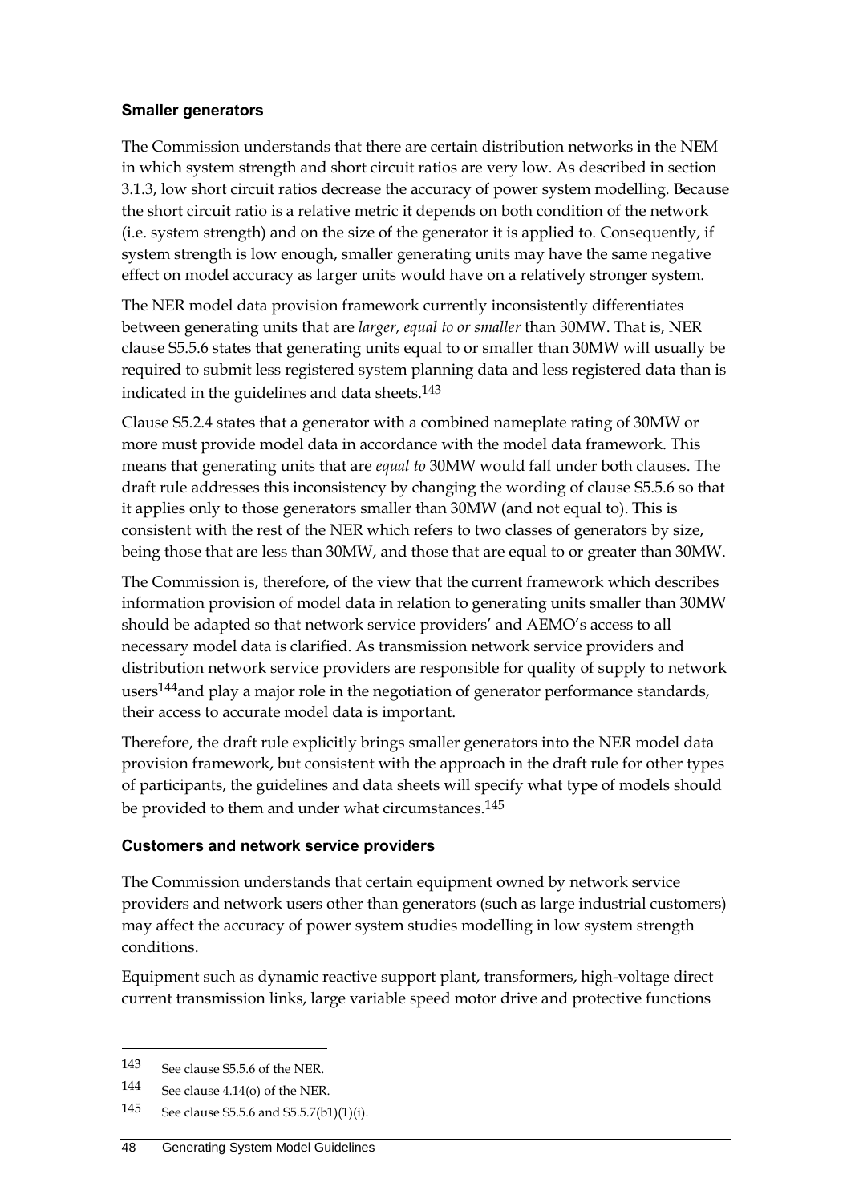### Smaller generators

The Commission understands that there are certain distribution networks in the NEM in which system strength and short circuit ratios are very low. As described in section 3.1.3, low short circuit ratios decrease the accuracy of power system modelling. Because the short circuit ratio is a relative metric it depends on both condition of the network (i.e. system strength) and on the size of the generator it is applied to. Consequently, if system strength is low enough, smaller generating units may have the same negative effect on model accuracy as larger units would have on a relatively stronger system.

The NER model data provision framework currently inconsistently differentiates between generating units that are *larger, equal to or smaller* than 30MW. That is, NER clause S5.5.6 states that generating units equal to or smaller than 30MW will usually be required to submit less registered system planning data and less registered data than is indicated in the guidelines and data sheets.[143]

Clause S5.2.4 states that a generator with a combined nameplate rating of 30MW or more must provide model data in accordance with the model data framework. This means that generating units that are *equal to* 30MW would fall under both clauses. The draft rule addresses this inconsistency by changing the wording of clause S5.5.6 so that it applies only to those generators smaller than 30MW (and not equal to). This is consistent with the rest of the NER which refers to two classes of generators by size, being those that are less than 30MW, and those that are equal to or greater than 30MW.

The Commission is, therefore, of the view that the current framework which describes information provision of model data in relation to generating units smaller than 30MW should be adapted so that network service providers' and AEMO's access to all necessary model data is clarified. As transmission network service providers and distribution network service providers are responsible for quality of supply to network users[144]and play a major role in the negotiation of generator performance standards, their access to accurate model data is important.

Therefore, the draft rule explicitly brings smaller generators into the NER model data provision framework, but consistent with the approach in the draft rule for other types of participants, the guidelines and data sheets will specify what type of models should be provided to them and under what circumstances.[145]

### Customers and network service providers

The Commission understands that certain equipment owned by network service providers and network users other than generators (such as large industrial customers) may affect the accuracy of power system studies modelling in low system strength conditions.

Equipment such as dynamic reactive support plant, transformers, high-voltage direct current transmission links, large variable speed motor drive and protective functions

---

143 See clause S5.5.6 of the NER.

144 See clause 4.14(o) of the NER.

145 See clause S5.5.6 and S5.5.7(b1)(1)(i).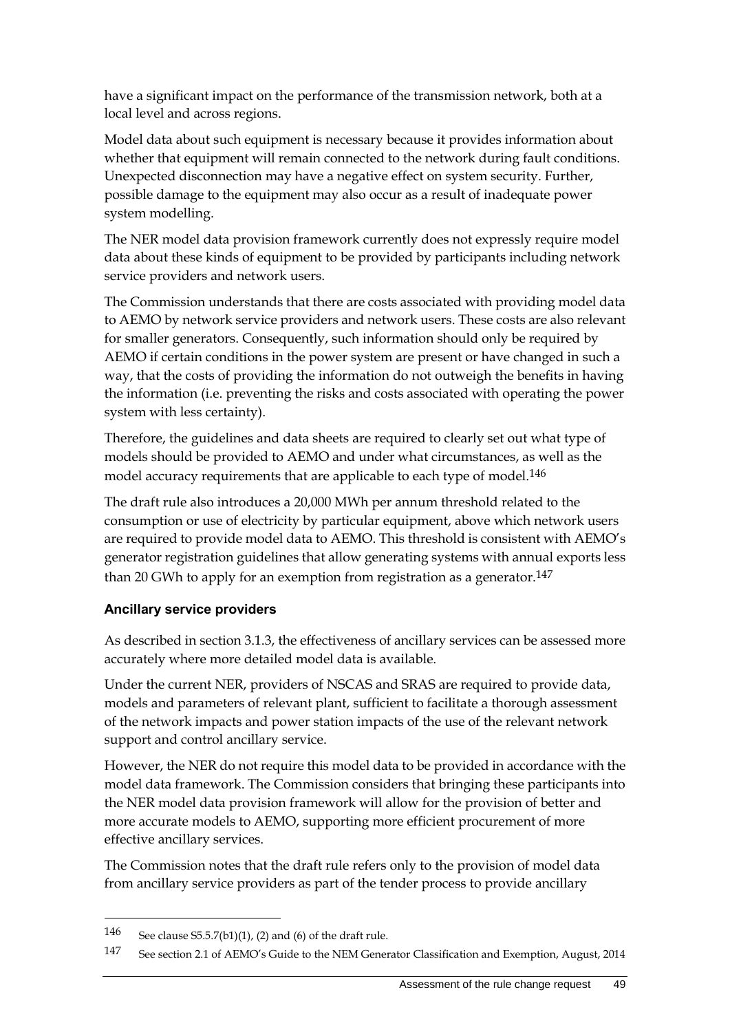have a significant impact on the performance of the transmission network, both at a local level and across regions.

Model data about such equipment is necessary because it provides information about whether that equipment will remain connected to the network during fault conditions. Unexpected disconnection may have a negative effect on system security. Further, possible damage to the equipment may also occur as a result of inadequate power system modelling.

The NER model data provision framework currently does not expressly require model data about these kinds of equipment to be provided by participants including network service providers and network users.

The Commission understands that there are costs associated with providing model data to AEMO by network service providers and network users. These costs are also relevant for smaller generators. Consequently, such information should only be required by AEMO if certain conditions in the power system are present or have changed in such a way, that the costs of providing the information do not outweigh the benefits in having the information (i.e. preventing the risks and costs associated with operating the power system with less certainty).

Therefore, the guidelines and data sheets are required to clearly set out what type of models should be provided to AEMO and under what circumstances, as well as the model accuracy requirements that are applicable to each type of model.[146]

The draft rule also introduces a 20,000 MWh per annum threshold related to the consumption or use of electricity by particular equipment, above which network users are required to provide model data to AEMO. This threshold is consistent with AEMO's generator registration guidelines that allow generating systems with annual exports less than 20 GWh to apply for an exemption from registration as a generator.[147]

### Ancillary service providers

As described in section 3.1.3, the effectiveness of ancillary services can be assessed more accurately where more detailed model data is available.

Under the current NER, providers of NSCAS and SRAS are required to provide data, models and parameters of relevant plant, sufficient to facilitate a thorough assessment of the network impacts and power station impacts of the use of the relevant network support and control ancillary service.

However, the NER do not require this model data to be provided in accordance with the model data framework. The Commission considers that bringing these participants into the NER model data provision framework will allow for the provision of better and more accurate models to AEMO, supporting more efficient procurement of more effective ancillary services.

The Commission notes that the draft rule refers only to the provision of model data from ancillary service providers as part of the tender process to provide ancillary

---

146 See clause S5.5.7(b1)(1), (2) and (6) of the draft rule.

147 See section 2.1 of AEMO's Guide to the NEM Generator Classification and Exemption, August, 2014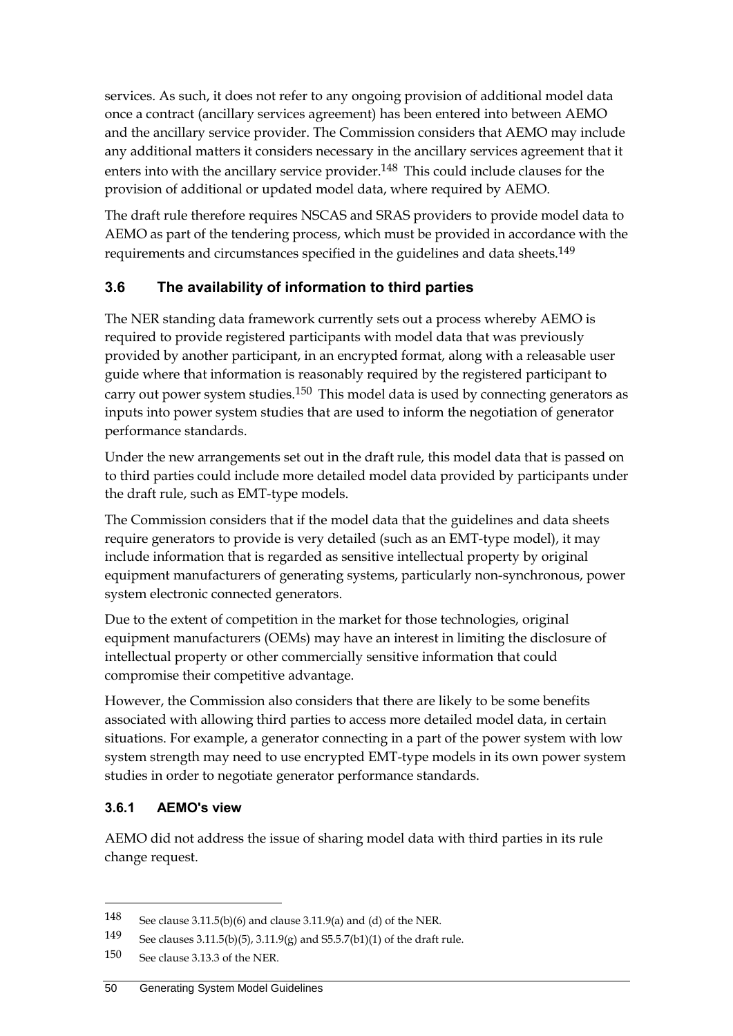services. As such, it does not refer to any ongoing provision of additional model data once a contract (ancillary services agreement) has been entered into between AEMO and the ancillary service provider. The Commission considers that AEMO may include any additional matters it considers necessary in the ancillary services agreement that it enters into with the ancillary service provider.[148] This could include clauses for the provision of additional or updated model data, where required by AEMO.

The draft rule therefore requires NSCAS and SRAS providers to provide model data to AEMO as part of the tendering process, which must be provided in accordance with the requirements and circumstances specified in the guidelines and data sheets.[149]

## 3.6 The availability of information to third parties

The NER standing data framework currently sets out a process whereby AEMO is required to provide registered participants with model data that was previously provided by another participant, in an encrypted format, along with a releasable user guide where that information is reasonably required by the registered participant to carry out power system studies.[150] This model data is used by connecting generators as inputs into power system studies that are used to inform the negotiation of generator performance standards.

Under the new arrangements set out in the draft rule, this model data that is passed on to third parties could include more detailed model data provided by participants under the draft rule, such as EMT-type models.

The Commission considers that if the model data that the guidelines and data sheets require generators to provide is very detailed (such as an EMT-type model), it may include information that is regarded as sensitive intellectual property by original equipment manufacturers of generating systems, particularly non-synchronous, power system electronic connected generators.

Due to the extent of competition in the market for those technologies, original equipment manufacturers (OEMs) may have an interest in limiting the disclosure of intellectual property or other commercially sensitive information that could compromise their competitive advantage.

However, the Commission also considers that there are likely to be some benefits associated with allowing third parties to access more detailed model data, in certain situations. For example, a generator connecting in a part of the power system with low system strength may need to use encrypted EMT-type models in its own power system studies in order to negotiate generator performance standards.

### 3.6.1 AEMO's view

AEMO did not address the issue of sharing model data with third parties in its rule change request.

148 See clause 3.11.5(b)(6) and clause 3.11.9(a) and (d) of the NER.

149 See clauses 3.11.5(b)(5), 3.11.9(g) and S5.5.7(b1)(1) of the draft rule.

150 See clause 3.13.3 of the NER.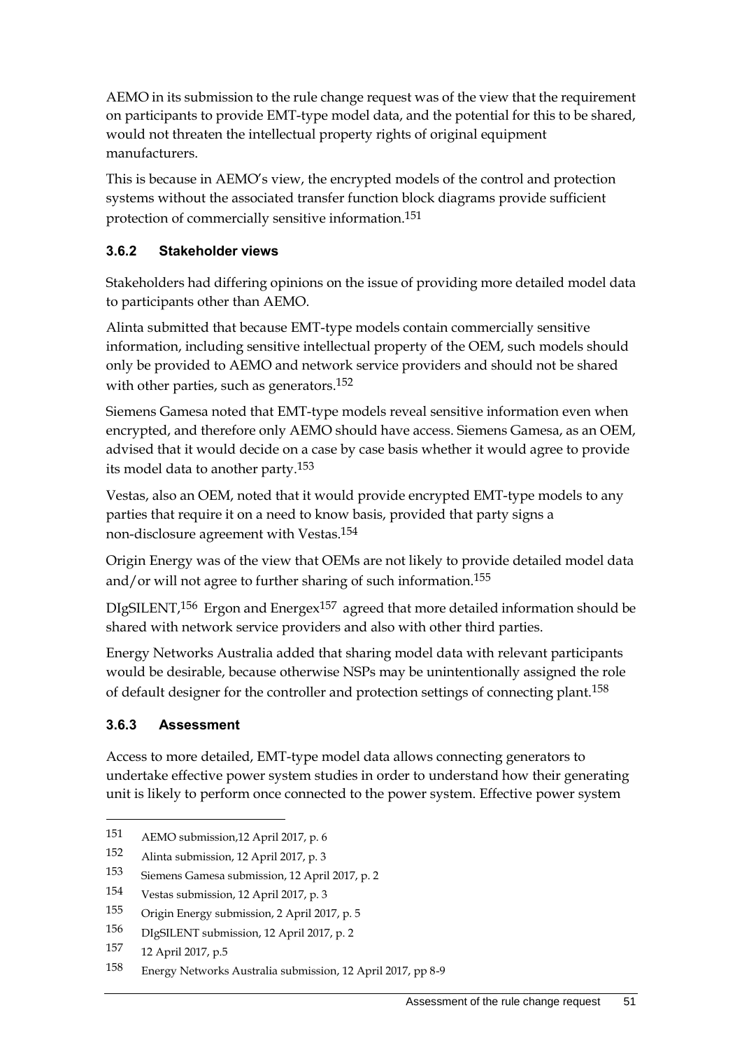AEMO in its submission to the rule change request was of the view that the requirement on participants to provide EMT-type model data, and the potential for this to be shared, would not threaten the intellectual property rights of original equipment manufacturers.

This is because in AEMO's view, the encrypted models of the control and protection systems without the associated transfer function block diagrams provide sufficient protection of commercially sensitive information.[151]

### 3.6.2 Stakeholder views

Stakeholders had differing opinions on the issue of providing more detailed model data to participants other than AEMO.

Alinta submitted that because EMT-type models contain commercially sensitive information, including sensitive intellectual property of the OEM, such models should only be provided to AEMO and network service providers and should not be shared with other parties, such as generators.[152]

Siemens Gamesa noted that EMT-type models reveal sensitive information even when encrypted, and therefore only AEMO should have access. Siemens Gamesa, as an OEM, advised that it would decide on a case by case basis whether it would agree to provide its model data to another party.[153]

Vestas, also an OEM, noted that it would provide encrypted EMT-type models to any parties that require it on a need to know basis, provided that party signs a non-disclosure agreement with Vestas.[154]

Origin Energy was of the view that OEMs are not likely to provide detailed model data and/or will not agree to further sharing of such information.[155]

DIgSILENT,[156] Ergon and Energex[157] agreed that more detailed information should be shared with network service providers and also with other third parties.

Energy Networks Australia added that sharing model data with relevant participants would be desirable, because otherwise NSPs may be unintentionally assigned the role of default designer for the controller and protection settings of connecting plant.[158]

### 3.6.3 Assessment

Access to more detailed, EMT-type model data allows connecting generators to undertake effective power system studies in order to understand how their generating unit is likely to perform once connected to the power system. Effective power system

---

151 AEMO submission,12 April 2017, p. 6

152 Alinta submission, 12 April 2017, p. 3

153 Siemens Gamesa submission, 12 April 2017, p. 2

154 Vestas submission, 12 April 2017, p. 3

155 Origin Energy submission, 2 April 2017, p. 5

156 DIgSILENT submission, 12 April 2017, p. 2

157 12 April 2017, p.5

158 Energy Networks Australia submission, 12 April 2017, pp 8-9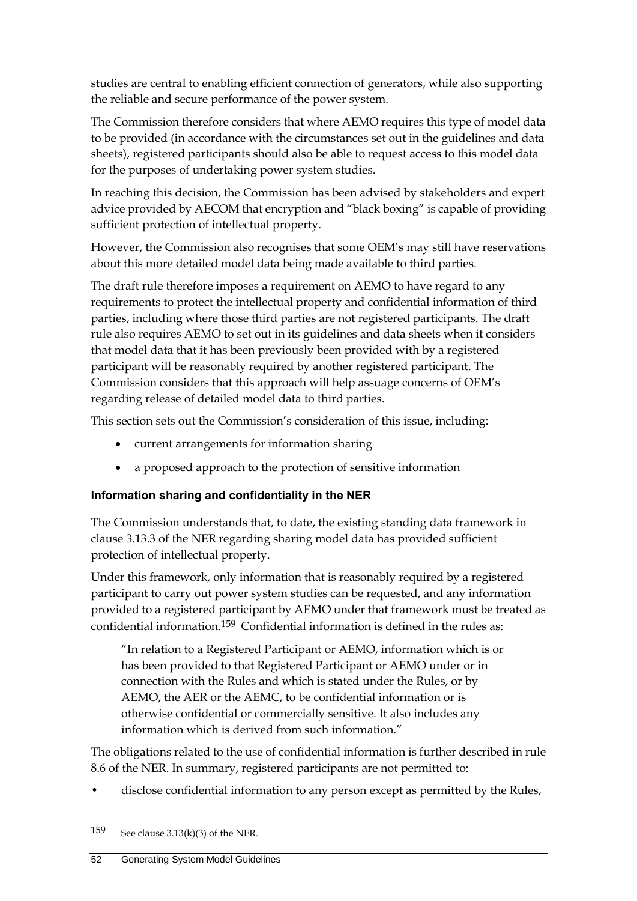studies are central to enabling efficient connection of generators, while also supporting the reliable and secure performance of the power system.

The Commission therefore considers that where AEMO requires this type of model data to be provided (in accordance with the circumstances set out in the guidelines and data sheets), registered participants should also be able to request access to this model data for the purposes of undertaking power system studies.

In reaching this decision, the Commission has been advised by stakeholders and expert advice provided by AECOM that encryption and "black boxing" is capable of providing sufficient protection of intellectual property.

However, the Commission also recognises that some OEM's may still have reservations about this more detailed model data being made available to third parties.

The draft rule therefore imposes a requirement on AEMO to have regard to any requirements to protect the intellectual property and confidential information of third parties, including where those third parties are not registered participants. The draft rule also requires AEMO to set out in its guidelines and data sheets when it considers that model data that it has been previously been provided with by a registered participant will be reasonably required by another registered participant. The Commission considers that this approach will help assuage concerns of OEM's regarding release of detailed model data to third parties.

This section sets out the Commission's consideration of this issue, including:

- current arrangements for information sharing
- a proposed approach to the protection of sensitive information

### Information sharing and confidentiality in the NER

The Commission understands that, to date, the existing standing data framework in clause 3.13.3 of the NER regarding sharing model data has provided sufficient protection of intellectual property.

Under this framework, only information that is reasonably required by a registered participant to carry out power system studies can be requested, and any information provided to a registered participant by AEMO under that framework must be treated as confidential information.[159] Confidential information is defined in the rules as:

> "In relation to a Registered Participant or AEMO, information which is or has been provided to that Registered Participant or AEMO under or in connection with the Rules and which is stated under the Rules, or by AEMO, the AER or the AEMC, to be confidential information or is otherwise confidential or commercially sensitive. It also includes any information which is derived from such information."

The obligations related to the use of confidential information is further described in rule 8.6 of the NER. In summary, registered participants are not permitted to:

- disclose confidential information to any person except as permitted by the Rules,

---

[159] See clause 3.13(k)(3) of the NER.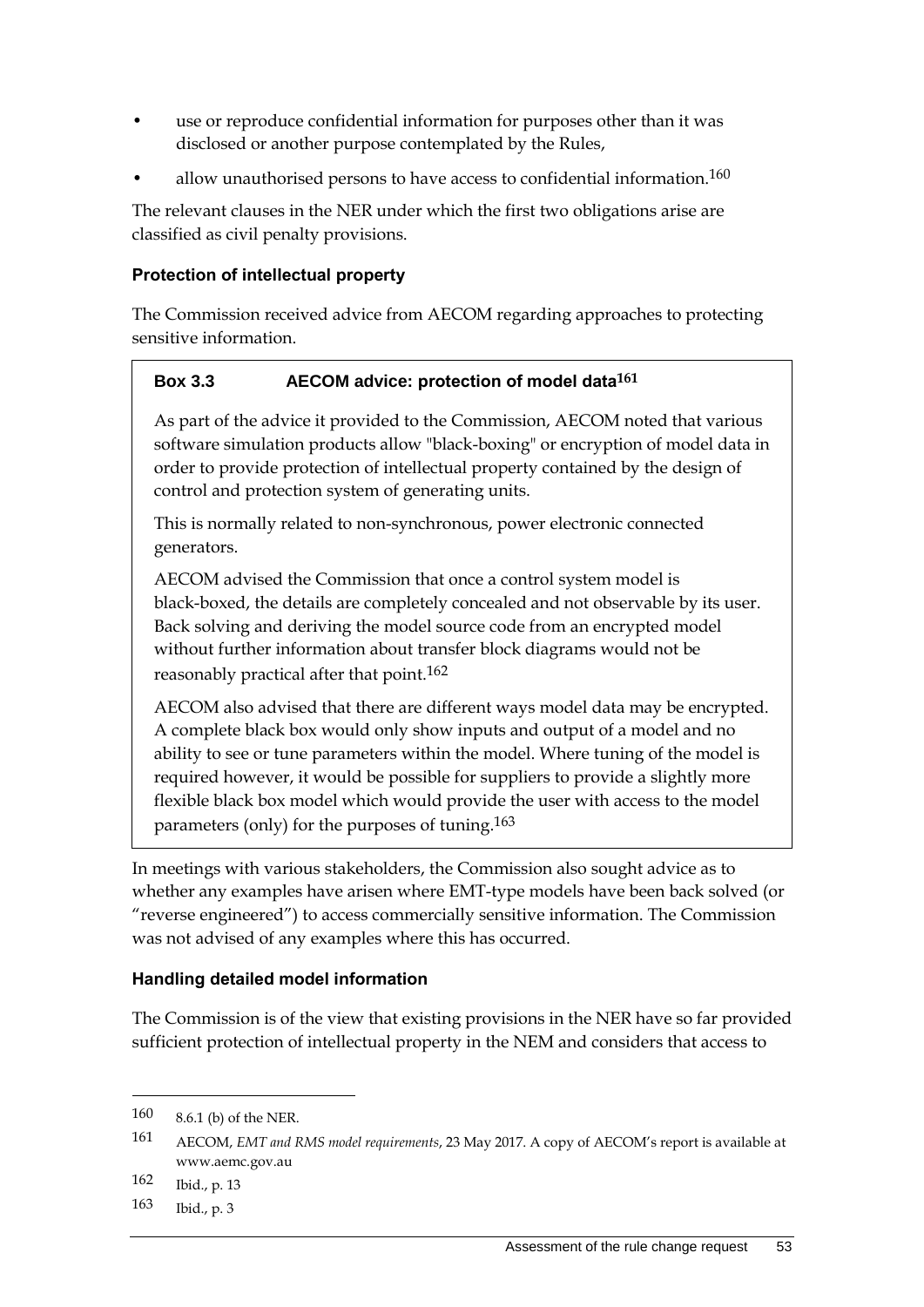- use or reproduce confidential information for purposes other than it was disclosed or another purpose contemplated by the Rules,
- allow unauthorised persons to have access to confidential information.[160]

The relevant clauses in the NER under which the first two obligations arise are classified as civil penalty provisions.

### Protection of intellectual property

The Commission received advice from AECOM regarding approaches to protecting sensitive information.

> **Box 3.3 AECOM advice: protection of model data[161]**
>
> As part of the advice it provided to the Commission, AECOM noted that various software simulation products allow "black-boxing" or encryption of model data in order to provide protection of intellectual property contained by the design of control and protection system of generating units.
>
> This is normally related to non-synchronous, power electronic connected generators.
>
> AECOM advised the Commission that once a control system model is black-boxed, the details are completely concealed and not observable by its user. Back solving and deriving the model source code from an encrypted model without further information about transfer block diagrams would not be reasonably practical after that point.[162]
>
> AECOM also advised that there are different ways model data may be encrypted. A complete black box would only show inputs and output of a model and no ability to see or tune parameters within the model. Where tuning of the model is required however, it would be possible for suppliers to provide a slightly more flexible black box model which would provide the user with access to the model parameters (only) for the purposes of tuning.[163]

In meetings with various stakeholders, the Commission also sought advice as to whether any examples have arisen where EMT-type models have been back solved (or "reverse engineered") to access commercially sensitive information. The Commission was not advised of any examples where this has occurred.

### Handling detailed model information

The Commission is of the view that existing provisions in the NER have so far provided sufficient protection of intellectual property in the NEM and considers that access to

---

160 8.6.1 (b) of the NER.

161 AECOM, *EMT and RMS model requirements*, 23 May 2017. A copy of AECOM's report is available at www.aemc.gov.au

162 Ibid., p. 13

163 Ibid., p. 3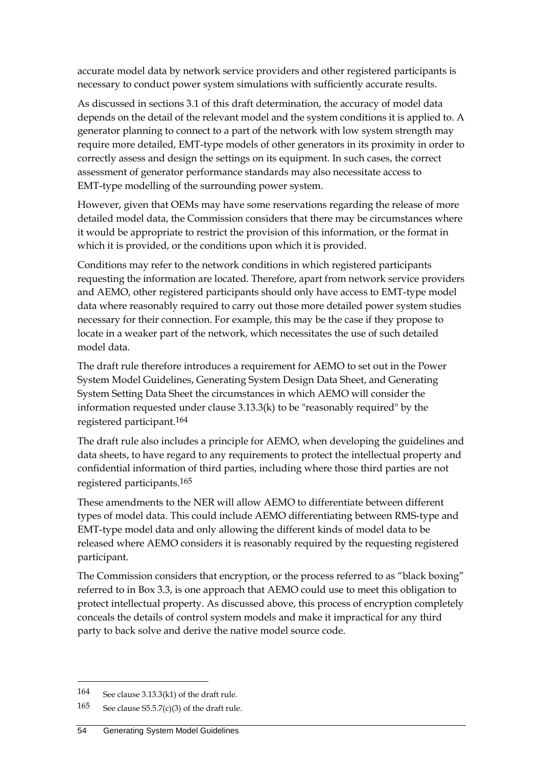accurate model data by network service providers and other registered participants is necessary to conduct power system simulations with sufficiently accurate results.

As discussed in sections 3.1 of this draft determination, the accuracy of model data depends on the detail of the relevant model and the system conditions it is applied to. A generator planning to connect to a part of the network with low system strength may require more detailed, EMT-type models of other generators in its proximity in order to correctly assess and design the settings on its equipment. In such cases, the correct assessment of generator performance standards may also necessitate access to EMT-type modelling of the surrounding power system.

However, given that OEMs may have some reservations regarding the release of more detailed model data, the Commission considers that there may be circumstances where it would be appropriate to restrict the provision of this information, or the format in which it is provided, or the conditions upon which it is provided.

Conditions may refer to the network conditions in which registered participants requesting the information are located. Therefore, apart from network service providers and AEMO, other registered participants should only have access to EMT-type model data where reasonably required to carry out those more detailed power system studies necessary for their connection. For example, this may be the case if they propose to locate in a weaker part of the network, which necessitates the use of such detailed model data.

The draft rule therefore introduces a requirement for AEMO to set out in the Power System Model Guidelines, Generating System Design Data Sheet, and Generating System Setting Data Sheet the circumstances in which AEMO will consider the information requested under clause 3.13.3(k) to be "reasonably required" by the registered participant.[164]

The draft rule also includes a principle for AEMO, when developing the guidelines and data sheets, to have regard to any requirements to protect the intellectual property and confidential information of third parties, including where those third parties are not registered participants.[165]

These amendments to the NER will allow AEMO to differentiate between different types of model data. This could include AEMO differentiating between RMS-type and EMT-type model data and only allowing the different kinds of model data to be released where AEMO considers it is reasonably required by the requesting registered participant.

The Commission considers that encryption, or the process referred to as "black boxing" referred to in Box 3.3, is one approach that AEMO could use to meet this obligation to protect intellectual property. As discussed above, this process of encryption completely conceals the details of control system models and make it impractical for any third party to back solve and derive the native model source code.

---

164 See clause 3.13.3(k1) of the draft rule.

165 See clause S5.5.7(c)(3) of the draft rule.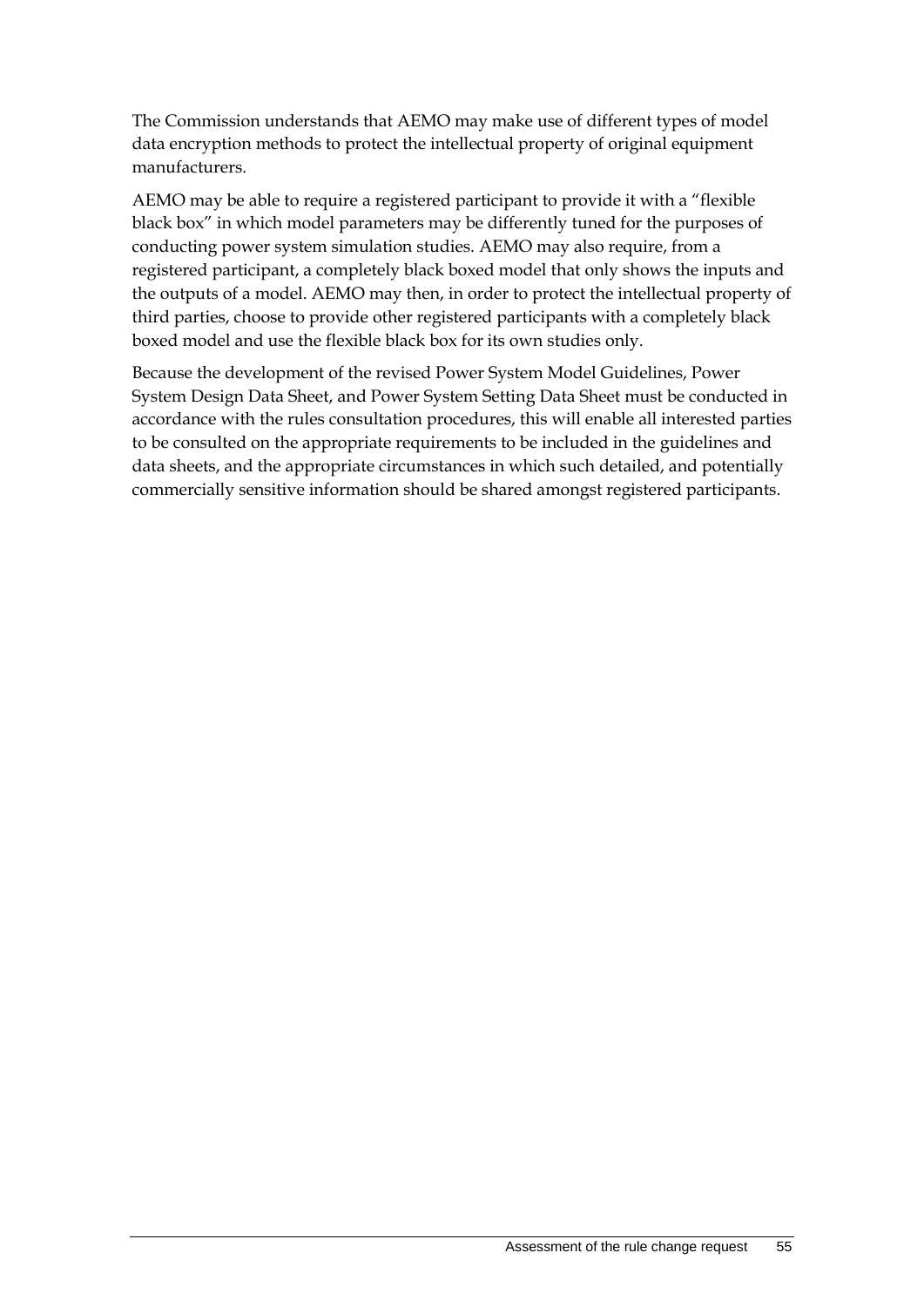The Commission understands that AEMO may make use of different types of model data encryption methods to protect the intellectual property of original equipment manufacturers.

AEMO may be able to require a registered participant to provide it with a "flexible black box" in which model parameters may be differently tuned for the purposes of conducting power system simulation studies. AEMO may also require, from a registered participant, a completely black boxed model that only shows the inputs and the outputs of a model. AEMO may then, in order to protect the intellectual property of third parties, choose to provide other registered participants with a completely black boxed model and use the flexible black box for its own studies only.

Because the development of the revised Power System Model Guidelines, Power System Design Data Sheet, and Power System Setting Data Sheet must be conducted in accordance with the rules consultation procedures, this will enable all interested parties to be consulted on the appropriate requirements to be included in the guidelines and data sheets, and the appropriate circumstances in which such detailed, and potentially commercially sensitive information should be shared amongst registered participants.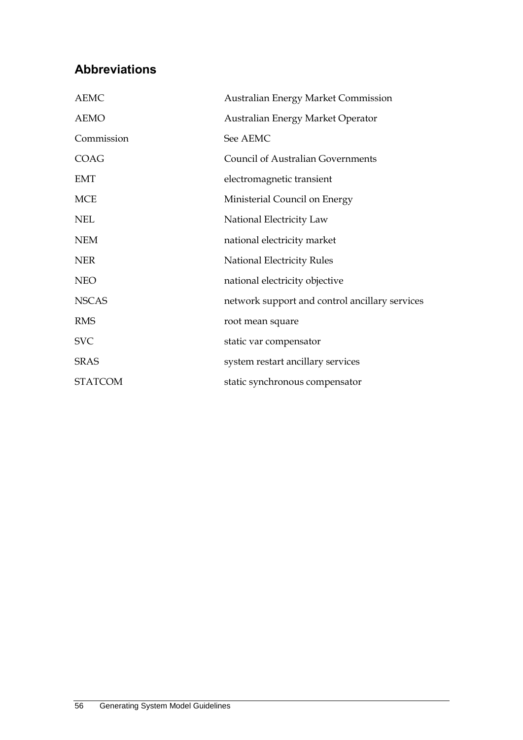## Abbreviations

| | |
|---|---|
| AEMC | Australian Energy Market Commission |
| AEMO | Australian Energy Market Operator |
| Commission | See AEMC |
| COAG | Council of Australian Governments |
| EMT | electromagnetic transient |
| MCE | Ministerial Council on Energy |
| NEL | National Electricity Law |
| NEM | national electricity market |
| NER | National Electricity Rules |
| NEO | national electricity objective |
| NSCAS | network support and control ancillary services |
| RMS | root mean square |
| SVC | static var compensator |
| SRAS | system restart ancillary services |
| STATCOM | static synchronous compensator |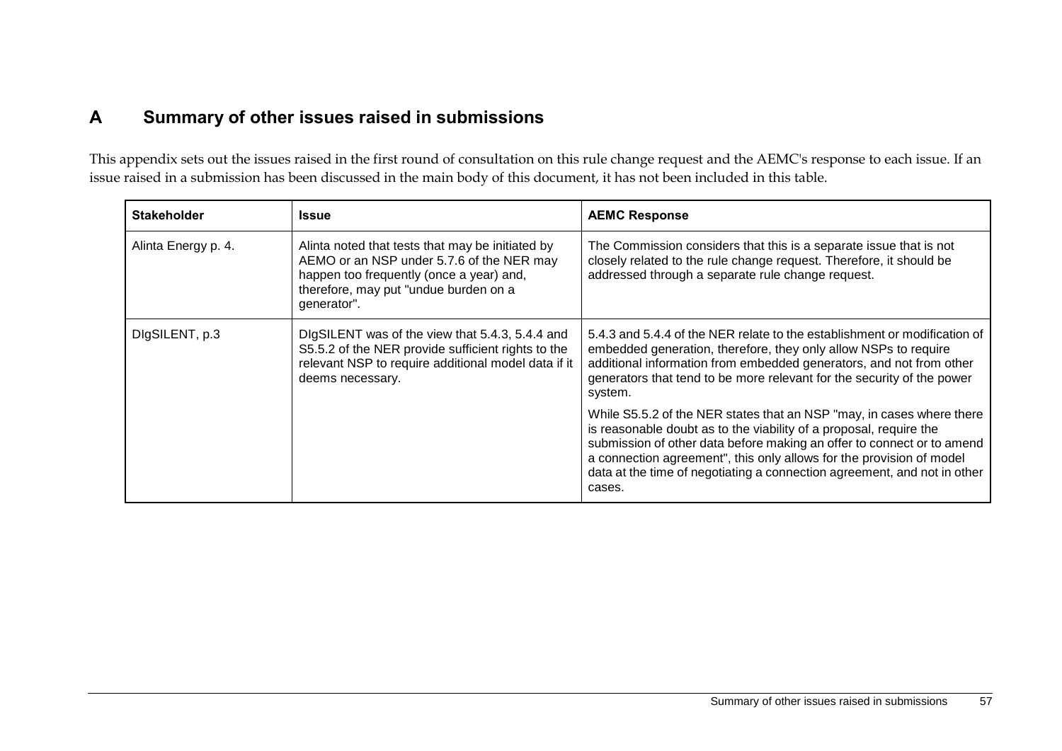# A Summary of other issues raised in submissions

This appendix sets out the issues raised in the first round of consultation on this rule change request and the AEMC's response to each issue. If an issue raised in a submission has been discussed in the main body of this document, it has not been included in this table.

| Stakeholder | Issue | AEMC Response |
| --- | --- | --- |
| Alinta Energy p. 4. | Alinta noted that tests that may be initiated by AEMO or an NSP under 5.7.6 of the NER may happen too frequently (once a year) and, therefore, may put "undue burden on a generator". | The Commission considers that this is a separate issue that is not closely related to the rule change request. Therefore, it should be addressed through a separate rule change request. |
| DIgSILENT, p.3 | DIgSILENT was of the view that 5.4.3, 5.4.4 and S5.5.2 of the NER provide sufficient rights to the relevant NSP to require additional model data if it deems necessary. | 5.4.3 and 5.4.4 of the NER relate to the establishment or modification of embedded generation, therefore, they only allow NSPs to require additional information from embedded generators, and not from other generators that tend to be more relevant for the security of the power system.<br><br>While S5.5.2 of the NER states that an NSP "may, in cases where there is reasonable doubt as to the viability of a proposal, require the submission of other data before making an offer to connect or to amend a connection agreement", this only allows for the provision of model data at the time of negotiating a connection agreement, and not in other cases. |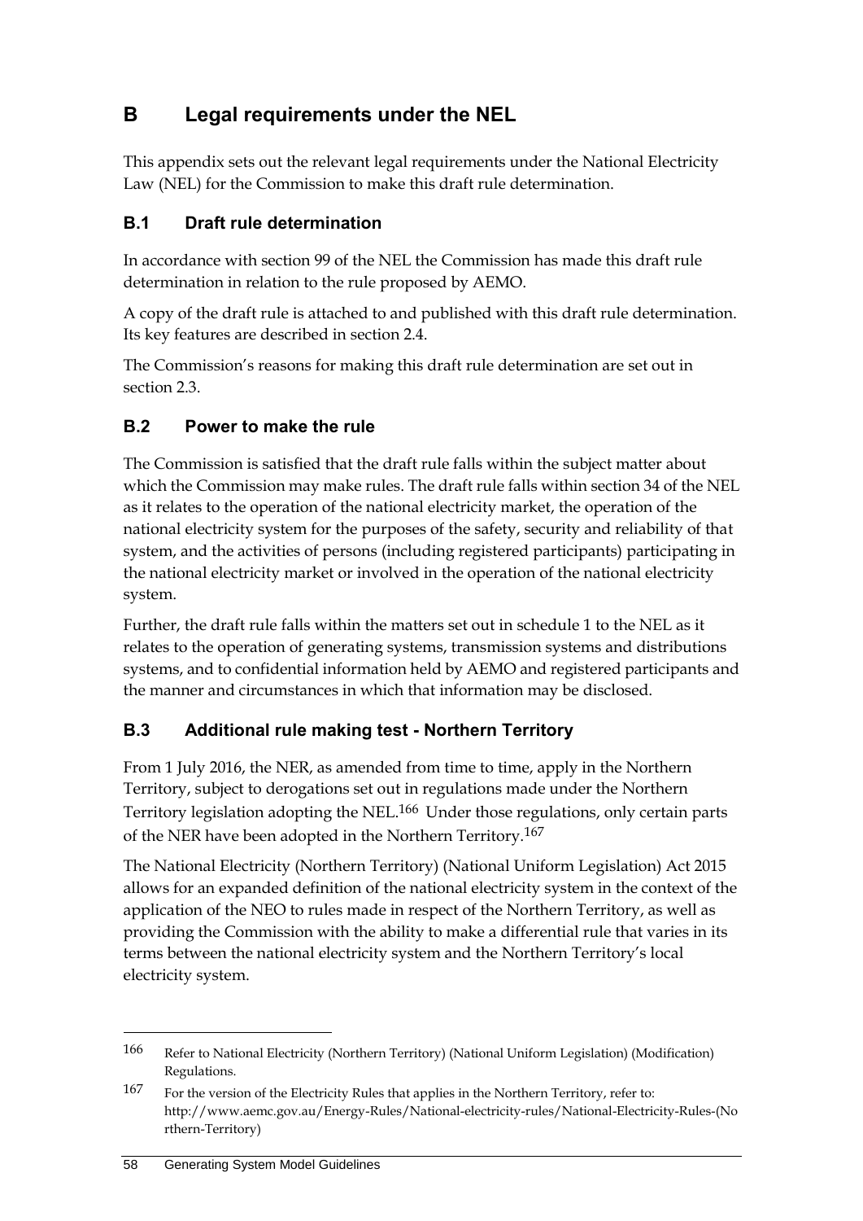# B Legal requirements under the NEL

This appendix sets out the relevant legal requirements under the National Electricity Law (NEL) for the Commission to make this draft rule determination.

## B.1 Draft rule determination

In accordance with section 99 of the NEL the Commission has made this draft rule determination in relation to the rule proposed by AEMO.

A copy of the draft rule is attached to and published with this draft rule determination. Its key features are described in section 2.4.

The Commission's reasons for making this draft rule determination are set out in section 2.3.

## B.2 Power to make the rule

The Commission is satisfied that the draft rule falls within the subject matter about which the Commission may make rules. The draft rule falls within section 34 of the NEL as it relates to the operation of the national electricity market, the operation of the national electricity system for the purposes of the safety, security and reliability of that system, and the activities of persons (including registered participants) participating in the national electricity market or involved in the operation of the national electricity system.

Further, the draft rule falls within the matters set out in schedule 1 to the NEL as it relates to the operation of generating systems, transmission systems and distributions systems, and to confidential information held by AEMO and registered participants and the manner and circumstances in which that information may be disclosed.

## B.3 Additional rule making test - Northern Territory

From 1 July 2016, the NER, as amended from time to time, apply in the Northern Territory, subject to derogations set out in regulations made under the Northern Territory legislation adopting the NEL.[166] Under those regulations, only certain parts of the NER have been adopted in the Northern Territory.[167]

The National Electricity (Northern Territory) (National Uniform Legislation) Act 2015 allows for an expanded definition of the national electricity system in the context of the application of the NEO to rules made in respect of the Northern Territory, as well as providing the Commission with the ability to make a differential rule that varies in its terms between the national electricity system and the Northern Territory's local electricity system.

---

166 Refer to National Electricity (Northern Territory) (National Uniform Legislation) (Modification) Regulations.

167 For the version of the Electricity Rules that applies in the Northern Territory, refer to: http://www.aemc.gov.au/Energy-Rules/National-electricity-rules/National-Electricity-Rules-(Northern-Territory)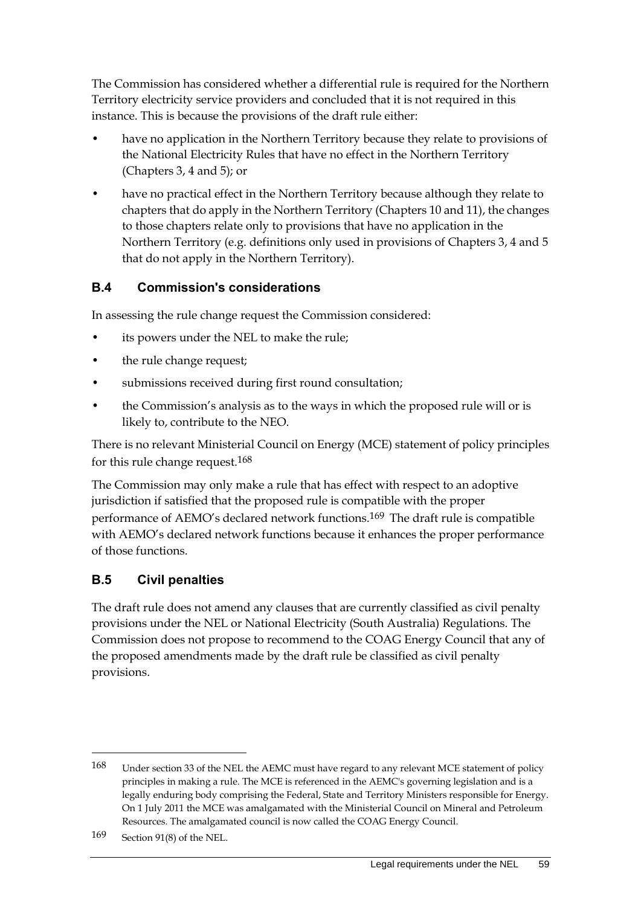The Commission has considered whether a differential rule is required for the Northern Territory electricity service providers and concluded that it is not required in this instance. This is because the provisions of the draft rule either:

- have no application in the Northern Territory because they relate to provisions of the National Electricity Rules that have no effect in the Northern Territory (Chapters 3, 4 and 5); or
- have no practical effect in the Northern Territory because although they relate to chapters that do apply in the Northern Territory (Chapters 10 and 11), the changes to those chapters relate only to provisions that have no application in the Northern Territory (e.g. definitions only used in provisions of Chapters 3, 4 and 5 that do not apply in the Northern Territory).

## B.4 Commission's considerations

In assessing the rule change request the Commission considered:

- its powers under the NEL to make the rule;
- the rule change request;
- submissions received during first round consultation;
- the Commission's analysis as to the ways in which the proposed rule will or is likely to, contribute to the NEO.

There is no relevant Ministerial Council on Energy (MCE) statement of policy principles for this rule change request.[168]

The Commission may only make a rule that has effect with respect to an adoptive jurisdiction if satisfied that the proposed rule is compatible with the proper performance of AEMO's declared network functions.[169] The draft rule is compatible with AEMO's declared network functions because it enhances the proper performance of those functions.

## B.5 Civil penalties

The draft rule does not amend any clauses that are currently classified as civil penalty provisions under the NEL or National Electricity (South Australia) Regulations. The Commission does not propose to recommend to the COAG Energy Council that any of the proposed amendments made by the draft rule be classified as civil penalty provisions.

---

168 Under section 33 of the NEL the AEMC must have regard to any relevant MCE statement of policy principles in making a rule. The MCE is referenced in the AEMC's governing legislation and is a legally enduring body comprising the Federal, State and Territory Ministers responsible for Energy. On 1 July 2011 the MCE was amalgamated with the Ministerial Council on Mineral and Petroleum Resources. The amalgamated council is now called the COAG Energy Council.

169 Section 91(8) of the NEL.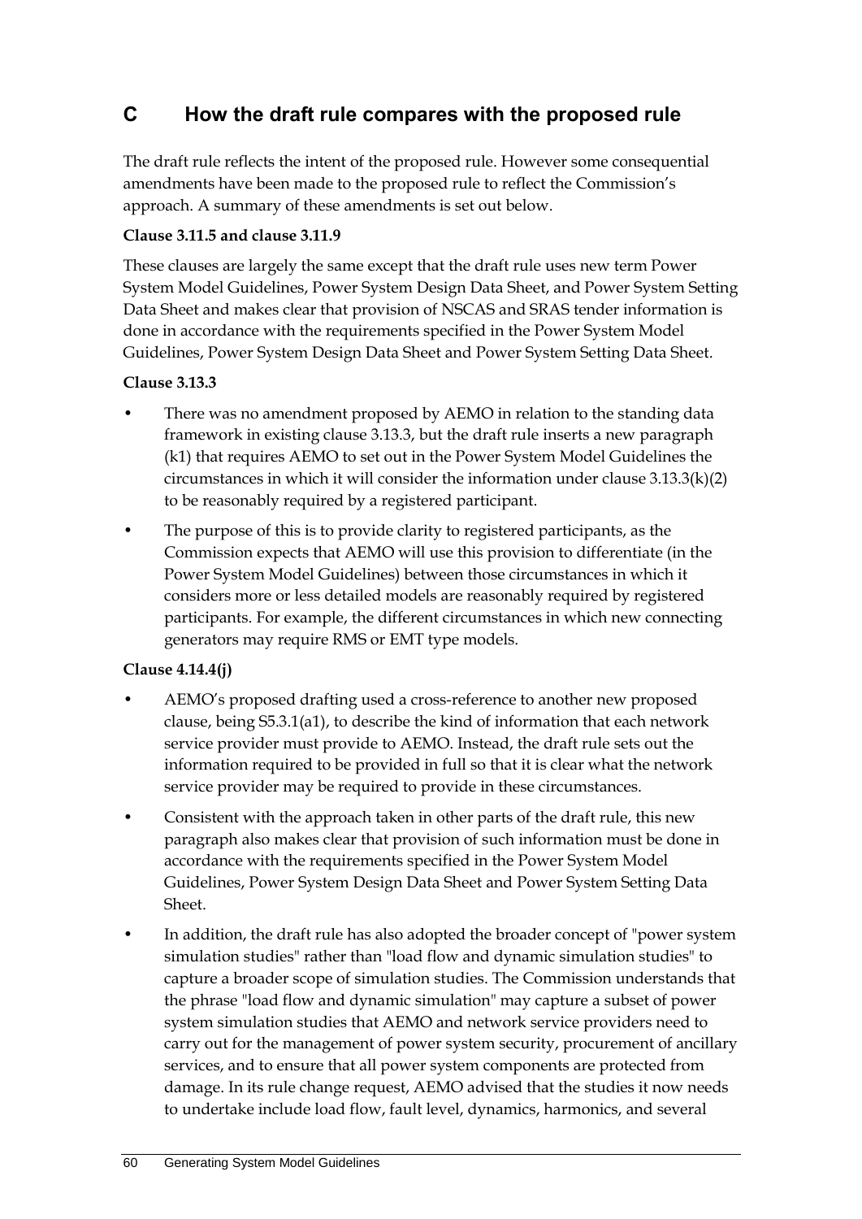## C How the draft rule compares with the proposed rule

The draft rule reflects the intent of the proposed rule. However some consequential amendments have been made to the proposed rule to reflect the Commission's approach. A summary of these amendments is set out below.

**Clause 3.11.5 and clause 3.11.9**

These clauses are largely the same except that the draft rule uses new term Power System Model Guidelines, Power System Design Data Sheet, and Power System Setting Data Sheet and makes clear that provision of NSCAS and SRAS tender information is done in accordance with the requirements specified in the Power System Model Guidelines, Power System Design Data Sheet and Power System Setting Data Sheet.

**Clause 3.13.3**

- There was no amendment proposed by AEMO in relation to the standing data framework in existing clause 3.13.3, but the draft rule inserts a new paragraph (k1) that requires AEMO to set out in the Power System Model Guidelines the circumstances in which it will consider the information under clause 3.13.3(k)(2) to be reasonably required by a registered participant.
- The purpose of this is to provide clarity to registered participants, as the Commission expects that AEMO will use this provision to differentiate (in the Power System Model Guidelines) between those circumstances in which it considers more or less detailed models are reasonably required by registered participants. For example, the different circumstances in which new connecting generators may require RMS or EMT type models.

**Clause 4.14.4(j)**

- AEMO's proposed drafting used a cross-reference to another new proposed clause, being S5.3.1(a1), to describe the kind of information that each network service provider must provide to AEMO. Instead, the draft rule sets out the information required to be provided in full so that it is clear what the network service provider may be required to provide in these circumstances.
- Consistent with the approach taken in other parts of the draft rule, this new paragraph also makes clear that provision of such information must be done in accordance with the requirements specified in the Power System Model Guidelines, Power System Design Data Sheet and Power System Setting Data Sheet.
- In addition, the draft rule has also adopted the broader concept of "power system simulation studies" rather than "load flow and dynamic simulation studies" to capture a broader scope of simulation studies. The Commission understands that the phrase "load flow and dynamic simulation" may capture a subset of power system simulation studies that AEMO and network service providers need to carry out for the management of power system security, procurement of ancillary services, and to ensure that all power system components are protected from damage. In its rule change request, AEMO advised that the studies it now needs to undertake include load flow, fault level, dynamics, harmonics, and several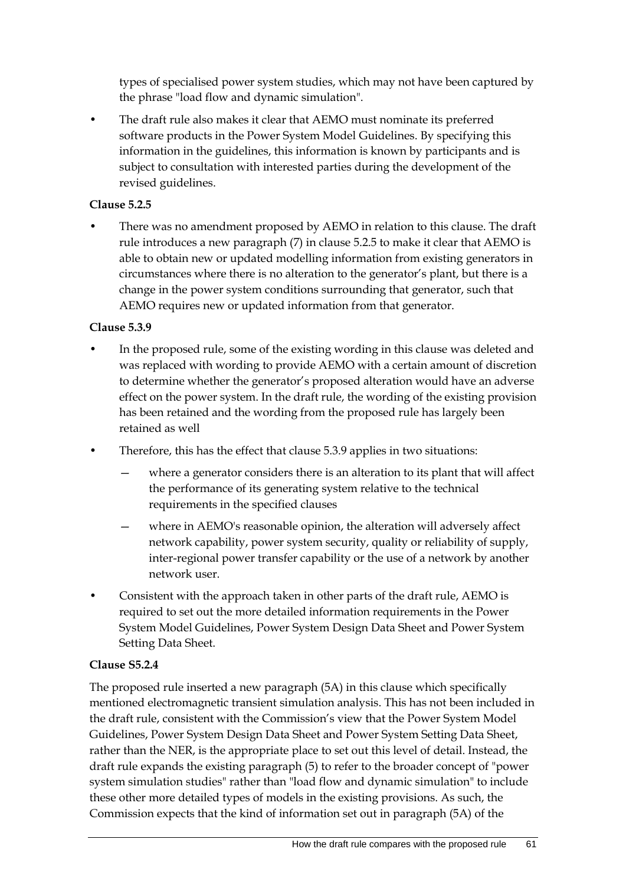types of specialised power system studies, which may not have been captured by the phrase "load flow and dynamic simulation".

- The draft rule also makes it clear that AEMO must nominate its preferred software products in the Power System Model Guidelines. By specifying this information in the guidelines, this information is known by participants and is subject to consultation with interested parties during the development of the revised guidelines.

**Clause 5.2.5**

- There was no amendment proposed by AEMO in relation to this clause. The draft rule introduces a new paragraph (7) in clause 5.2.5 to make it clear that AEMO is able to obtain new or updated modelling information from existing generators in circumstances where there is no alteration to the generator's plant, but there is a change in the power system conditions surrounding that generator, such that AEMO requires new or updated information from that generator.

**Clause 5.3.9**

- In the proposed rule, some of the existing wording in this clause was deleted and was replaced with wording to provide AEMO with a certain amount of discretion to determine whether the generator's proposed alteration would have an adverse effect on the power system. In the draft rule, the wording of the existing provision has been retained and the wording from the proposed rule has largely been retained as well
- Therefore, this has the effect that clause 5.3.9 applies in two situations:
  - where a generator considers there is an alteration to its plant that will affect the performance of its generating system relative to the technical requirements in the specified clauses
  - where in AEMO's reasonable opinion, the alteration will adversely affect network capability, power system security, quality or reliability of supply, inter-regional power transfer capability or the use of a network by another network user.
- Consistent with the approach taken in other parts of the draft rule, AEMO is required to set out the more detailed information requirements in the Power System Model Guidelines, Power System Design Data Sheet and Power System Setting Data Sheet.

**Clause S5.2.4**

The proposed rule inserted a new paragraph (5A) in this clause which specifically mentioned electromagnetic transient simulation analysis. This has not been included in the draft rule, consistent with the Commission's view that the Power System Model Guidelines, Power System Design Data Sheet and Power System Setting Data Sheet, rather than the NER, is the appropriate place to set out this level of detail. Instead, the draft rule expands the existing paragraph (5) to refer to the broader concept of "power system simulation studies" rather than "load flow and dynamic simulation" to include these other more detailed types of models in the existing provisions. As such, the Commission expects that the kind of information set out in paragraph (5A) of the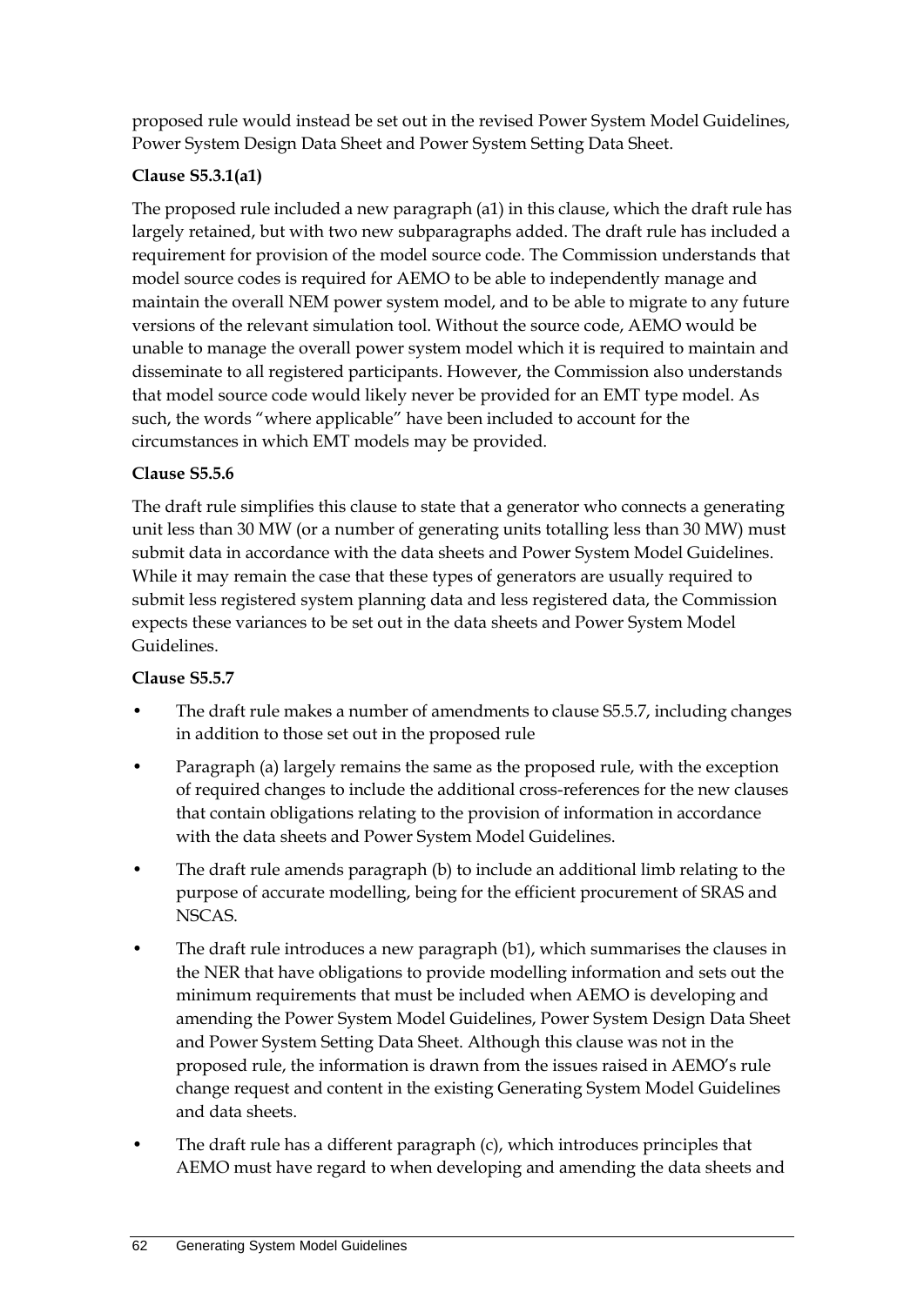proposed rule would instead be set out in the revised Power System Model Guidelines, Power System Design Data Sheet and Power System Setting Data Sheet.

**Clause S5.3.1(a1)**

The proposed rule included a new paragraph (a1) in this clause, which the draft rule has largely retained, but with two new subparagraphs added. The draft rule has included a requirement for provision of the model source code. The Commission understands that model source codes is required for AEMO to be able to independently manage and maintain the overall NEM power system model, and to be able to migrate to any future versions of the relevant simulation tool. Without the source code, AEMO would be unable to manage the overall power system model which it is required to maintain and disseminate to all registered participants. However, the Commission also understands that model source code would likely never be provided for an EMT type model. As such, the words "where applicable" have been included to account for the circumstances in which EMT models may be provided.

**Clause S5.5.6**

The draft rule simplifies this clause to state that a generator who connects a generating unit less than 30 MW (or a number of generating units totalling less than 30 MW) must submit data in accordance with the data sheets and Power System Model Guidelines. While it may remain the case that these types of generators are usually required to submit less registered system planning data and less registered data, the Commission expects these variances to be set out in the data sheets and Power System Model Guidelines.

**Clause S5.5.7**

- The draft rule makes a number of amendments to clause S5.5.7, including changes in addition to those set out in the proposed rule
- Paragraph (a) largely remains the same as the proposed rule, with the exception of required changes to include the additional cross-references for the new clauses that contain obligations relating to the provision of information in accordance with the data sheets and Power System Model Guidelines.
- The draft rule amends paragraph (b) to include an additional limb relating to the purpose of accurate modelling, being for the efficient procurement of SRAS and NSCAS.
- The draft rule introduces a new paragraph (b1), which summarises the clauses in the NER that have obligations to provide modelling information and sets out the minimum requirements that must be included when AEMO is developing and amending the Power System Model Guidelines, Power System Design Data Sheet and Power System Setting Data Sheet. Although this clause was not in the proposed rule, the information is drawn from the issues raised in AEMO's rule change request and content in the existing Generating System Model Guidelines and data sheets.
- The draft rule has a different paragraph (c), which introduces principles that AEMO must have regard to when developing and amending the data sheets and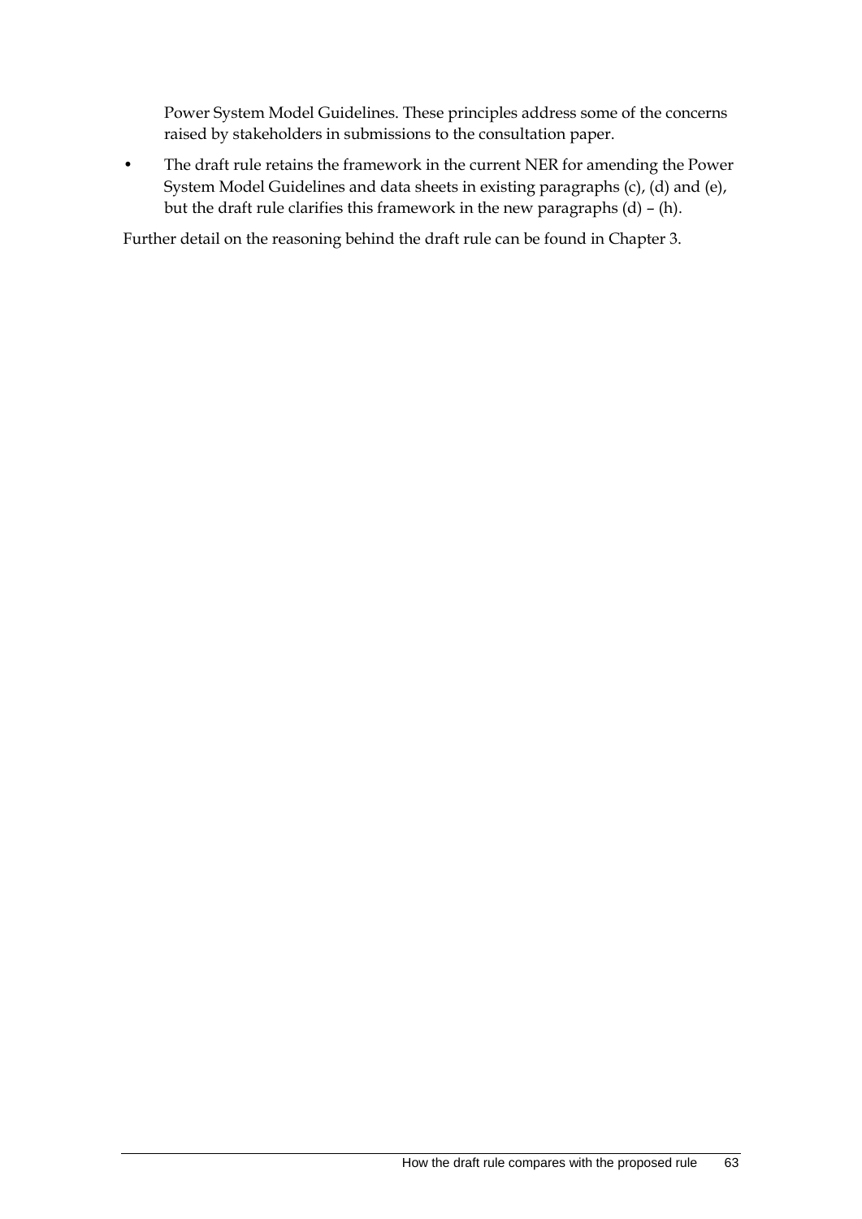Power System Model Guidelines. These principles address some of the concerns raised by stakeholders in submissions to the consultation paper.

- The draft rule retains the framework in the current NER for amending the Power System Model Guidelines and data sheets in existing paragraphs (c), (d) and (e), but the draft rule clarifies this framework in the new paragraphs (d) – (h).

Further detail on the reasoning behind the draft rule can be found in Chapter 3.